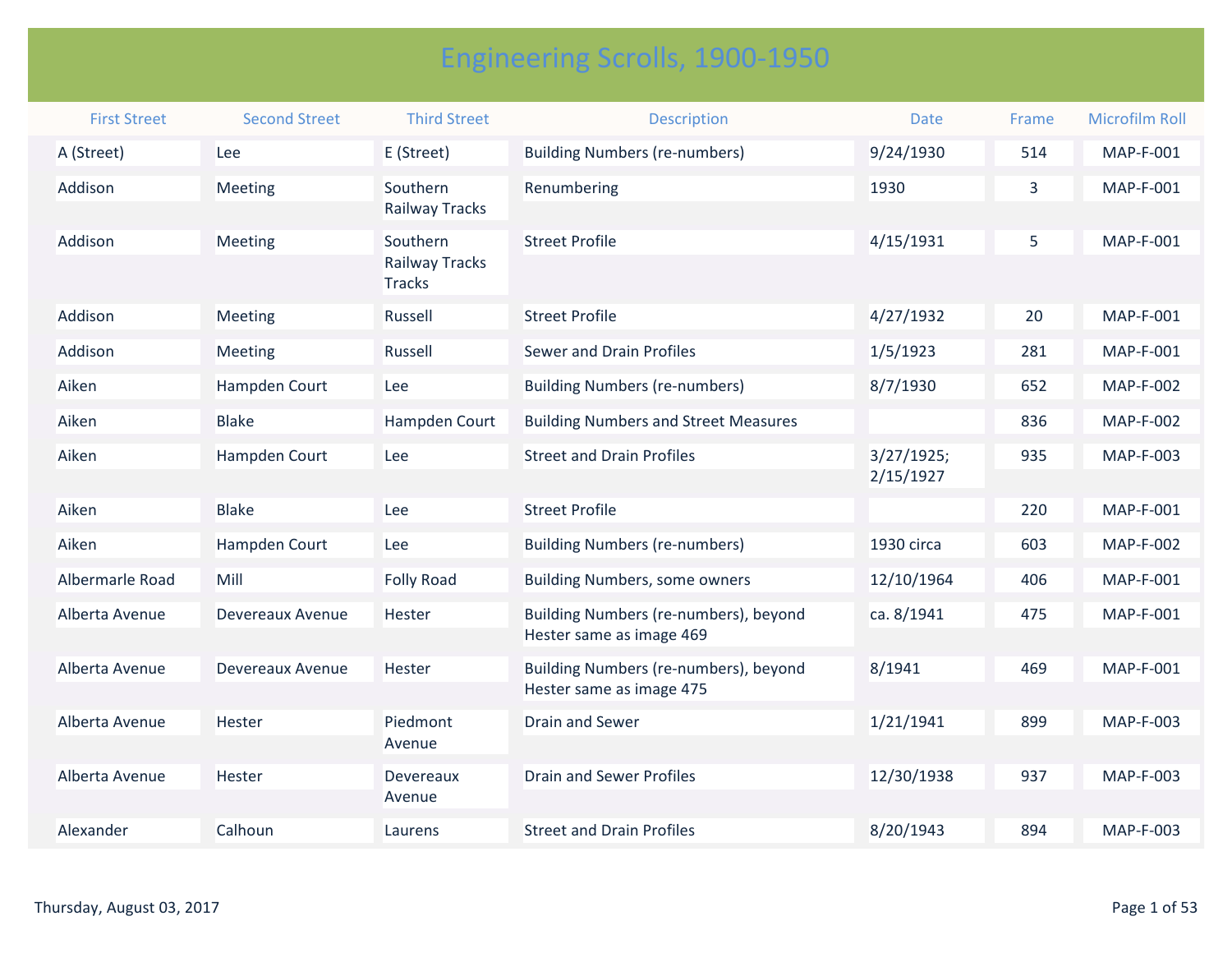# Engineering Scrolls, 1900-1950

| First Street | Second Street | Third Street | Description | Date | Frame | Microfilm Roll |
|---|---|---|---|---|---|---|
| A (Street) | Lee | E (Street) | Building Numbers (re-numbers) | 9/24/1930 | 514 | MAP-F-001 |
| Addison | Meeting | Southern Railway Tracks | Renumbering | 1930 | 3 | MAP-F-001 |
| Addison | Meeting | Southern Railway Tracks Tracks | Street Profile | 4/15/1931 | 5 | MAP-F-001 |
| Addison | Meeting | Russell | Street Profile | 4/27/1932 | 20 | MAP-F-001 |
| Addison | Meeting | Russell | Sewer and Drain Profiles | 1/5/1923 | 281 | MAP-F-001 |
| Aiken | Hampden Court | Lee | Building Numbers (re-numbers) | 8/7/1930 | 652 | MAP-F-002 |
| Aiken | Blake | Hampden Court | Building Numbers and Street Measures | | 836 | MAP-F-002 |
| Aiken | Hampden Court | Lee | Street and Drain Profiles | 3/27/1925; 2/15/1927 | 935 | MAP-F-003 |
| Aiken | Blake | Lee | Street Profile | | 220 | MAP-F-001 |
| Aiken | Hampden Court | Lee | Building Numbers (re-numbers) | 1930 circa | 603 | MAP-F-002 |
| Albermarle Road | Mill | Folly Road | Building Numbers, some owners | 12/10/1964 | 406 | MAP-F-001 |
| Alberta Avenue | Devereaux Avenue | Hester | Building Numbers (re-numbers), beyond Hester same as image 469 | ca. 8/1941 | 475 | MAP-F-001 |
| Alberta Avenue | Devereaux Avenue | Hester | Building Numbers (re-numbers), beyond Hester same as image 475 | 8/1941 | 469 | MAP-F-001 |
| Alberta Avenue | Hester | Piedmont Avenue | Drain and Sewer | 1/21/1941 | 899 | MAP-F-003 |
| Alberta Avenue | Hester | Devereaux Avenue | Drain and Sewer Profiles | 12/30/1938 | 937 | MAP-F-003 |
| Alexander | Calhoun | Laurens | Street and Drain Profiles | 8/20/1943 | 894 | MAP-F-003 |

Thursday, August 03, 2017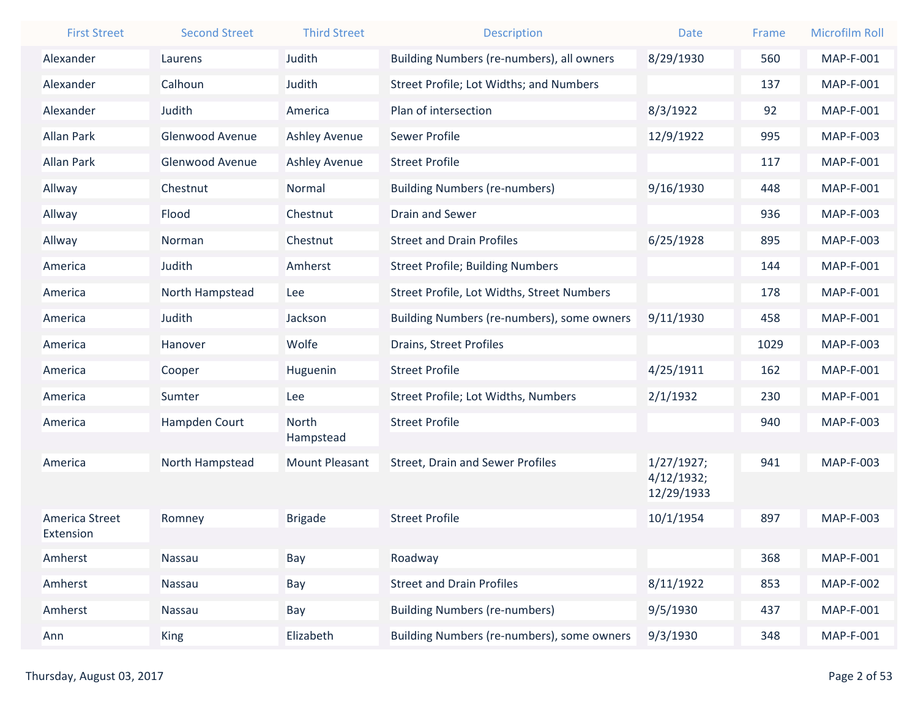| First Street | Second Street | Third Street | Description | Date | Frame | Microfilm Roll |
|---|---|---|---|---|---|---|
| Alexander | Laurens | Judith | Building Numbers (re-numbers), all owners | 8/29/1930 | 560 | MAP-F-001 |
| Alexander | Calhoun | Judith | Street Profile; Lot Widths; and Numbers | | 137 | MAP-F-001 |
| Alexander | Judith | America | Plan of intersection | 8/3/1922 | 92 | MAP-F-001 |
| Allan Park | Glenwood Avenue | Ashley Avenue | Sewer Profile | 12/9/1922 | 995 | MAP-F-003 |
| Allan Park | Glenwood Avenue | Ashley Avenue | Street Profile | | 117 | MAP-F-001 |
| Allway | Chestnut | Normal | Building Numbers (re-numbers) | 9/16/1930 | 448 | MAP-F-001 |
| Allway | Flood | Chestnut | Drain and Sewer | | 936 | MAP-F-003 |
| Allway | Norman | Chestnut | Street and Drain Profiles | 6/25/1928 | 895 | MAP-F-003 |
| America | Judith | Amherst | Street Profile; Building Numbers | | 144 | MAP-F-001 |
| America | North Hampstead | Lee | Street Profile, Lot Widths, Street Numbers | | 178 | MAP-F-001 |
| America | Judith | Jackson | Building Numbers (re-numbers), some owners | 9/11/1930 | 458 | MAP-F-001 |
| America | Hanover | Wolfe | Drains, Street Profiles | | 1029 | MAP-F-003 |
| America | Cooper | Huguenin | Street Profile | 4/25/1911 | 162 | MAP-F-001 |
| America | Sumter | Lee | Street Profile; Lot Widths, Numbers | 2/1/1932 | 230 | MAP-F-001 |
| America | Hampden Court | North Hampstead | Street Profile | | 940 | MAP-F-003 |
| America | North Hampstead | Mount Pleasant | Street, Drain and Sewer Profiles | 1/27/1927; 4/12/1932; 12/29/1933 | 941 | MAP-F-003 |
| America Street Extension | Romney | Brigade | Street Profile | 10/1/1954 | 897 | MAP-F-003 |
| Amherst | Nassau | Bay | Roadway | | 368 | MAP-F-001 |
| Amherst | Nassau | Bay | Street and Drain Profiles | 8/11/1922 | 853 | MAP-F-002 |
| Amherst | Nassau | Bay | Building Numbers (re-numbers) | 9/5/1930 | 437 | MAP-F-001 |
| Ann | King | Elizabeth | Building Numbers (re-numbers), some owners | 9/3/1930 | 348 | MAP-F-001 |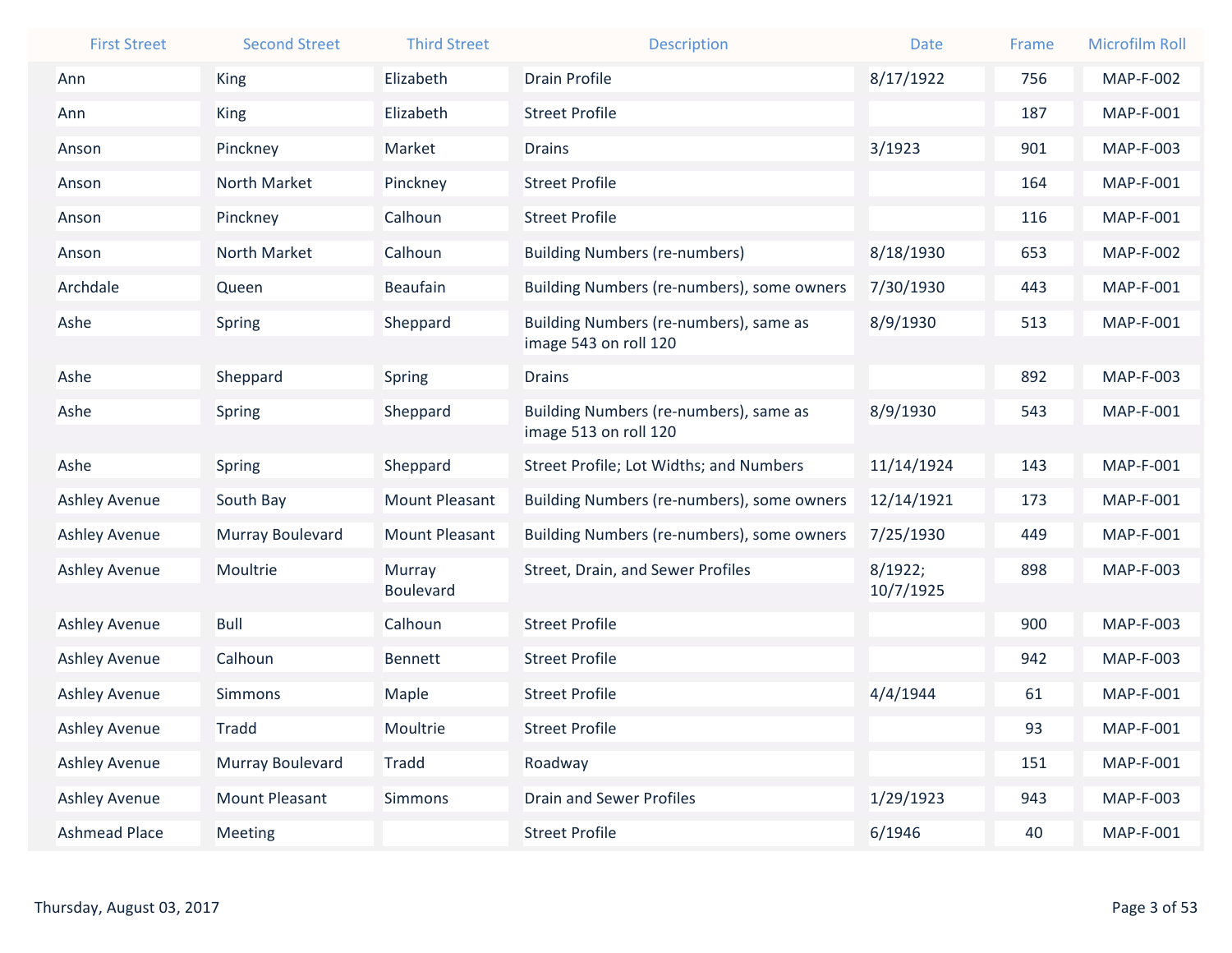| First Street | Second Street | Third Street | Description | Date | Frame | Microfilm Roll |
|---|---|---|---|---|---|---|
| Ann | King | Elizabeth | Drain Profile | 8/17/1922 | 756 | MAP-F-002 |
| Ann | King | Elizabeth | Street Profile | | 187 | MAP-F-001 |
| Anson | Pinckney | Market | Drains | 3/1923 | 901 | MAP-F-003 |
| Anson | North Market | Pinckney | Street Profile | | 164 | MAP-F-001 |
| Anson | Pinckney | Calhoun | Street Profile | | 116 | MAP-F-001 |
| Anson | North Market | Calhoun | Building Numbers (re-numbers) | 8/18/1930 | 653 | MAP-F-002 |
| Archdale | Queen | Beaufain | Building Numbers (re-numbers), some owners | 7/30/1930 | 443 | MAP-F-001 |
| Ashe | Spring | Sheppard | Building Numbers (re-numbers), same as image 543 on roll 120 | 8/9/1930 | 513 | MAP-F-001 |
| Ashe | Sheppard | Spring | Drains | | 892 | MAP-F-003 |
| Ashe | Spring | Sheppard | Building Numbers (re-numbers), same as image 513 on roll 120 | 8/9/1930 | 543 | MAP-F-001 |
| Ashe | Spring | Sheppard | Street Profile; Lot Widths; and Numbers | 11/14/1924 | 143 | MAP-F-001 |
| Ashley Avenue | South Bay | Mount Pleasant | Building Numbers (re-numbers), some owners | 12/14/1921 | 173 | MAP-F-001 |
| Ashley Avenue | Murray Boulevard | Mount Pleasant | Building Numbers (re-numbers), some owners | 7/25/1930 | 449 | MAP-F-001 |
| Ashley Avenue | Moultrie | Murray Boulevard | Street, Drain, and Sewer Profiles | 8/1922; 10/7/1925 | 898 | MAP-F-003 |
| Ashley Avenue | Bull | Calhoun | Street Profile | | 900 | MAP-F-003 |
| Ashley Avenue | Calhoun | Bennett | Street Profile | | 942 | MAP-F-003 |
| Ashley Avenue | Simmons | Maple | Street Profile | 4/4/1944 | 61 | MAP-F-001 |
| Ashley Avenue | Tradd | Moultrie | Street Profile | | 93 | MAP-F-001 |
| Ashley Avenue | Murray Boulevard | Tradd | Roadway | | 151 | MAP-F-001 |
| Ashley Avenue | Mount Pleasant | Simmons | Drain and Sewer Profiles | 1/29/1923 | 943 | MAP-F-003 |
| Ashmead Place | Meeting | | Street Profile | 6/1946 | 40 | MAP-F-001 |

Thursday, August 03, 2017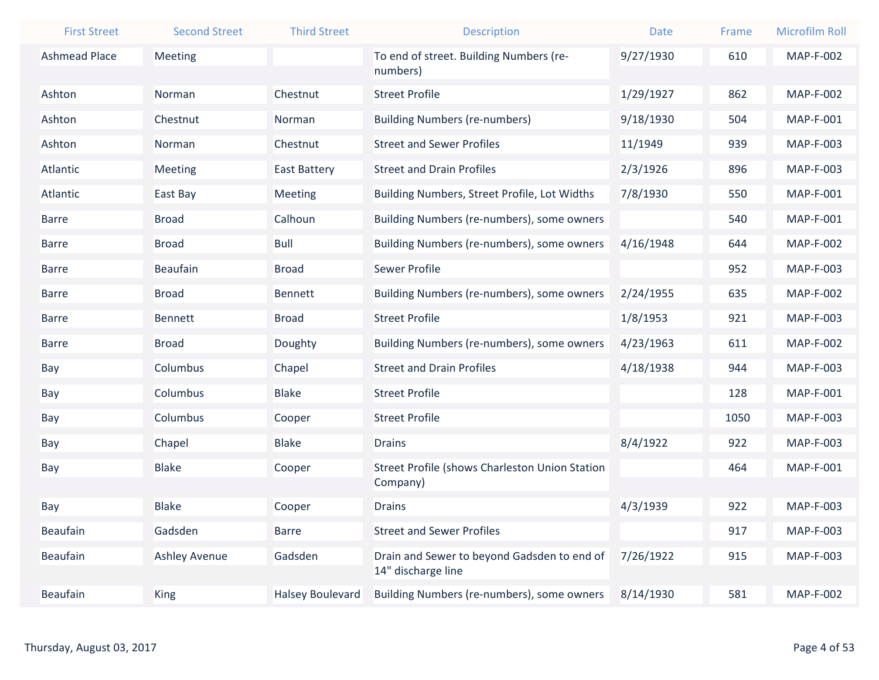| First Street | Second Street | Third Street | Description | Date | Frame | Microfilm Roll |
|---|---|---|---|---|---|---|
| Ashmead Place | Meeting | | To end of street. Building Numbers (re-numbers) | 9/27/1930 | 610 | MAP-F-002 |
| Ashton | Norman | Chestnut | Street Profile | 1/29/1927 | 862 | MAP-F-002 |
| Ashton | Chestnut | Norman | Building Numbers (re-numbers) | 9/18/1930 | 504 | MAP-F-001 |
| Ashton | Norman | Chestnut | Street and Sewer Profiles | 11/1949 | 939 | MAP-F-003 |
| Atlantic | Meeting | East Battery | Street and Drain Profiles | 2/3/1926 | 896 | MAP-F-003 |
| Atlantic | East Bay | Meeting | Building Numbers, Street Profile, Lot Widths | 7/8/1930 | 550 | MAP-F-001 |
| Barre | Broad | Calhoun | Building Numbers (re-numbers), some owners | | 540 | MAP-F-001 |
| Barre | Broad | Bull | Building Numbers (re-numbers), some owners | 4/16/1948 | 644 | MAP-F-002 |
| Barre | Beaufain | Broad | Sewer Profile | | 952 | MAP-F-003 |
| Barre | Broad | Bennett | Building Numbers (re-numbers), some owners | 2/24/1955 | 635 | MAP-F-002 |
| Barre | Bennett | Broad | Street Profile | 1/8/1953 | 921 | MAP-F-003 |
| Barre | Broad | Doughty | Building Numbers (re-numbers), some owners | 4/23/1963 | 611 | MAP-F-002 |
| Bay | Columbus | Chapel | Street and Drain Profiles | 4/18/1938 | 944 | MAP-F-003 |
| Bay | Columbus | Blake | Street Profile | | 128 | MAP-F-001 |
| Bay | Columbus | Cooper | Street Profile | | 1050 | MAP-F-003 |
| Bay | Chapel | Blake | Drains | 8/4/1922 | 922 | MAP-F-003 |
| Bay | Blake | Cooper | Street Profile (shows Charleston Union Station Company) | | 464 | MAP-F-001 |
| Bay | Blake | Cooper | Drains | 4/3/1939 | 922 | MAP-F-003 |
| Beaufain | Gadsden | Barre | Street and Sewer Profiles | | 917 | MAP-F-003 |
| Beaufain | Ashley Avenue | Gadsden | Drain and Sewer to beyond Gadsden to end of 14" discharge line | 7/26/1922 | 915 | MAP-F-003 |
| Beaufain | King | Halsey Boulevard | Building Numbers (re-numbers), some owners | 8/14/1930 | 581 | MAP-F-002 |

Thursday, August 03, 2017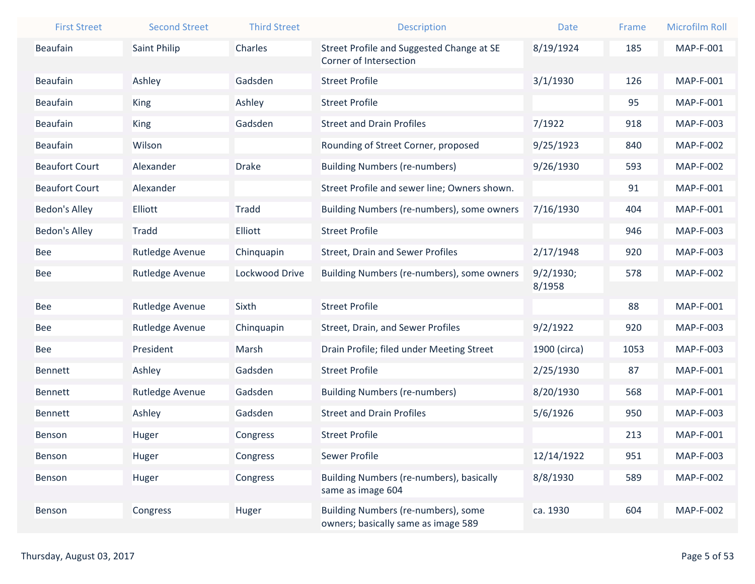| First Street | Second Street | Third Street | Description | Date | Frame | Microfilm Roll |
|---|---|---|---|---|---|---|
| Beaufain | Saint Philip | Charles | Street Profile and Suggested Change at SE Corner of Intersection | 8/19/1924 | 185 | MAP-F-001 |
| Beaufain | Ashley | Gadsden | Street Profile | 3/1/1930 | 126 | MAP-F-001 |
| Beaufain | King | Ashley | Street Profile | | 95 | MAP-F-001 |
| Beaufain | King | Gadsden | Street and Drain Profiles | 7/1922 | 918 | MAP-F-003 |
| Beaufain | Wilson | | Rounding of Street Corner, proposed | 9/25/1923 | 840 | MAP-F-002 |
| Beaufort Court | Alexander | Drake | Building Numbers (re-numbers) | 9/26/1930 | 593 | MAP-F-002 |
| Beaufort Court | Alexander | | Street Profile and sewer line; Owners shown. | | 91 | MAP-F-001 |
| Bedon's Alley | Elliott | Tradd | Building Numbers (re-numbers), some owners | 7/16/1930 | 404 | MAP-F-001 |
| Bedon's Alley | Tradd | Elliott | Street Profile | | 946 | MAP-F-003 |
| Bee | Rutledge Avenue | Chinquapin | Street, Drain and Sewer Profiles | 2/17/1948 | 920 | MAP-F-003 |
| Bee | Rutledge Avenue | Lockwood Drive | Building Numbers (re-numbers), some owners | 9/2/1930; 8/1958 | 578 | MAP-F-002 |
| Bee | Rutledge Avenue | Sixth | Street Profile | | 88 | MAP-F-001 |
| Bee | Rutledge Avenue | Chinquapin | Street, Drain, and Sewer Profiles | 9/2/1922 | 920 | MAP-F-003 |
| Bee | President | Marsh | Drain Profile; filed under Meeting Street | 1900 (circa) | 1053 | MAP-F-003 |
| Bennett | Ashley | Gadsden | Street Profile | 2/25/1930 | 87 | MAP-F-001 |
| Bennett | Rutledge Avenue | Gadsden | Building Numbers (re-numbers) | 8/20/1930 | 568 | MAP-F-001 |
| Bennett | Ashley | Gadsden | Street and Drain Profiles | 5/6/1926 | 950 | MAP-F-003 |
| Benson | Huger | Congress | Street Profile | | 213 | MAP-F-001 |
| Benson | Huger | Congress | Sewer Profile | 12/14/1922 | 951 | MAP-F-003 |
| Benson | Huger | Congress | Building Numbers (re-numbers), basically same as image 604 | 8/8/1930 | 589 | MAP-F-002 |
| Benson | Congress | Huger | Building Numbers (re-numbers), some owners; basically same as image 589 | ca. 1930 | 604 | MAP-F-002 |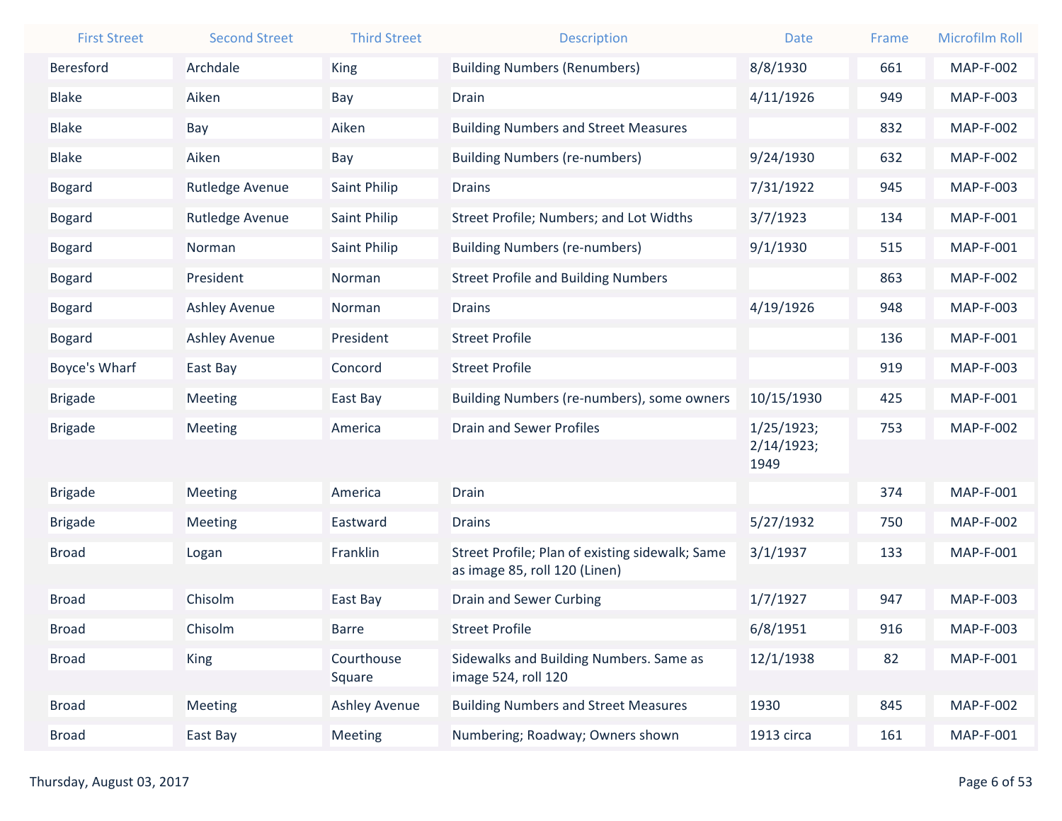| First Street | Second Street | Third Street | Description | Date | Frame | Microfilm Roll |
|---|---|---|---|---|---|---|
| Beresford | Archdale | King | Building Numbers (Renumbers) | 8/8/1930 | 661 | MAP-F-002 |
| Blake | Aiken | Bay | Drain | 4/11/1926 | 949 | MAP-F-003 |
| Blake | Bay | Aiken | Building Numbers and Street Measures | | 832 | MAP-F-002 |
| Blake | Aiken | Bay | Building Numbers (re-numbers) | 9/24/1930 | 632 | MAP-F-002 |
| Bogard | Rutledge Avenue | Saint Philip | Drains | 7/31/1922 | 945 | MAP-F-003 |
| Bogard | Rutledge Avenue | Saint Philip | Street Profile; Numbers; and Lot Widths | 3/7/1923 | 134 | MAP-F-001 |
| Bogard | Norman | Saint Philip | Building Numbers (re-numbers) | 9/1/1930 | 515 | MAP-F-001 |
| Bogard | President | Norman | Street Profile and Building Numbers | | 863 | MAP-F-002 |
| Bogard | Ashley Avenue | Norman | Drains | 4/19/1926 | 948 | MAP-F-003 |
| Bogard | Ashley Avenue | President | Street Profile | | 136 | MAP-F-001 |
| Boyce's Wharf | East Bay | Concord | Street Profile | | 919 | MAP-F-003 |
| Brigade | Meeting | East Bay | Building Numbers (re-numbers), some owners | 10/15/1930 | 425 | MAP-F-001 |
| Brigade | Meeting | America | Drain and Sewer Profiles | 1/25/1923; 2/14/1923; 1949 | 753 | MAP-F-002 |
| Brigade | Meeting | America | Drain | | 374 | MAP-F-001 |
| Brigade | Meeting | Eastward | Drains | 5/27/1932 | 750 | MAP-F-002 |
| Broad | Logan | Franklin | Street Profile; Plan of existing sidewalk; Same as image 85, roll 120 (Linen) | 3/1/1937 | 133 | MAP-F-001 |
| Broad | Chisolm | East Bay | Drain and Sewer Curbing | 1/7/1927 | 947 | MAP-F-003 |
| Broad | Chisolm | Barre | Street Profile | 6/8/1951 | 916 | MAP-F-003 |
| Broad | King | Courthouse Square | Sidewalks and Building Numbers. Same as image 524, roll 120 | 12/1/1938 | 82 | MAP-F-001 |
| Broad | Meeting | Ashley Avenue | Building Numbers and Street Measures | 1930 | 845 | MAP-F-002 |
| Broad | East Bay | Meeting | Numbering; Roadway; Owners shown | 1913 circa | 161 | MAP-F-001 |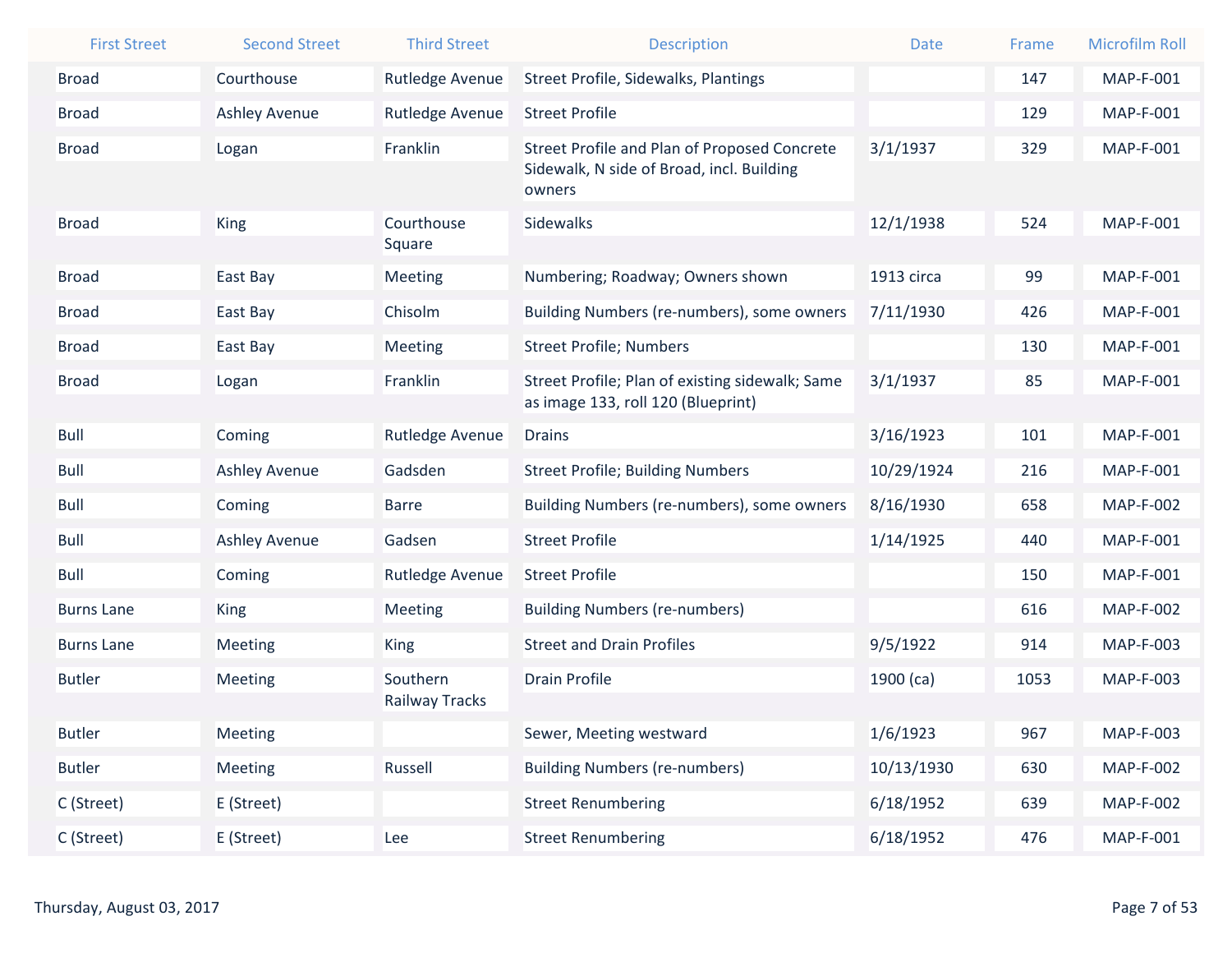| First Street | Second Street | Third Street | Description | Date | Frame | Microfilm Roll |
|---|---|---|---|---|---|---|
| Broad | Courthouse | Rutledge Avenue | Street Profile, Sidewalks, Plantings | | 147 | MAP-F-001 |
| Broad | Ashley Avenue | Rutledge Avenue | Street Profile | | 129 | MAP-F-001 |
| Broad | Logan | Franklin | Street Profile and Plan of Proposed Concrete Sidewalk, N side of Broad, incl. Building owners | 3/1/1937 | 329 | MAP-F-001 |
| Broad | King | Courthouse Square | Sidewalks | 12/1/1938 | 524 | MAP-F-001 |
| Broad | East Bay | Meeting | Numbering; Roadway; Owners shown | 1913 circa | 99 | MAP-F-001 |
| Broad | East Bay | Chisolm | Building Numbers (re-numbers), some owners | 7/11/1930 | 426 | MAP-F-001 |
| Broad | East Bay | Meeting | Street Profile; Numbers | | 130 | MAP-F-001 |
| Broad | Logan | Franklin | Street Profile; Plan of existing sidewalk; Same as image 133, roll 120 (Blueprint) | 3/1/1937 | 85 | MAP-F-001 |
| Bull | Coming | Rutledge Avenue | Drains | 3/16/1923 | 101 | MAP-F-001 |
| Bull | Ashley Avenue | Gadsden | Street Profile; Building Numbers | 10/29/1924 | 216 | MAP-F-001 |
| Bull | Coming | Barre | Building Numbers (re-numbers), some owners | 8/16/1930 | 658 | MAP-F-002 |
| Bull | Ashley Avenue | Gadsen | Street Profile | 1/14/1925 | 440 | MAP-F-001 |
| Bull | Coming | Rutledge Avenue | Street Profile | | 150 | MAP-F-001 |
| Burns Lane | King | Meeting | Building Numbers (re-numbers) | | 616 | MAP-F-002 |
| Burns Lane | Meeting | King | Street and Drain Profiles | 9/5/1922 | 914 | MAP-F-003 |
| Butler | Meeting | Southern Railway Tracks | Drain Profile | 1900 (ca) | 1053 | MAP-F-003 |
| Butler | Meeting | | Sewer, Meeting westward | 1/6/1923 | 967 | MAP-F-003 |
| Butler | Meeting | Russell | Building Numbers (re-numbers) | 10/13/1930 | 630 | MAP-F-002 |
| C (Street) | E (Street) | | Street Renumbering | 6/18/1952 | 639 | MAP-F-002 |
| C (Street) | E (Street) | Lee | Street Renumbering | 6/18/1952 | 476 | MAP-F-001 |

Thursday, August 03, 2017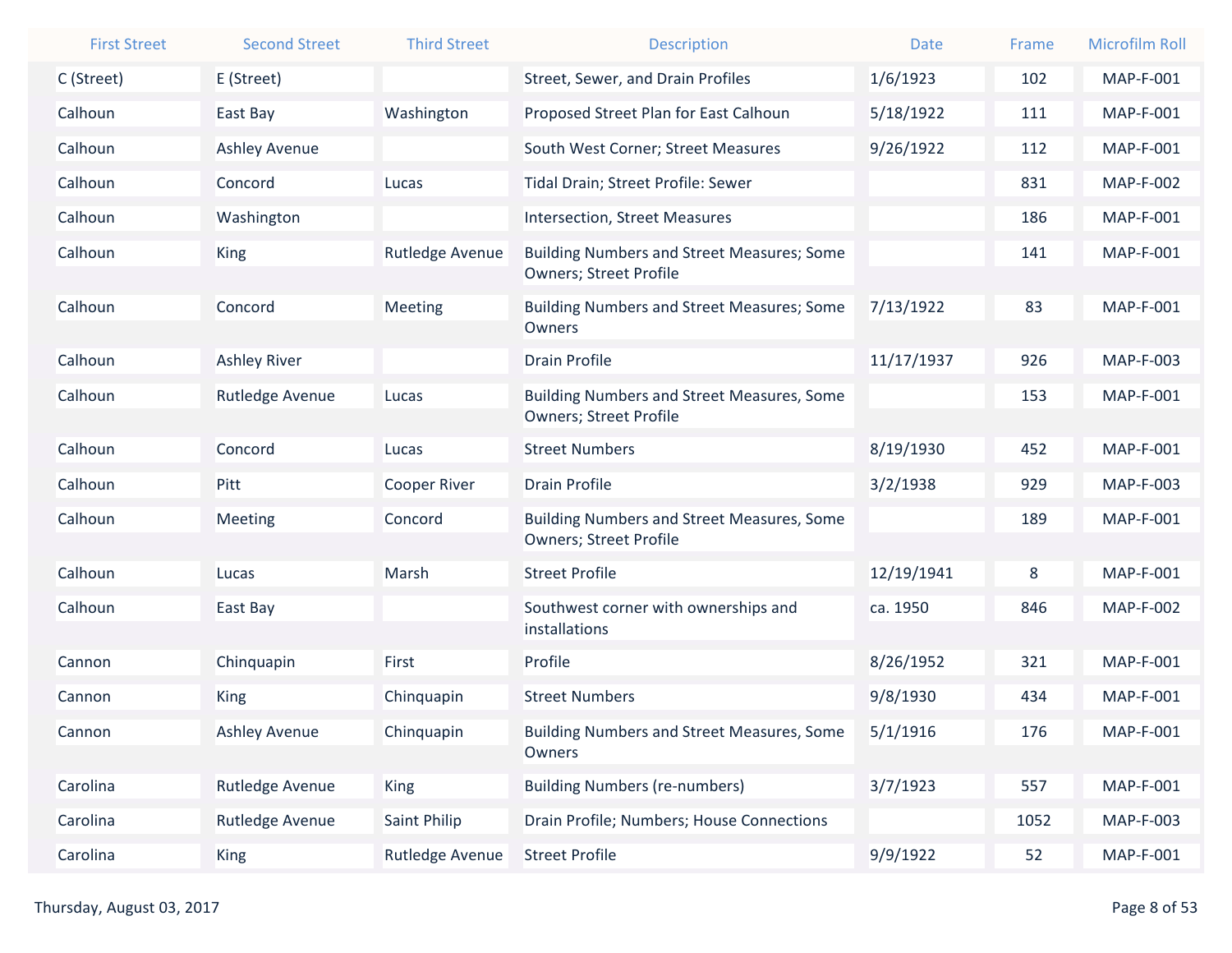| First Street | Second Street | Third Street | Description | Date | Frame | Microfilm Roll |
|---|---|---|---|---|---|---|
| C (Street) | E (Street) | | Street, Sewer, and Drain Profiles | 1/6/1923 | 102 | MAP-F-001 |
| Calhoun | East Bay | Washington | Proposed Street Plan for East Calhoun | 5/18/1922 | 111 | MAP-F-001 |
| Calhoun | Ashley Avenue | | South West Corner; Street Measures | 9/26/1922 | 112 | MAP-F-001 |
| Calhoun | Concord | Lucas | Tidal Drain; Street Profile: Sewer | | 831 | MAP-F-002 |
| Calhoun | Washington | | Intersection, Street Measures | | 186 | MAP-F-001 |
| Calhoun | King | Rutledge Avenue | Building Numbers and Street Measures; Some Owners; Street Profile | | 141 | MAP-F-001 |
| Calhoun | Concord | Meeting | Building Numbers and Street Measures; Some Owners | 7/13/1922 | 83 | MAP-F-001 |
| Calhoun | Ashley River | | Drain Profile | 11/17/1937 | 926 | MAP-F-003 |
| Calhoun | Rutledge Avenue | Lucas | Building Numbers and Street Measures, Some Owners; Street Profile | | 153 | MAP-F-001 |
| Calhoun | Concord | Lucas | Street Numbers | 8/19/1930 | 452 | MAP-F-001 |
| Calhoun | Pitt | Cooper River | Drain Profile | 3/2/1938 | 929 | MAP-F-003 |
| Calhoun | Meeting | Concord | Building Numbers and Street Measures, Some Owners; Street Profile | | 189 | MAP-F-001 |
| Calhoun | Lucas | Marsh | Street Profile | 12/19/1941 | 8 | MAP-F-001 |
| Calhoun | East Bay | | Southwest corner with ownerships and installations | ca. 1950 | 846 | MAP-F-002 |
| Cannon | Chinquapin | First | Profile | 8/26/1952 | 321 | MAP-F-001 |
| Cannon | King | Chinquapin | Street Numbers | 9/8/1930 | 434 | MAP-F-001 |
| Cannon | Ashley Avenue | Chinquapin | Building Numbers and Street Measures, Some Owners | 5/1/1916 | 176 | MAP-F-001 |
| Carolina | Rutledge Avenue | King | Building Numbers (re-numbers) | 3/7/1923 | 557 | MAP-F-001 |
| Carolina | Rutledge Avenue | Saint Philip | Drain Profile; Numbers; House Connections | | 1052 | MAP-F-003 |
| Carolina | King | Rutledge Avenue | Street Profile | 9/9/1922 | 52 | MAP-F-001 |

Thursday, August 03, 2017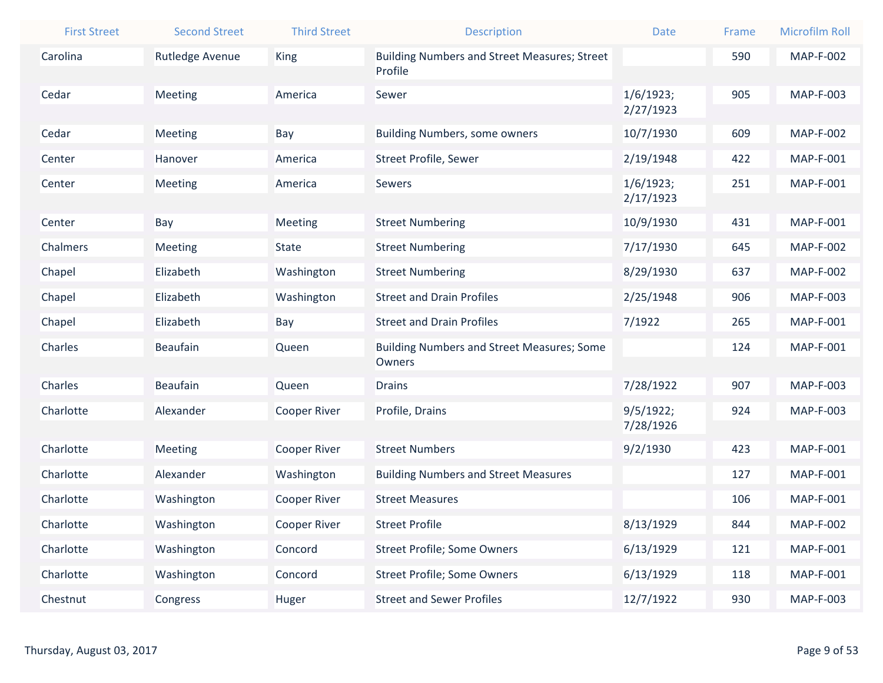| First Street | Second Street | Third Street | Description | Date | Frame | Microfilm Roll |
| --- | --- | --- | --- | --- | --- | --- |
| Carolina | Rutledge Avenue | King | Building Numbers and Street Measures; Street Profile | | 590 | MAP-F-002 |
| Cedar | Meeting | America | Sewer | 1/6/1923; 2/27/1923 | 905 | MAP-F-003 |
| Cedar | Meeting | Bay | Building Numbers, some owners | 10/7/1930 | 609 | MAP-F-002 |
| Center | Hanover | America | Street Profile, Sewer | 2/19/1948 | 422 | MAP-F-001 |
| Center | Meeting | America | Sewers | 1/6/1923; 2/17/1923 | 251 | MAP-F-001 |
| Center | Bay | Meeting | Street Numbering | 10/9/1930 | 431 | MAP-F-001 |
| Chalmers | Meeting | State | Street Numbering | 7/17/1930 | 645 | MAP-F-002 |
| Chapel | Elizabeth | Washington | Street Numbering | 8/29/1930 | 637 | MAP-F-002 |
| Chapel | Elizabeth | Washington | Street and Drain Profiles | 2/25/1948 | 906 | MAP-F-003 |
| Chapel | Elizabeth | Bay | Street and Drain Profiles | 7/1922 | 265 | MAP-F-001 |
| Charles | Beaufain | Queen | Building Numbers and Street Measures; Some Owners | | 124 | MAP-F-001 |
| Charles | Beaufain | Queen | Drains | 7/28/1922 | 907 | MAP-F-003 |
| Charlotte | Alexander | Cooper River | Profile, Drains | 9/5/1922; 7/28/1926 | 924 | MAP-F-003 |
| Charlotte | Meeting | Cooper River | Street Numbers | 9/2/1930 | 423 | MAP-F-001 |
| Charlotte | Alexander | Washington | Building Numbers and Street Measures | | 127 | MAP-F-001 |
| Charlotte | Washington | Cooper River | Street Measures | | 106 | MAP-F-001 |
| Charlotte | Washington | Cooper River | Street Profile | 8/13/1929 | 844 | MAP-F-002 |
| Charlotte | Washington | Concord | Street Profile; Some Owners | 6/13/1929 | 121 | MAP-F-001 |
| Charlotte | Washington | Concord | Street Profile; Some Owners | 6/13/1929 | 118 | MAP-F-001 |
| Chestnut | Congress | Huger | Street and Sewer Profiles | 12/7/1922 | 930 | MAP-F-003 |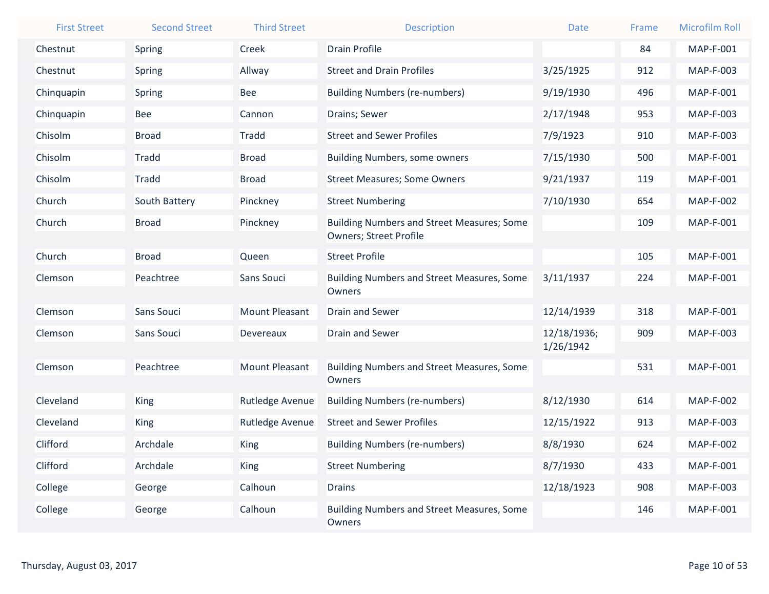| First Street | Second Street | Third Street | Description | Date | Frame | Microfilm Roll |
|---|---|---|---|---|---|---|
| Chestnut | Spring | Creek | Drain Profile | | 84 | MAP-F-001 |
| Chestnut | Spring | Allway | Street and Drain Profiles | 3/25/1925 | 912 | MAP-F-003 |
| Chinquapin | Spring | Bee | Building Numbers (re-numbers) | 9/19/1930 | 496 | MAP-F-001 |
| Chinquapin | Bee | Cannon | Drains; Sewer | 2/17/1948 | 953 | MAP-F-003 |
| Chisolm | Broad | Tradd | Street and Sewer Profiles | 7/9/1923 | 910 | MAP-F-003 |
| Chisolm | Tradd | Broad | Building Numbers, some owners | 7/15/1930 | 500 | MAP-F-001 |
| Chisolm | Tradd | Broad | Street Measures; Some Owners | 9/21/1937 | 119 | MAP-F-001 |
| Church | South Battery | Pinckney | Street Numbering | 7/10/1930 | 654 | MAP-F-002 |
| Church | Broad | Pinckney | Building Numbers and Street Measures; Some Owners; Street Profile | | 109 | MAP-F-001 |
| Church | Broad | Queen | Street Profile | | 105 | MAP-F-001 |
| Clemson | Peachtree | Sans Souci | Building Numbers and Street Measures, Some Owners | 3/11/1937 | 224 | MAP-F-001 |
| Clemson | Sans Souci | Mount Pleasant | Drain and Sewer | 12/14/1939 | 318 | MAP-F-001 |
| Clemson | Sans Souci | Devereaux | Drain and Sewer | 12/18/1936; 1/26/1942 | 909 | MAP-F-003 |
| Clemson | Peachtree | Mount Pleasant | Building Numbers and Street Measures, Some Owners | | 531 | MAP-F-001 |
| Cleveland | King | Rutledge Avenue | Building Numbers (re-numbers) | 8/12/1930 | 614 | MAP-F-002 |
| Cleveland | King | Rutledge Avenue | Street and Sewer Profiles | 12/15/1922 | 913 | MAP-F-003 |
| Clifford | Archdale | King | Building Numbers (re-numbers) | 8/8/1930 | 624 | MAP-F-002 |
| Clifford | Archdale | King | Street Numbering | 8/7/1930 | 433 | MAP-F-001 |
| College | George | Calhoun | Drains | 12/18/1923 | 908 | MAP-F-003 |
| College | George | Calhoun | Building Numbers and Street Measures, Some Owners | | 146 | MAP-F-001 |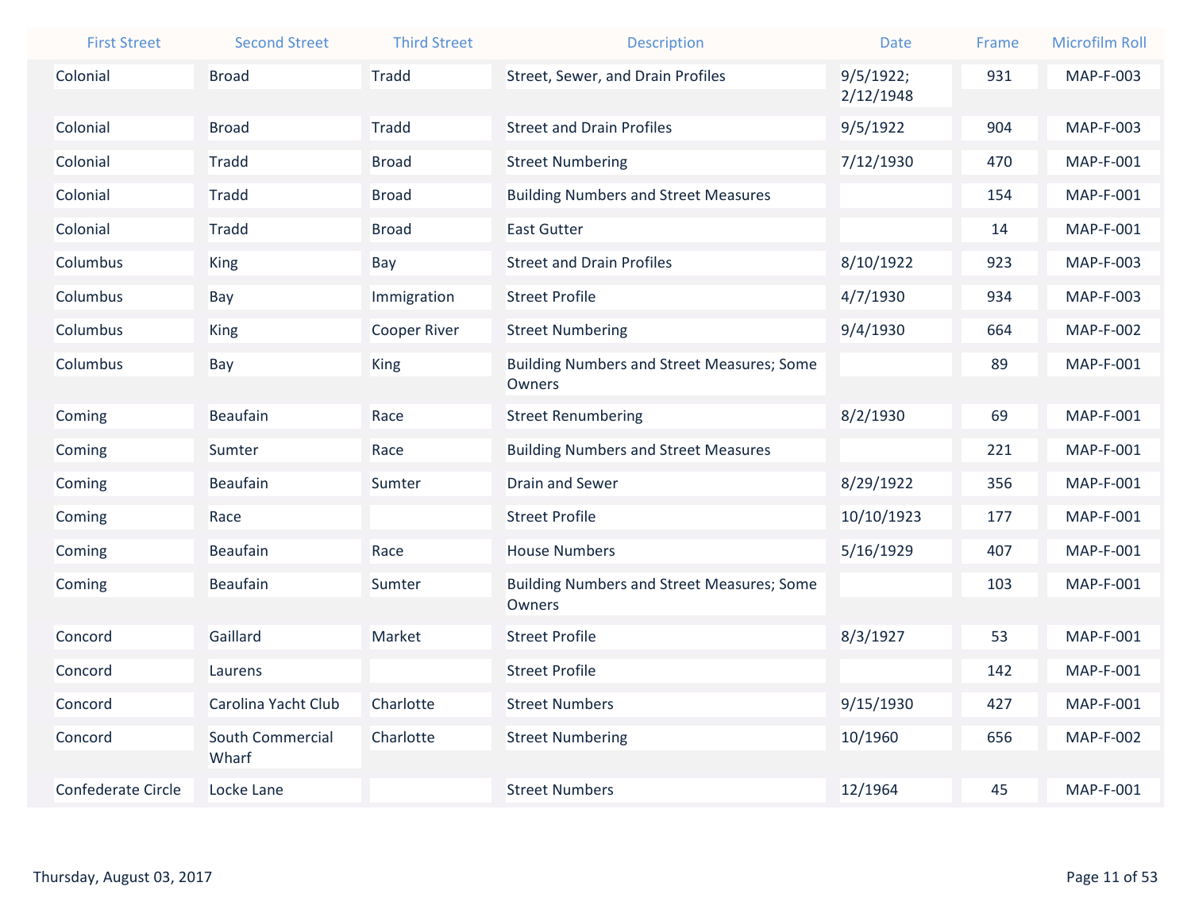| First Street | Second Street | Third Street | Description | Date | Frame | Microfilm Roll |
|---|---|---|---|---|---|---|
| Colonial | Broad | Tradd | Street, Sewer, and Drain Profiles | 9/5/1922; 2/12/1948 | 931 | MAP-F-003 |
| Colonial | Broad | Tradd | Street and Drain Profiles | 9/5/1922 | 904 | MAP-F-003 |
| Colonial | Tradd | Broad | Street Numbering | 7/12/1930 | 470 | MAP-F-001 |
| Colonial | Tradd | Broad | Building Numbers and Street Measures | | 154 | MAP-F-001 |
| Colonial | Tradd | Broad | East Gutter | | 14 | MAP-F-001 |
| Columbus | King | Bay | Street and Drain Profiles | 8/10/1922 | 923 | MAP-F-003 |
| Columbus | Bay | Immigration | Street Profile | 4/7/1930 | 934 | MAP-F-003 |
| Columbus | King | Cooper River | Street Numbering | 9/4/1930 | 664 | MAP-F-002 |
| Columbus | Bay | King | Building Numbers and Street Measures; Some Owners | | 89 | MAP-F-001 |
| Coming | Beaufain | Race | Street Renumbering | 8/2/1930 | 69 | MAP-F-001 |
| Coming | Sumter | Race | Building Numbers and Street Measures | | 221 | MAP-F-001 |
| Coming | Beaufain | Sumter | Drain and Sewer | 8/29/1922 | 356 | MAP-F-001 |
| Coming | Race | | Street Profile | 10/10/1923 | 177 | MAP-F-001 |
| Coming | Beaufain | Race | House Numbers | 5/16/1929 | 407 | MAP-F-001 |
| Coming | Beaufain | Sumter | Building Numbers and Street Measures; Some Owners | | 103 | MAP-F-001 |
| Concord | Gaillard | Market | Street Profile | 8/3/1927 | 53 | MAP-F-001 |
| Concord | Laurens | | Street Profile | | 142 | MAP-F-001 |
| Concord | Carolina Yacht Club | Charlotte | Street Numbers | 9/15/1930 | 427 | MAP-F-001 |
| Concord | South Commercial Wharf | Charlotte | Street Numbering | 10/1960 | 656 | MAP-F-002 |
| Confederate Circle | Locke Lane | | Street Numbers | 12/1964 | 45 | MAP-F-001 |

Thursday, August 03, 2017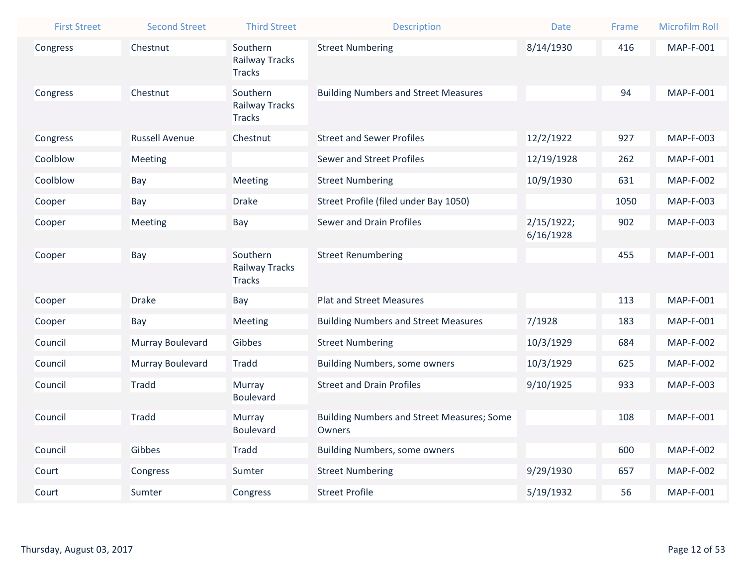| First Street | Second Street | Third Street | Description | Date | Frame | Microfilm Roll |
|---|---|---|---|---|---|---|
| Congress | Chestnut | Southern Railway Tracks Tracks | Street Numbering | 8/14/1930 | 416 | MAP-F-001 |
| Congress | Chestnut | Southern Railway Tracks Tracks | Building Numbers and Street Measures | | 94 | MAP-F-001 |
| Congress | Russell Avenue | Chestnut | Street and Sewer Profiles | 12/2/1922 | 927 | MAP-F-003 |
| Coolblow | Meeting | | Sewer and Street Profiles | 12/19/1928 | 262 | MAP-F-001 |
| Coolblow | Bay | Meeting | Street Numbering | 10/9/1930 | 631 | MAP-F-002 |
| Cooper | Bay | Drake | Street Profile (filed under Bay 1050) | | 1050 | MAP-F-003 |
| Cooper | Meeting | Bay | Sewer and Drain Profiles | 2/15/1922; 6/16/1928 | 902 | MAP-F-003 |
| Cooper | Bay | Southern Railway Tracks Tracks | Street Renumbering | | 455 | MAP-F-001 |
| Cooper | Drake | Bay | Plat and Street Measures | | 113 | MAP-F-001 |
| Cooper | Bay | Meeting | Building Numbers and Street Measures | 7/1928 | 183 | MAP-F-001 |
| Council | Murray Boulevard | Gibbes | Street Numbering | 10/3/1929 | 684 | MAP-F-002 |
| Council | Murray Boulevard | Tradd | Building Numbers, some owners | 10/3/1929 | 625 | MAP-F-002 |
| Council | Tradd | Murray Boulevard | Street and Drain Profiles | 9/10/1925 | 933 | MAP-F-003 |
| Council | Tradd | Murray Boulevard | Building Numbers and Street Measures; Some Owners | | 108 | MAP-F-001 |
| Council | Gibbes | Tradd | Building Numbers, some owners | | 600 | MAP-F-002 |
| Court | Congress | Sumter | Street Numbering | 9/29/1930 | 657 | MAP-F-002 |
| Court | Sumter | Congress | Street Profile | 5/19/1932 | 56 | MAP-F-001 |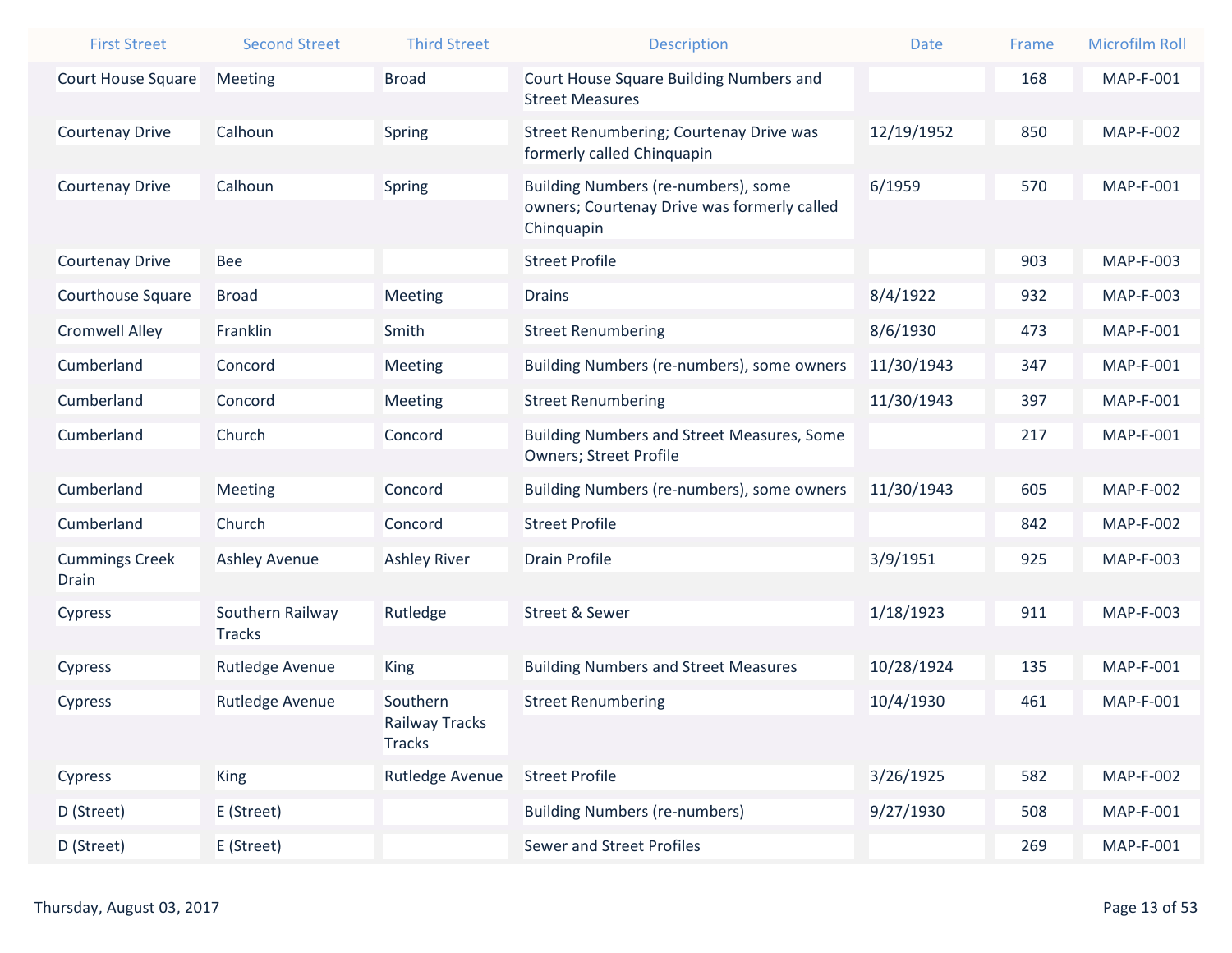| First Street | Second Street | Third Street | Description | Date | Frame | Microfilm Roll |
| --- | --- | --- | --- | --- | --- | --- |
| Court House Square | Meeting | Broad | Court House Square Building Numbers and Street Measures | | 168 | MAP-F-001 |
| Courtenay Drive | Calhoun | Spring | Street Renumbering; Courtenay Drive was formerly called Chinquapin | 12/19/1952 | 850 | MAP-F-002 |
| Courtenay Drive | Calhoun | Spring | Building Numbers (re-numbers), some owners; Courtenay Drive was formerly called Chinquapin | 6/1959 | 570 | MAP-F-001 |
| Courtenay Drive | Bee | | Street Profile | | 903 | MAP-F-003 |
| Courthouse Square | Broad | Meeting | Drains | 8/4/1922 | 932 | MAP-F-003 |
| Cromwell Alley | Franklin | Smith | Street Renumbering | 8/6/1930 | 473 | MAP-F-001 |
| Cumberland | Concord | Meeting | Building Numbers (re-numbers), some owners | 11/30/1943 | 347 | MAP-F-001 |
| Cumberland | Concord | Meeting | Street Renumbering | 11/30/1943 | 397 | MAP-F-001 |
| Cumberland | Church | Concord | Building Numbers and Street Measures, Some Owners; Street Profile | | 217 | MAP-F-001 |
| Cumberland | Meeting | Concord | Building Numbers (re-numbers), some owners | 11/30/1943 | 605 | MAP-F-002 |
| Cumberland | Church | Concord | Street Profile | | 842 | MAP-F-002 |
| Cummings Creek Drain | Ashley Avenue | Ashley River | Drain Profile | 3/9/1951 | 925 | MAP-F-003 |
| Cypress | Southern Railway Tracks | Rutledge | Street & Sewer | 1/18/1923 | 911 | MAP-F-003 |
| Cypress | Rutledge Avenue | King | Building Numbers and Street Measures | 10/28/1924 | 135 | MAP-F-001 |
| Cypress | Rutledge Avenue | Southern Railway Tracks Tracks | Street Renumbering | 10/4/1930 | 461 | MAP-F-001 |
| Cypress | King | Rutledge Avenue | Street Profile | 3/26/1925 | 582 | MAP-F-002 |
| D (Street) | E (Street) | | Building Numbers (re-numbers) | 9/27/1930 | 508 | MAP-F-001 |
| D (Street) | E (Street) | | Sewer and Street Profiles | | 269 | MAP-F-001 |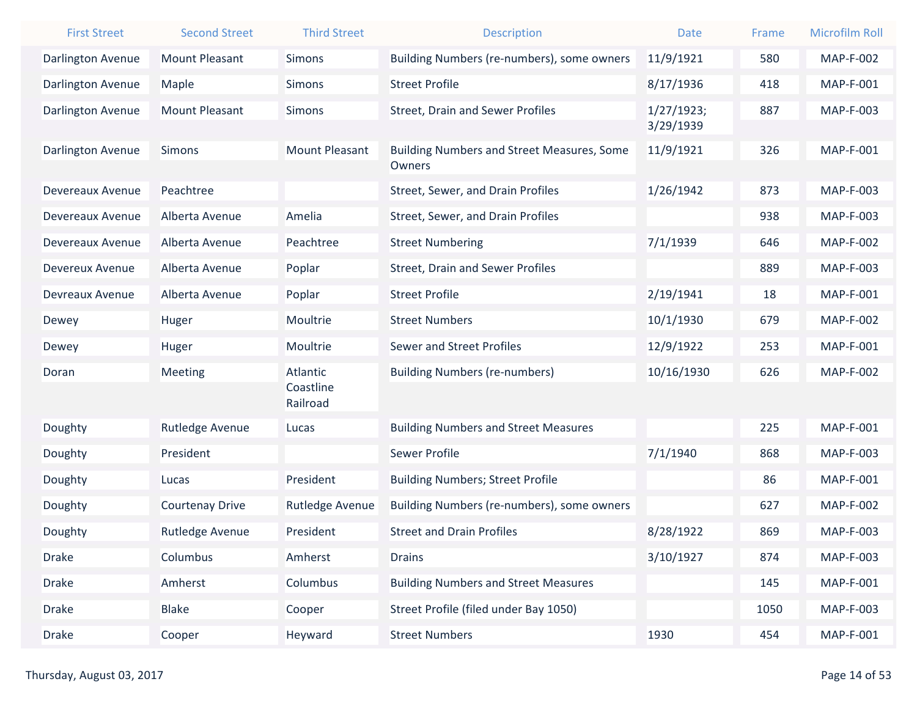| First Street | Second Street | Third Street | Description | Date | Frame | Microfilm Roll |
|---|---|---|---|---|---|---|
| Darlington Avenue | Mount Pleasant | Simons | Building Numbers (re-numbers), some owners | 11/9/1921 | 580 | MAP-F-002 |
| Darlington Avenue | Maple | Simons | Street Profile | 8/17/1936 | 418 | MAP-F-001 |
| Darlington Avenue | Mount Pleasant | Simons | Street, Drain and Sewer Profiles | 1/27/1923; 3/29/1939 | 887 | MAP-F-003 |
| Darlington Avenue | Simons | Mount Pleasant | Building Numbers and Street Measures, Some Owners | 11/9/1921 | 326 | MAP-F-001 |
| Devereaux Avenue | Peachtree | | Street, Sewer, and Drain Profiles | 1/26/1942 | 873 | MAP-F-003 |
| Devereaux Avenue | Alberta Avenue | Amelia | Street, Sewer, and Drain Profiles | | 938 | MAP-F-003 |
| Devereaux Avenue | Alberta Avenue | Peachtree | Street Numbering | 7/1/1939 | 646 | MAP-F-002 |
| Devereux Avenue | Alberta Avenue | Poplar | Street, Drain and Sewer Profiles | | 889 | MAP-F-003 |
| Devreaux Avenue | Alberta Avenue | Poplar | Street Profile | 2/19/1941 | 18 | MAP-F-001 |
| Dewey | Huger | Moultrie | Street Numbers | 10/1/1930 | 679 | MAP-F-002 |
| Dewey | Huger | Moultrie | Sewer and Street Profiles | 12/9/1922 | 253 | MAP-F-001 |
| Doran | Meeting | Atlantic Coastline Railroad | Building Numbers (re-numbers) | 10/16/1930 | 626 | MAP-F-002 |
| Doughty | Rutledge Avenue | Lucas | Building Numbers and Street Measures | | 225 | MAP-F-001 |
| Doughty | President | | Sewer Profile | 7/1/1940 | 868 | MAP-F-003 |
| Doughty | Lucas | President | Building Numbers; Street Profile | | 86 | MAP-F-001 |
| Doughty | Courtenay Drive | Rutledge Avenue | Building Numbers (re-numbers), some owners | | 627 | MAP-F-002 |
| Doughty | Rutledge Avenue | President | Street and Drain Profiles | 8/28/1922 | 869 | MAP-F-003 |
| Drake | Columbus | Amherst | Drains | 3/10/1927 | 874 | MAP-F-003 |
| Drake | Amherst | Columbus | Building Numbers and Street Measures | | 145 | MAP-F-001 |
| Drake | Blake | Cooper | Street Profile (filed under Bay 1050) | | 1050 | MAP-F-003 |
| Drake | Cooper | Heyward | Street Numbers | 1930 | 454 | MAP-F-001 |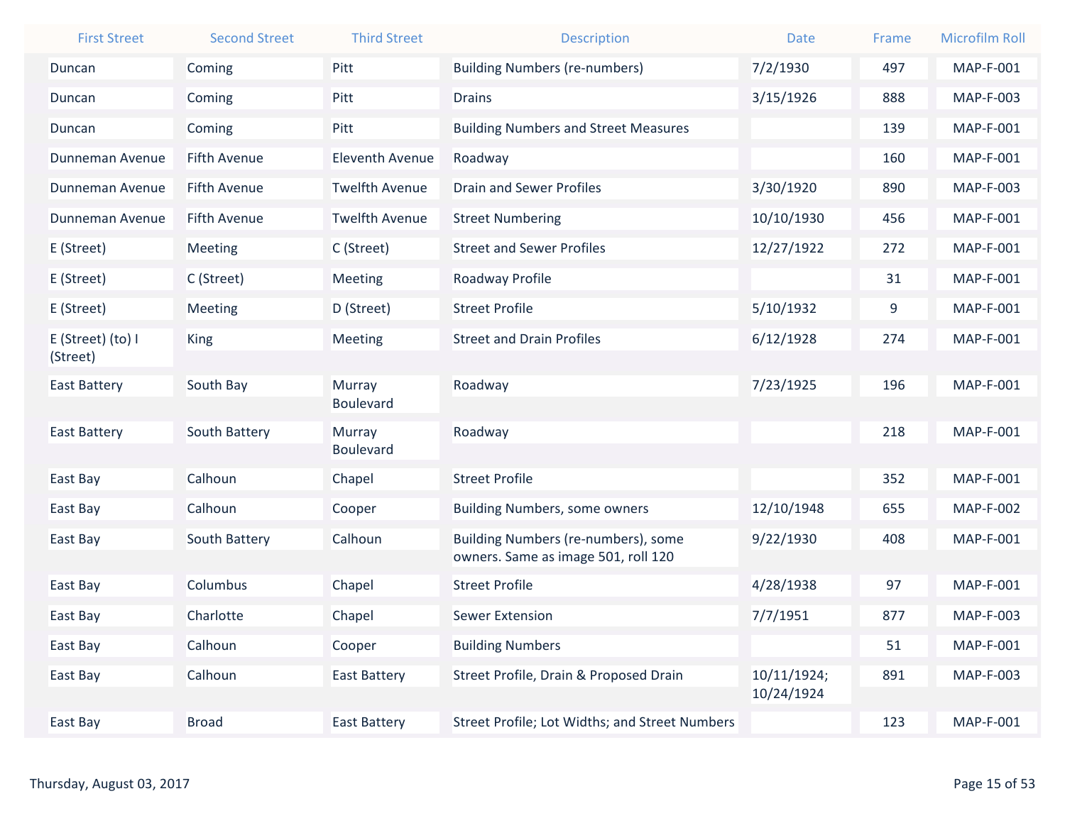| First Street | Second Street | Third Street | Description | Date | Frame | Microfilm Roll |
|---|---|---|---|---|---|---|
| Duncan | Coming | Pitt | Building Numbers (re-numbers) | 7/2/1930 | 497 | MAP-F-001 |
| Duncan | Coming | Pitt | Drains | 3/15/1926 | 888 | MAP-F-003 |
| Duncan | Coming | Pitt | Building Numbers and Street Measures | | 139 | MAP-F-001 |
| Dunneman Avenue | Fifth Avenue | Eleventh Avenue | Roadway | | 160 | MAP-F-001 |
| Dunneman Avenue | Fifth Avenue | Twelfth Avenue | Drain and Sewer Profiles | 3/30/1920 | 890 | MAP-F-003 |
| Dunneman Avenue | Fifth Avenue | Twelfth Avenue | Street Numbering | 10/10/1930 | 456 | MAP-F-001 |
| E (Street) | Meeting | C (Street) | Street and Sewer Profiles | 12/27/1922 | 272 | MAP-F-001 |
| E (Street) | C (Street) | Meeting | Roadway Profile | | 31 | MAP-F-001 |
| E (Street) | Meeting | D (Street) | Street Profile | 5/10/1932 | 9 | MAP-F-001 |
| E (Street) (to) I (Street) | King | Meeting | Street and Drain Profiles | 6/12/1928 | 274 | MAP-F-001 |
| East Battery | South Bay | Murray Boulevard | Roadway | 7/23/1925 | 196 | MAP-F-001 |
| East Battery | South Battery | Murray Boulevard | Roadway | | 218 | MAP-F-001 |
| East Bay | Calhoun | Chapel | Street Profile | | 352 | MAP-F-001 |
| East Bay | Calhoun | Cooper | Building Numbers, some owners | 12/10/1948 | 655 | MAP-F-002 |
| East Bay | South Battery | Calhoun | Building Numbers (re-numbers), some owners. Same as image 501, roll 120 | 9/22/1930 | 408 | MAP-F-001 |
| East Bay | Columbus | Chapel | Street Profile | 4/28/1938 | 97 | MAP-F-001 |
| East Bay | Charlotte | Chapel | Sewer Extension | 7/7/1951 | 877 | MAP-F-003 |
| East Bay | Calhoun | Cooper | Building Numbers | | 51 | MAP-F-001 |
| East Bay | Calhoun | East Battery | Street Profile, Drain & Proposed Drain | 10/11/1924; 10/24/1924 | 891 | MAP-F-003 |
| East Bay | Broad | East Battery | Street Profile; Lot Widths; and Street Numbers | | 123 | MAP-F-001 |

Thursday, August 03, 2017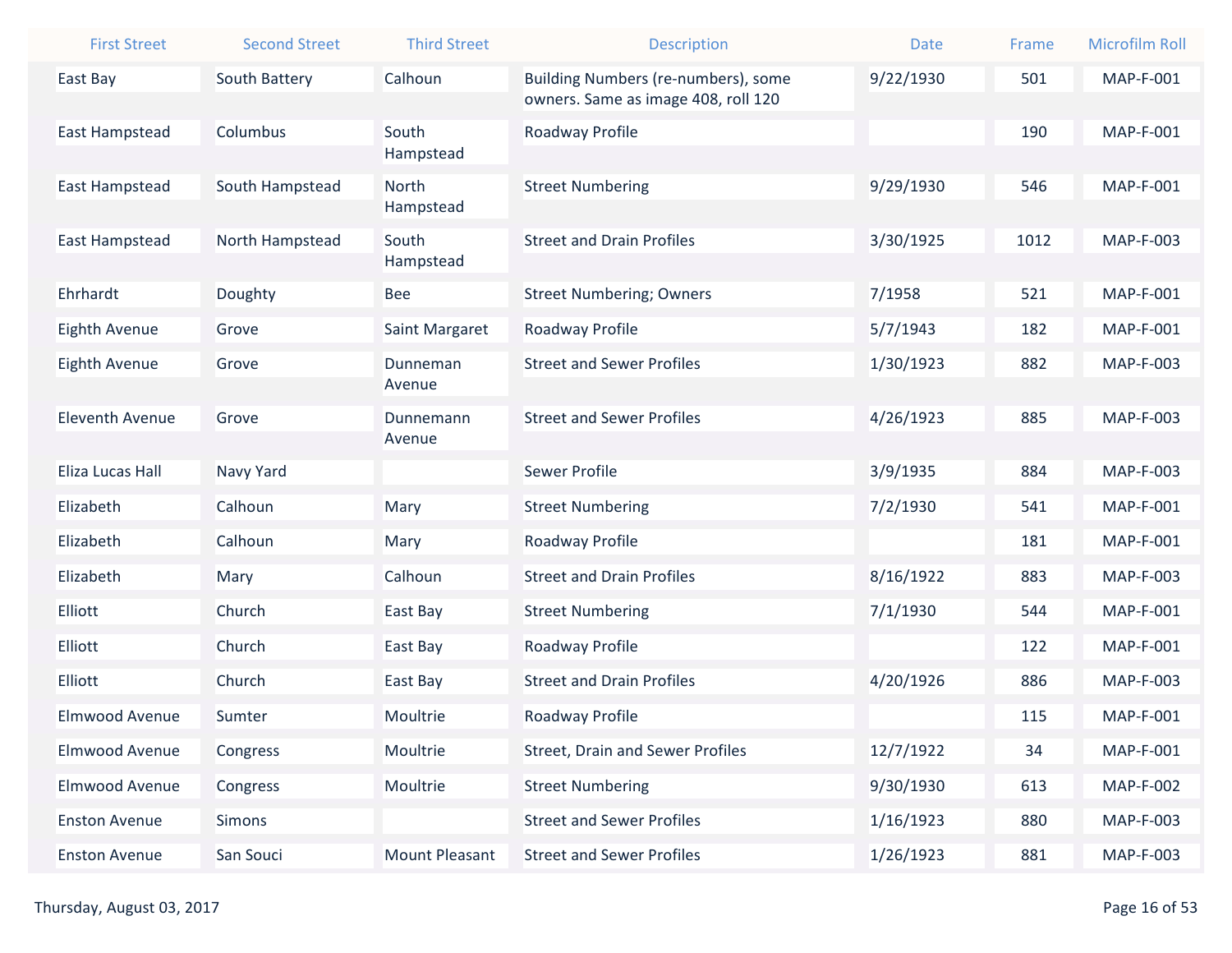| First Street | Second Street | Third Street | Description | Date | Frame | Microfilm Roll |
|---|---|---|---|---|---|---|
| East Bay | South Battery | Calhoun | Building Numbers (re-numbers), some owners. Same as image 408, roll 120 | 9/22/1930 | 501 | MAP-F-001 |
| East Hampstead | Columbus | South Hampstead | Roadway Profile | | 190 | MAP-F-001 |
| East Hampstead | South Hampstead | North Hampstead | Street Numbering | 9/29/1930 | 546 | MAP-F-001 |
| East Hampstead | North Hampstead | South Hampstead | Street and Drain Profiles | 3/30/1925 | 1012 | MAP-F-003 |
| Ehrhardt | Doughty | Bee | Street Numbering; Owners | 7/1958 | 521 | MAP-F-001 |
| Eighth Avenue | Grove | Saint Margaret | Roadway Profile | 5/7/1943 | 182 | MAP-F-001 |
| Eighth Avenue | Grove | Dunneman Avenue | Street and Sewer Profiles | 1/30/1923 | 882 | MAP-F-003 |
| Eleventh Avenue | Grove | Dunnemann Avenue | Street and Sewer Profiles | 4/26/1923 | 885 | MAP-F-003 |
| Eliza Lucas Hall | Navy Yard | | Sewer Profile | 3/9/1935 | 884 | MAP-F-003 |
| Elizabeth | Calhoun | Mary | Street Numbering | 7/2/1930 | 541 | MAP-F-001 |
| Elizabeth | Calhoun | Mary | Roadway Profile | | 181 | MAP-F-001 |
| Elizabeth | Mary | Calhoun | Street and Drain Profiles | 8/16/1922 | 883 | MAP-F-003 |
| Elliott | Church | East Bay | Street Numbering | 7/1/1930 | 544 | MAP-F-001 |
| Elliott | Church | East Bay | Roadway Profile | | 122 | MAP-F-001 |
| Elliott | Church | East Bay | Street and Drain Profiles | 4/20/1926 | 886 | MAP-F-003 |
| Elmwood Avenue | Sumter | Moultrie | Roadway Profile | | 115 | MAP-F-001 |
| Elmwood Avenue | Congress | Moultrie | Street, Drain and Sewer Profiles | 12/7/1922 | 34 | MAP-F-001 |
| Elmwood Avenue | Congress | Moultrie | Street Numbering | 9/30/1930 | 613 | MAP-F-002 |
| Enston Avenue | Simons | | Street and Sewer Profiles | 1/16/1923 | 880 | MAP-F-003 |
| Enston Avenue | San Souci | Mount Pleasant | Street and Sewer Profiles | 1/26/1923 | 881 | MAP-F-003 |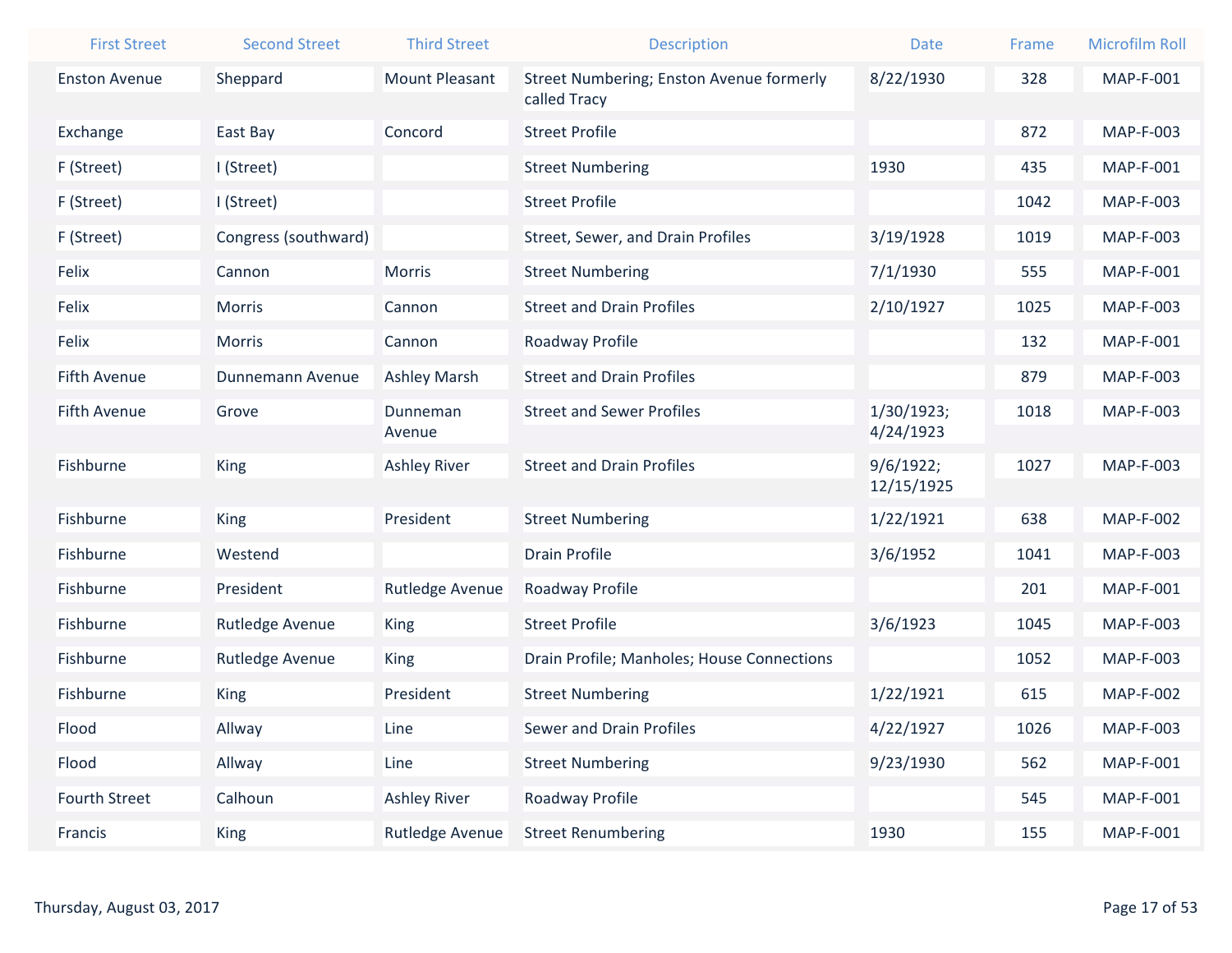| First Street | Second Street | Third Street | Description | Date | Frame | Microfilm Roll |
|---|---|---|---|---|---|---|
| Enston Avenue | Sheppard | Mount Pleasant | Street Numbering; Enston Avenue formerly called Tracy | 8/22/1930 | 328 | MAP-F-001 |
| Exchange | East Bay | Concord | Street Profile | | 872 | MAP-F-003 |
| F (Street) | I (Street) | | Street Numbering | 1930 | 435 | MAP-F-001 |
| F (Street) | I (Street) | | Street Profile | | 1042 | MAP-F-003 |
| F (Street) | Congress (southward) | | Street, Sewer, and Drain Profiles | 3/19/1928 | 1019 | MAP-F-003 |
| Felix | Cannon | Morris | Street Numbering | 7/1/1930 | 555 | MAP-F-001 |
| Felix | Morris | Cannon | Street and Drain Profiles | 2/10/1927 | 1025 | MAP-F-003 |
| Felix | Morris | Cannon | Roadway Profile | | 132 | MAP-F-001 |
| Fifth Avenue | Dunnemann Avenue | Ashley Marsh | Street and Drain Profiles | | 879 | MAP-F-003 |
| Fifth Avenue | Grove | Dunneman Avenue | Street and Sewer Profiles | 1/30/1923; 4/24/1923 | 1018 | MAP-F-003 |
| Fishburne | King | Ashley River | Street and Drain Profiles | 9/6/1922; 12/15/1925 | 1027 | MAP-F-003 |
| Fishburne | King | President | Street Numbering | 1/22/1921 | 638 | MAP-F-002 |
| Fishburne | Westend | | Drain Profile | 3/6/1952 | 1041 | MAP-F-003 |
| Fishburne | President | Rutledge Avenue | Roadway Profile | | 201 | MAP-F-001 |
| Fishburne | Rutledge Avenue | King | Street Profile | 3/6/1923 | 1045 | MAP-F-003 |
| Fishburne | Rutledge Avenue | King | Drain Profile; Manholes; House Connections | | 1052 | MAP-F-003 |
| Fishburne | King | President | Street Numbering | 1/22/1921 | 615 | MAP-F-002 |
| Flood | Allway | Line | Sewer and Drain Profiles | 4/22/1927 | 1026 | MAP-F-003 |
| Flood | Allway | Line | Street Numbering | 9/23/1930 | 562 | MAP-F-001 |
| Fourth Street | Calhoun | Ashley River | Roadway Profile | | 545 | MAP-F-001 |
| Francis | King | Rutledge Avenue | Street Renumbering | 1930 | 155 | MAP-F-001 |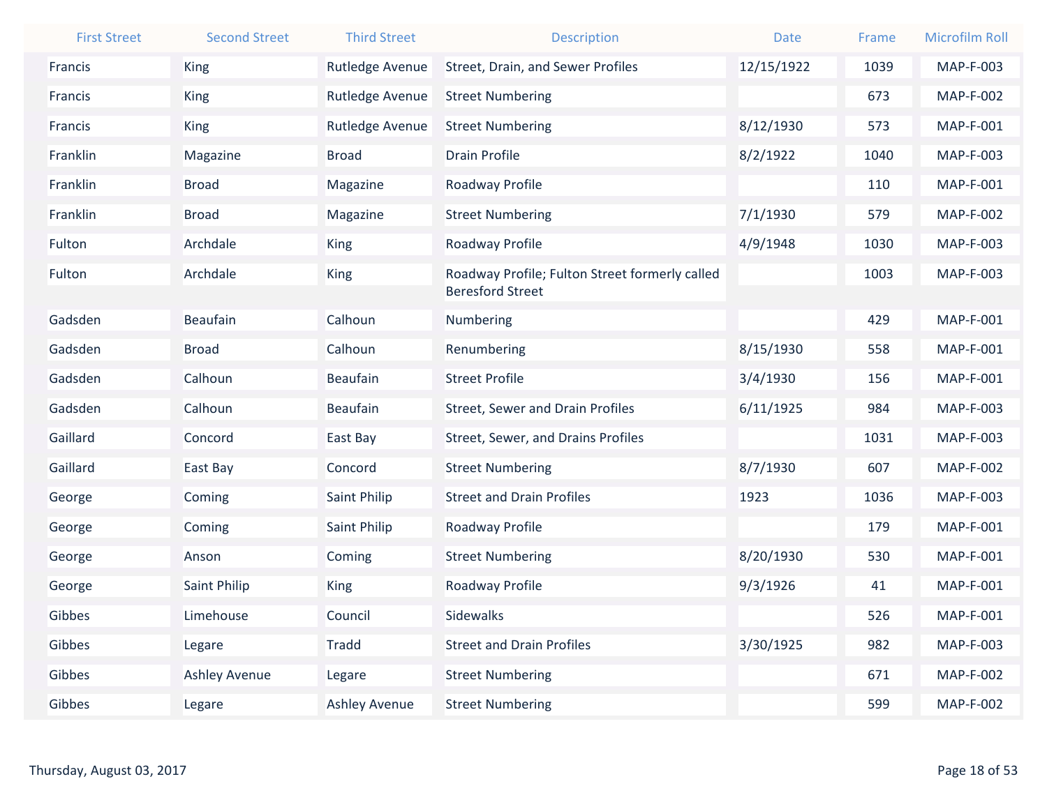| First Street | Second Street | Third Street | Description | Date | Frame | Microfilm Roll |
|---|---|---|---|---|---|---|
| Francis | King | Rutledge Avenue | Street, Drain, and Sewer Profiles | 12/15/1922 | 1039 | MAP-F-003 |
| Francis | King | Rutledge Avenue | Street Numbering | | 673 | MAP-F-002 |
| Francis | King | Rutledge Avenue | Street Numbering | 8/12/1930 | 573 | MAP-F-001 |
| Franklin | Magazine | Broad | Drain Profile | 8/2/1922 | 1040 | MAP-F-003 |
| Franklin | Broad | Magazine | Roadway Profile | | 110 | MAP-F-001 |
| Franklin | Broad | Magazine | Street Numbering | 7/1/1930 | 579 | MAP-F-002 |
| Fulton | Archdale | King | Roadway Profile | 4/9/1948 | 1030 | MAP-F-003 |
| Fulton | Archdale | King | Roadway Profile; Fulton Street formerly called Beresford Street | | 1003 | MAP-F-003 |
| Gadsden | Beaufain | Calhoun | Numbering | | 429 | MAP-F-001 |
| Gadsden | Broad | Calhoun | Renumbering | 8/15/1930 | 558 | MAP-F-001 |
| Gadsden | Calhoun | Beaufain | Street Profile | 3/4/1930 | 156 | MAP-F-001 |
| Gadsden | Calhoun | Beaufain | Street, Sewer and Drain Profiles | 6/11/1925 | 984 | MAP-F-003 |
| Gaillard | Concord | East Bay | Street, Sewer, and Drains Profiles | | 1031 | MAP-F-003 |
| Gaillard | East Bay | Concord | Street Numbering | 8/7/1930 | 607 | MAP-F-002 |
| George | Coming | Saint Philip | Street and Drain Profiles | 1923 | 1036 | MAP-F-003 |
| George | Coming | Saint Philip | Roadway Profile | | 179 | MAP-F-001 |
| George | Anson | Coming | Street Numbering | 8/20/1930 | 530 | MAP-F-001 |
| George | Saint Philip | King | Roadway Profile | 9/3/1926 | 41 | MAP-F-001 |
| Gibbes | Limehouse | Council | Sidewalks | | 526 | MAP-F-001 |
| Gibbes | Legare | Tradd | Street and Drain Profiles | 3/30/1925 | 982 | MAP-F-003 |
| Gibbes | Ashley Avenue | Legare | Street Numbering | | 671 | MAP-F-002 |
| Gibbes | Legare | Ashley Avenue | Street Numbering | | 599 | MAP-F-002 |

Thursday, August 03, 2017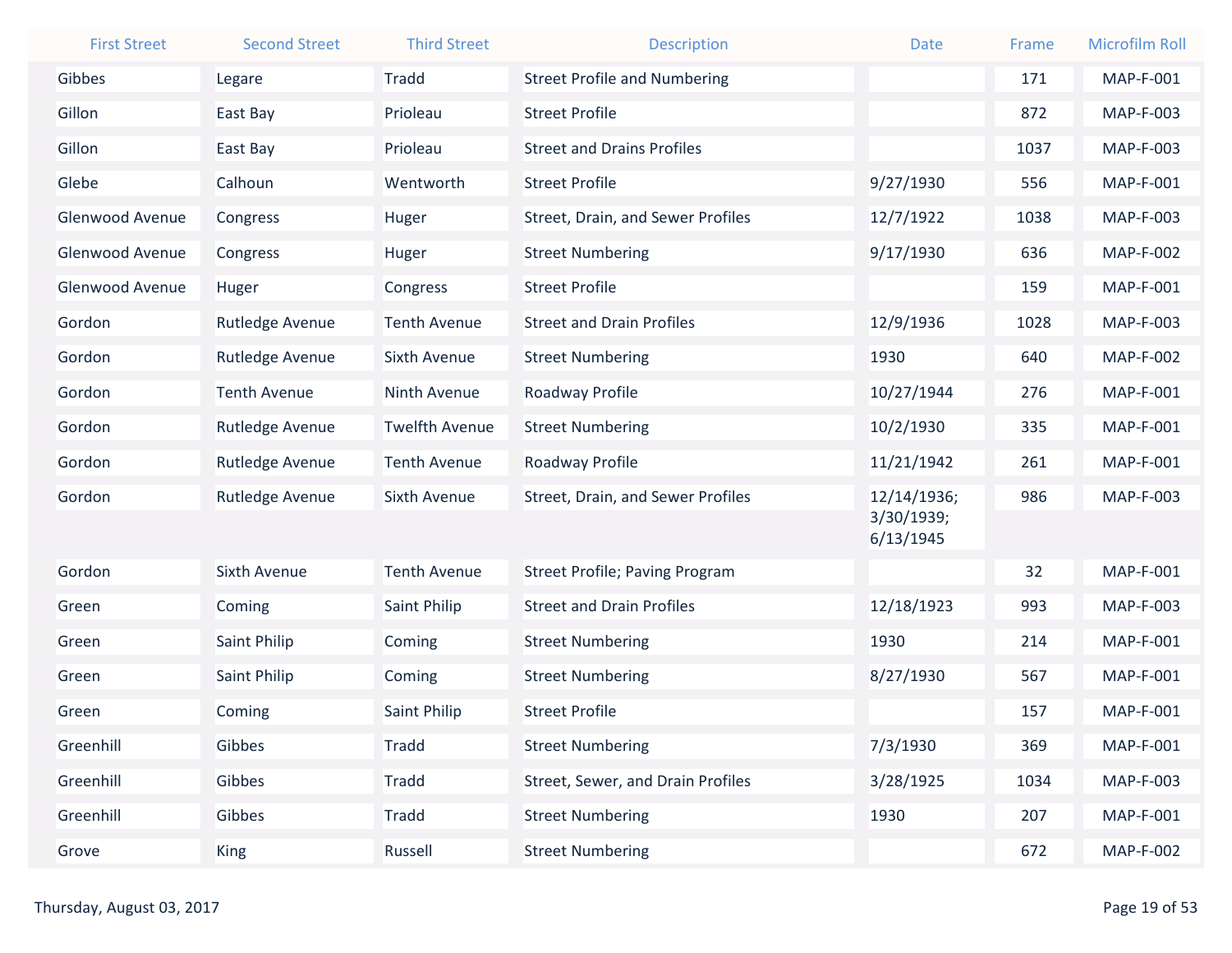| First Street | Second Street | Third Street | Description | Date | Frame | Microfilm Roll |
|---|---|---|---|---|---|---|
| Gibbes | Legare | Tradd | Street Profile and Numbering | | 171 | MAP-F-001 |
| Gillon | East Bay | Prioleau | Street Profile | | 872 | MAP-F-003 |
| Gillon | East Bay | Prioleau | Street and Drains Profiles | | 1037 | MAP-F-003 |
| Glebe | Calhoun | Wentworth | Street Profile | 9/27/1930 | 556 | MAP-F-001 |
| Glenwood Avenue | Congress | Huger | Street, Drain, and Sewer Profiles | 12/7/1922 | 1038 | MAP-F-003 |
| Glenwood Avenue | Congress | Huger | Street Numbering | 9/17/1930 | 636 | MAP-F-002 |
| Glenwood Avenue | Huger | Congress | Street Profile | | 159 | MAP-F-001 |
| Gordon | Rutledge Avenue | Tenth Avenue | Street and Drain Profiles | 12/9/1936 | 1028 | MAP-F-003 |
| Gordon | Rutledge Avenue | Sixth Avenue | Street Numbering | 1930 | 640 | MAP-F-002 |
| Gordon | Tenth Avenue | Ninth Avenue | Roadway Profile | 10/27/1944 | 276 | MAP-F-001 |
| Gordon | Rutledge Avenue | Twelfth Avenue | Street Numbering | 10/2/1930 | 335 | MAP-F-001 |
| Gordon | Rutledge Avenue | Tenth Avenue | Roadway Profile | 11/21/1942 | 261 | MAP-F-001 |
| Gordon | Rutledge Avenue | Sixth Avenue | Street, Drain, and Sewer Profiles | 12/14/1936; 3/30/1939; 6/13/1945 | 986 | MAP-F-003 |
| Gordon | Sixth Avenue | Tenth Avenue | Street Profile; Paving Program | | 32 | MAP-F-001 |
| Green | Coming | Saint Philip | Street and Drain Profiles | 12/18/1923 | 993 | MAP-F-003 |
| Green | Saint Philip | Coming | Street Numbering | 1930 | 214 | MAP-F-001 |
| Green | Saint Philip | Coming | Street Numbering | 8/27/1930 | 567 | MAP-F-001 |
| Green | Coming | Saint Philip | Street Profile | | 157 | MAP-F-001 |
| Greenhill | Gibbes | Tradd | Street Numbering | 7/3/1930 | 369 | MAP-F-001 |
| Greenhill | Gibbes | Tradd | Street, Sewer, and Drain Profiles | 3/28/1925 | 1034 | MAP-F-003 |
| Greenhill | Gibbes | Tradd | Street Numbering | 1930 | 207 | MAP-F-001 |
| Grove | King | Russell | Street Numbering | | 672 | MAP-F-002 |

Thursday, August 03, 2017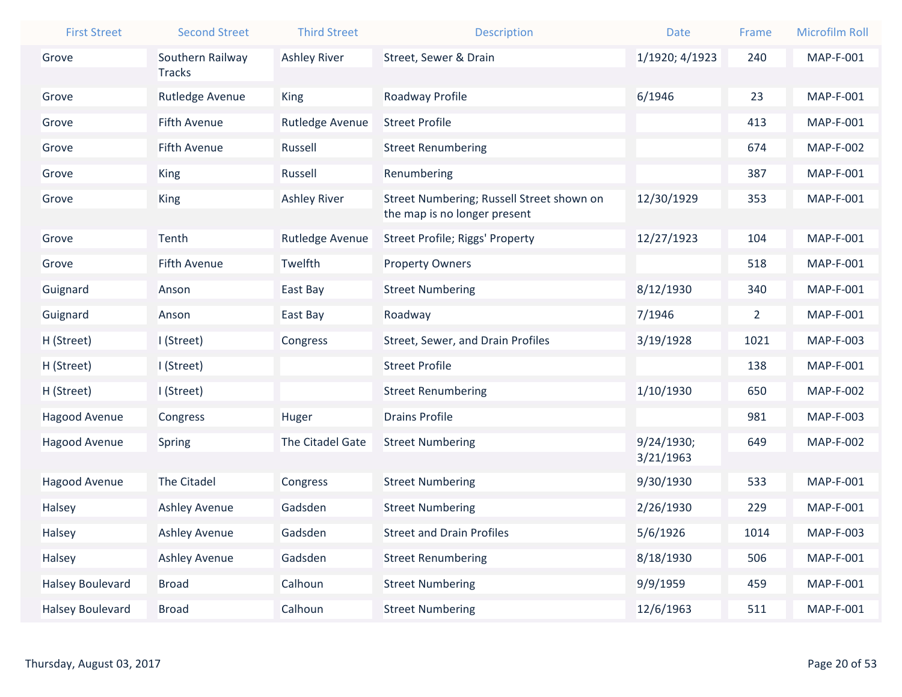| First Street | Second Street | Third Street | Description | Date | Frame | Microfilm Roll |
|---|---|---|---|---|---|---|
| Grove | Southern Railway Tracks | Ashley River | Street, Sewer & Drain | 1/1920; 4/1923 | 240 | MAP-F-001 |
| Grove | Rutledge Avenue | King | Roadway Profile | 6/1946 | 23 | MAP-F-001 |
| Grove | Fifth Avenue | Rutledge Avenue | Street Profile | | 413 | MAP-F-001 |
| Grove | Fifth Avenue | Russell | Street Renumbering | | 674 | MAP-F-002 |
| Grove | King | Russell | Renumbering | | 387 | MAP-F-001 |
| Grove | King | Ashley River | Street Numbering; Russell Street shown on the map is no longer present | 12/30/1929 | 353 | MAP-F-001 |
| Grove | Tenth | Rutledge Avenue | Street Profile; Riggs' Property | 12/27/1923 | 104 | MAP-F-001 |
| Grove | Fifth Avenue | Twelfth | Property Owners | | 518 | MAP-F-001 |
| Guignard | Anson | East Bay | Street Numbering | 8/12/1930 | 340 | MAP-F-001 |
| Guignard | Anson | East Bay | Roadway | 7/1946 | 2 | MAP-F-001 |
| H (Street) | I (Street) | Congress | Street, Sewer, and Drain Profiles | 3/19/1928 | 1021 | MAP-F-003 |
| H (Street) | I (Street) | | Street Profile | | 138 | MAP-F-001 |
| H (Street) | I (Street) | | Street Renumbering | 1/10/1930 | 650 | MAP-F-002 |
| Hagood Avenue | Congress | Huger | Drains Profile | | 981 | MAP-F-003 |
| Hagood Avenue | Spring | The Citadel Gate | Street Numbering | 9/24/1930; 3/21/1963 | 649 | MAP-F-002 |
| Hagood Avenue | The Citadel | Congress | Street Numbering | 9/30/1930 | 533 | MAP-F-001 |
| Halsey | Ashley Avenue | Gadsden | Street Numbering | 2/26/1930 | 229 | MAP-F-001 |
| Halsey | Ashley Avenue | Gadsden | Street and Drain Profiles | 5/6/1926 | 1014 | MAP-F-003 |
| Halsey | Ashley Avenue | Gadsden | Street Renumbering | 8/18/1930 | 506 | MAP-F-001 |
| Halsey Boulevard | Broad | Calhoun | Street Numbering | 9/9/1959 | 459 | MAP-F-001 |
| Halsey Boulevard | Broad | Calhoun | Street Numbering | 12/6/1963 | 511 | MAP-F-001 |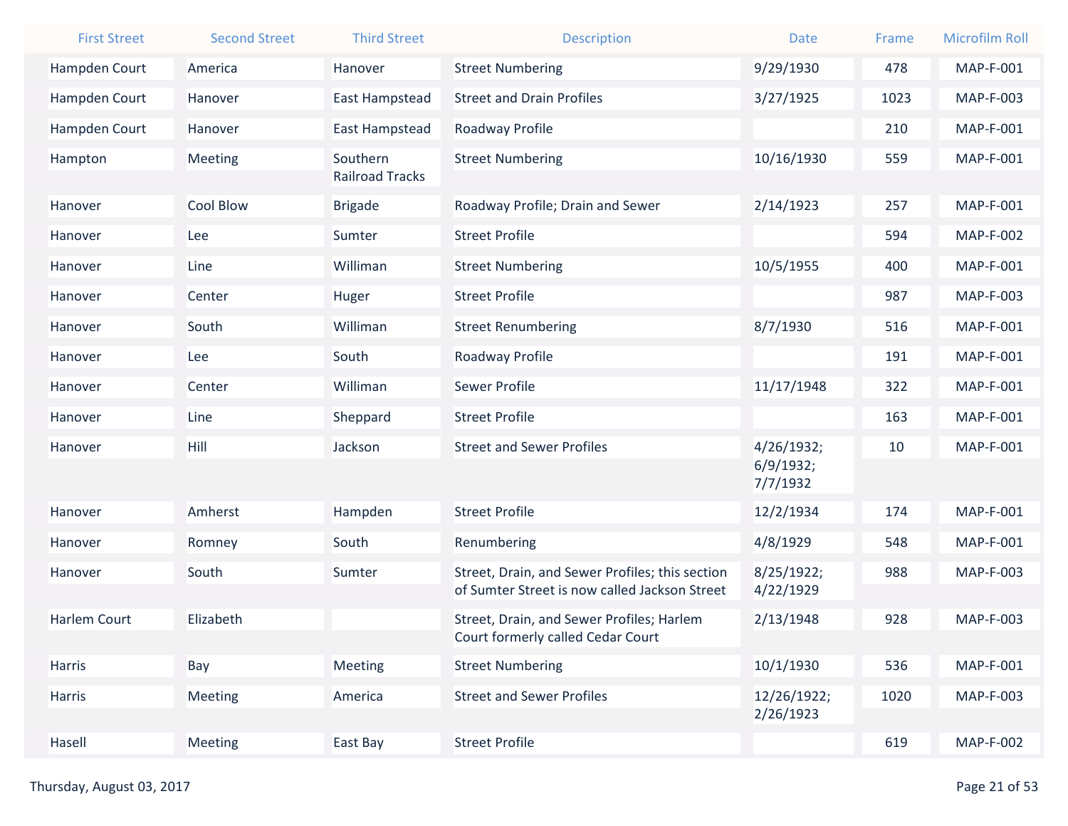| First Street | Second Street | Third Street | Description | Date | Frame | Microfilm Roll |
|---|---|---|---|---|---|---|
| Hampden Court | America | Hanover | Street Numbering | 9/29/1930 | 478 | MAP-F-001 |
| Hampden Court | Hanover | East Hampstead | Street and Drain Profiles | 3/27/1925 | 1023 | MAP-F-003 |
| Hampden Court | Hanover | East Hampstead | Roadway Profile | | 210 | MAP-F-001 |
| Hampton | Meeting | Southern Railroad Tracks | Street Numbering | 10/16/1930 | 559 | MAP-F-001 |
| Hanover | Cool Blow | Brigade | Roadway Profile; Drain and Sewer | 2/14/1923 | 257 | MAP-F-001 |
| Hanover | Lee | Sumter | Street Profile | | 594 | MAP-F-002 |
| Hanover | Line | Williman | Street Numbering | 10/5/1955 | 400 | MAP-F-001 |
| Hanover | Center | Huger | Street Profile | | 987 | MAP-F-003 |
| Hanover | South | Williman | Street Renumbering | 8/7/1930 | 516 | MAP-F-001 |
| Hanover | Lee | South | Roadway Profile | | 191 | MAP-F-001 |
| Hanover | Center | Williman | Sewer Profile | 11/17/1948 | 322 | MAP-F-001 |
| Hanover | Line | Sheppard | Street Profile | | 163 | MAP-F-001 |
| Hanover | Hill | Jackson | Street and Sewer Profiles | 4/26/1932; 6/9/1932; 7/7/1932 | 10 | MAP-F-001 |
| Hanover | Amherst | Hampden | Street Profile | 12/2/1934 | 174 | MAP-F-001 |
| Hanover | Romney | South | Renumbering | 4/8/1929 | 548 | MAP-F-001 |
| Hanover | South | Sumter | Street, Drain, and Sewer Profiles; this section of Sumter Street is now called Jackson Street | 8/25/1922; 4/22/1929 | 988 | MAP-F-003 |
| Harlem Court | Elizabeth | | Street, Drain, and Sewer Profiles; Harlem Court formerly called Cedar Court | 2/13/1948 | 928 | MAP-F-003 |
| Harris | Bay | Meeting | Street Numbering | 10/1/1930 | 536 | MAP-F-001 |
| Harris | Meeting | America | Street and Sewer Profiles | 12/26/1922; 2/26/1923 | 1020 | MAP-F-003 |
| Hasell | Meeting | East Bay | Street Profile | | 619 | MAP-F-002 |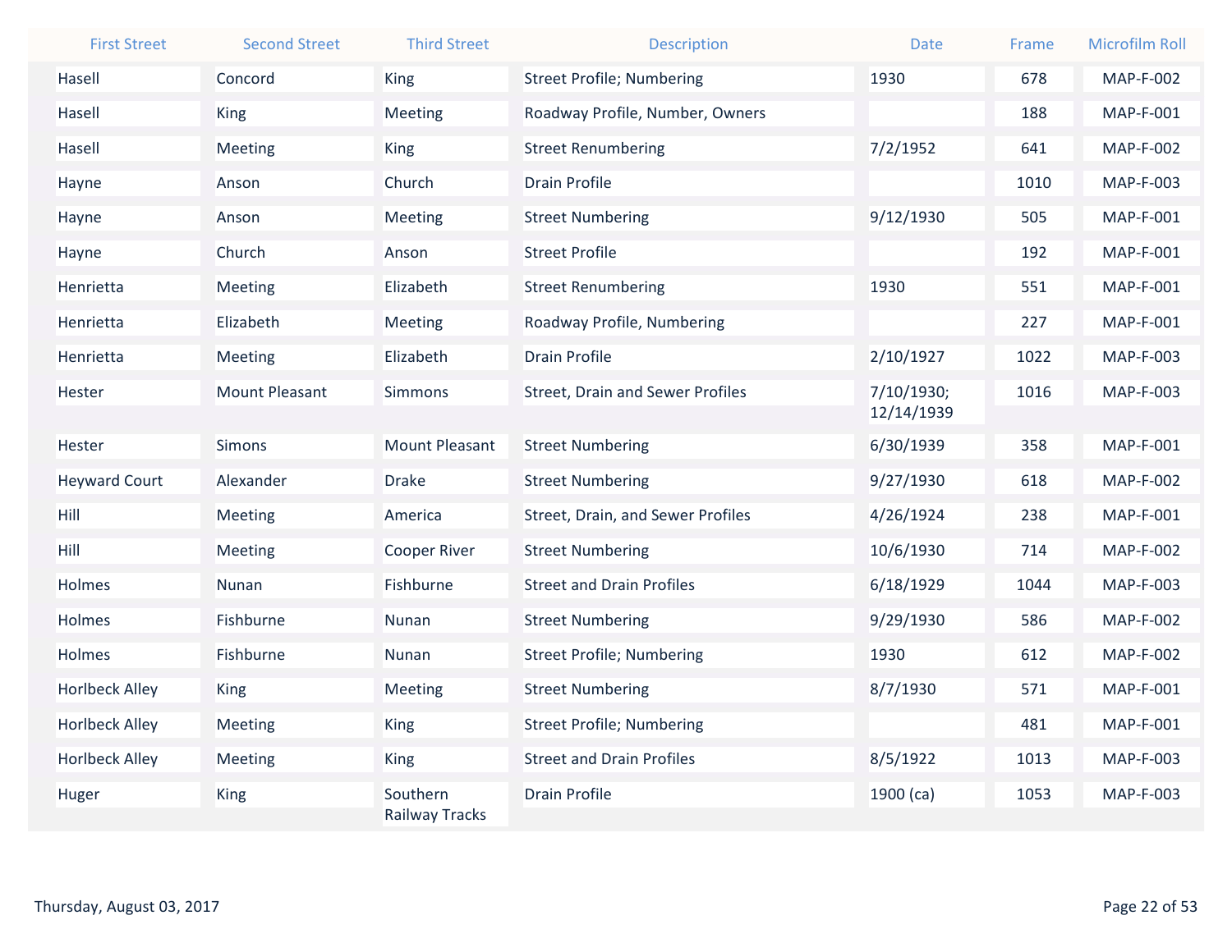| First Street | Second Street | Third Street | Description | Date | Frame | Microfilm Roll |
|---|---|---|---|---|---|---|
| Hasell | Concord | King | Street Profile; Numbering | 1930 | 678 | MAP-F-002 |
| Hasell | King | Meeting | Roadway Profile, Number, Owners | | 188 | MAP-F-001 |
| Hasell | Meeting | King | Street Renumbering | 7/2/1952 | 641 | MAP-F-002 |
| Hayne | Anson | Church | Drain Profile | | 1010 | MAP-F-003 |
| Hayne | Anson | Meeting | Street Numbering | 9/12/1930 | 505 | MAP-F-001 |
| Hayne | Church | Anson | Street Profile | | 192 | MAP-F-001 |
| Henrietta | Meeting | Elizabeth | Street Renumbering | 1930 | 551 | MAP-F-001 |
| Henrietta | Elizabeth | Meeting | Roadway Profile, Numbering | | 227 | MAP-F-001 |
| Henrietta | Meeting | Elizabeth | Drain Profile | 2/10/1927 | 1022 | MAP-F-003 |
| Hester | Mount Pleasant | Simmons | Street, Drain and Sewer Profiles | 7/10/1930; 12/14/1939 | 1016 | MAP-F-003 |
| Hester | Simons | Mount Pleasant | Street Numbering | 6/30/1939 | 358 | MAP-F-001 |
| Heyward Court | Alexander | Drake | Street Numbering | 9/27/1930 | 618 | MAP-F-002 |
| Hill | Meeting | America | Street, Drain, and Sewer Profiles | 4/26/1924 | 238 | MAP-F-001 |
| Hill | Meeting | Cooper River | Street Numbering | 10/6/1930 | 714 | MAP-F-002 |
| Holmes | Nunan | Fishburne | Street and Drain Profiles | 6/18/1929 | 1044 | MAP-F-003 |
| Holmes | Fishburne | Nunan | Street Numbering | 9/29/1930 | 586 | MAP-F-002 |
| Holmes | Fishburne | Nunan | Street Profile; Numbering | 1930 | 612 | MAP-F-002 |
| Horlbeck Alley | King | Meeting | Street Numbering | 8/7/1930 | 571 | MAP-F-001 |
| Horlbeck Alley | Meeting | King | Street Profile; Numbering | | 481 | MAP-F-001 |
| Horlbeck Alley | Meeting | King | Street and Drain Profiles | 8/5/1922 | 1013 | MAP-F-003 |
| Huger | King | Southern Railway Tracks | Drain Profile | 1900 (ca) | 1053 | MAP-F-003 |

Thursday, August 03, 2017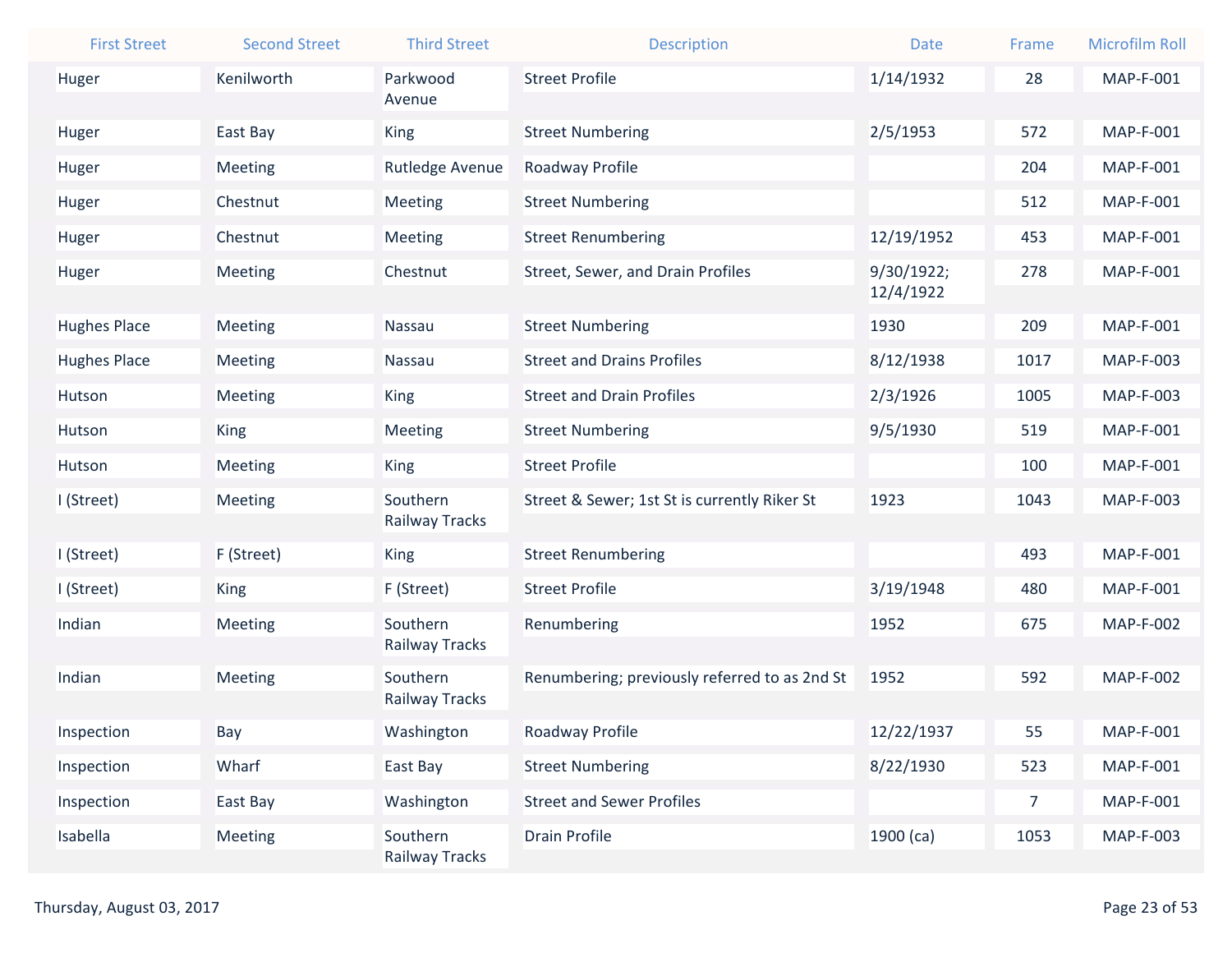| First Street | Second Street | Third Street | Description | Date | Frame | Microfilm Roll |
|---|---|---|---|---|---|---|
| Huger | Kenilworth | Parkwood Avenue | Street Profile | 1/14/1932 | 28 | MAP-F-001 |
| Huger | East Bay | King | Street Numbering | 2/5/1953 | 572 | MAP-F-001 |
| Huger | Meeting | Rutledge Avenue | Roadway Profile | | 204 | MAP-F-001 |
| Huger | Chestnut | Meeting | Street Numbering | | 512 | MAP-F-001 |
| Huger | Chestnut | Meeting | Street Renumbering | 12/19/1952 | 453 | MAP-F-001 |
| Huger | Meeting | Chestnut | Street, Sewer, and Drain Profiles | 9/30/1922; 12/4/1922 | 278 | MAP-F-001 |
| Hughes Place | Meeting | Nassau | Street Numbering | 1930 | 209 | MAP-F-001 |
| Hughes Place | Meeting | Nassau | Street and Drains Profiles | 8/12/1938 | 1017 | MAP-F-003 |
| Hutson | Meeting | King | Street and Drain Profiles | 2/3/1926 | 1005 | MAP-F-003 |
| Hutson | King | Meeting | Street Numbering | 9/5/1930 | 519 | MAP-F-001 |
| Hutson | Meeting | King | Street Profile | | 100 | MAP-F-001 |
| I (Street) | Meeting | Southern Railway Tracks | Street & Sewer; 1st St is currently Riker St | 1923 | 1043 | MAP-F-003 |
| I (Street) | F (Street) | King | Street Renumbering | | 493 | MAP-F-001 |
| I (Street) | King | F (Street) | Street Profile | 3/19/1948 | 480 | MAP-F-001 |
| Indian | Meeting | Southern Railway Tracks | Renumbering | 1952 | 675 | MAP-F-002 |
| Indian | Meeting | Southern Railway Tracks | Renumbering; previously referred to as 2nd St | 1952 | 592 | MAP-F-002 |
| Inspection | Bay | Washington | Roadway Profile | 12/22/1937 | 55 | MAP-F-001 |
| Inspection | Wharf | East Bay | Street Numbering | 8/22/1930 | 523 | MAP-F-001 |
| Inspection | East Bay | Washington | Street and Sewer Profiles | | 7 | MAP-F-001 |
| Isabella | Meeting | Southern Railway Tracks | Drain Profile | 1900 (ca) | 1053 | MAP-F-003 |

Thursday, August 03, 2017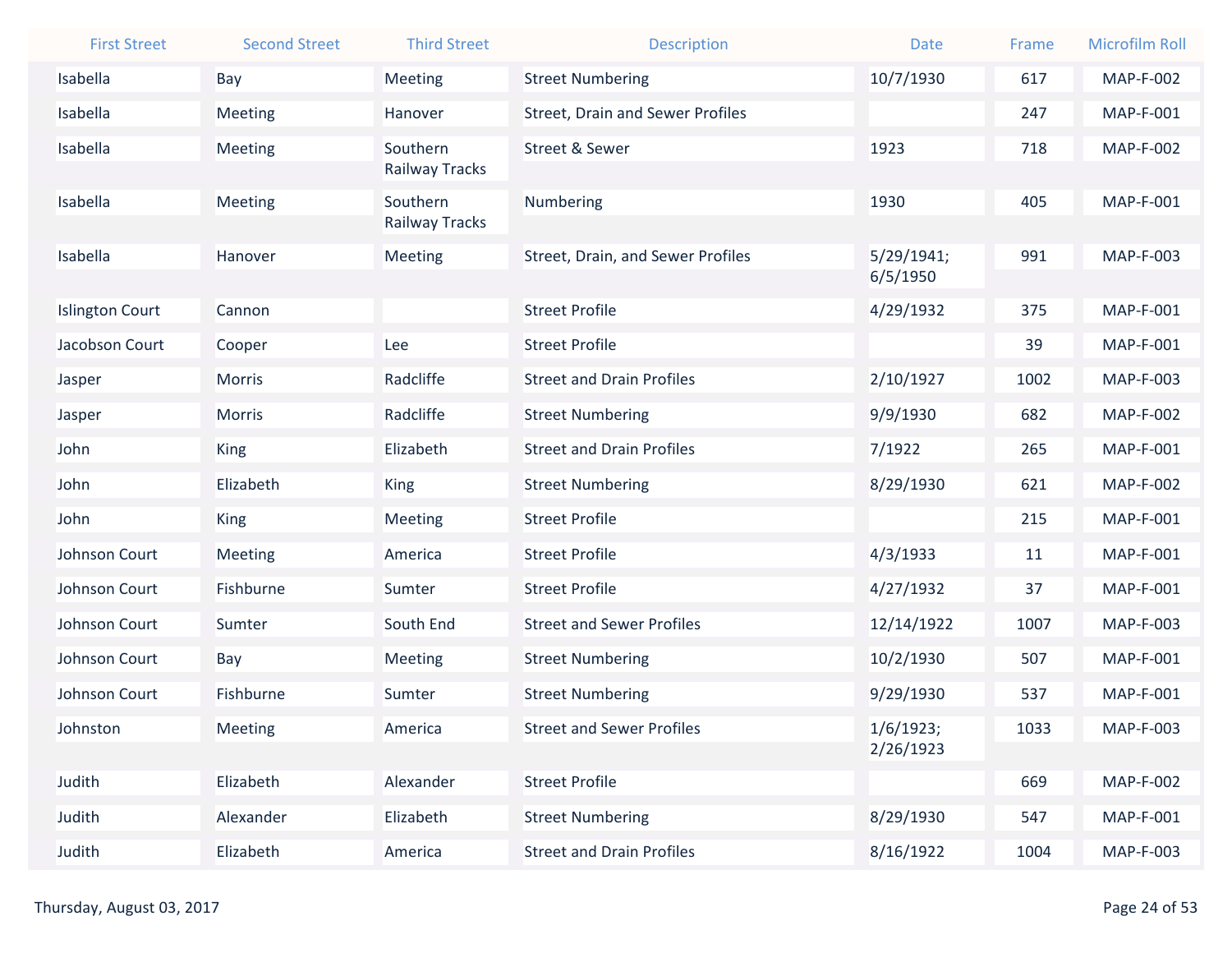| First Street | Second Street | Third Street | Description | Date | Frame | Microfilm Roll |
|---|---|---|---|---|---|---|
| Isabella | Bay | Meeting | Street Numbering | 10/7/1930 | 617 | MAP-F-002 |
| Isabella | Meeting | Hanover | Street, Drain and Sewer Profiles | | 247 | MAP-F-001 |
| Isabella | Meeting | Southern Railway Tracks | Street & Sewer | 1923 | 718 | MAP-F-002 |
| Isabella | Meeting | Southern Railway Tracks | Numbering | 1930 | 405 | MAP-F-001 |
| Isabella | Hanover | Meeting | Street, Drain, and Sewer Profiles | 5/29/1941; 6/5/1950 | 991 | MAP-F-003 |
| Islington Court | Cannon | | Street Profile | 4/29/1932 | 375 | MAP-F-001 |
| Jacobson Court | Cooper | Lee | Street Profile | | 39 | MAP-F-001 |
| Jasper | Morris | Radcliffe | Street and Drain Profiles | 2/10/1927 | 1002 | MAP-F-003 |
| Jasper | Morris | Radcliffe | Street Numbering | 9/9/1930 | 682 | MAP-F-002 |
| John | King | Elizabeth | Street and Drain Profiles | 7/1922 | 265 | MAP-F-001 |
| John | Elizabeth | King | Street Numbering | 8/29/1930 | 621 | MAP-F-002 |
| John | King | Meeting | Street Profile | | 215 | MAP-F-001 |
| Johnson Court | Meeting | America | Street Profile | 4/3/1933 | 11 | MAP-F-001 |
| Johnson Court | Fishburne | Sumter | Street Profile | 4/27/1932 | 37 | MAP-F-001 |
| Johnson Court | Sumter | South End | Street and Sewer Profiles | 12/14/1922 | 1007 | MAP-F-003 |
| Johnson Court | Bay | Meeting | Street Numbering | 10/2/1930 | 507 | MAP-F-001 |
| Johnson Court | Fishburne | Sumter | Street Numbering | 9/29/1930 | 537 | MAP-F-001 |
| Johnston | Meeting | America | Street and Sewer Profiles | 1/6/1923; 2/26/1923 | 1033 | MAP-F-003 |
| Judith | Elizabeth | Alexander | Street Profile | | 669 | MAP-F-002 |
| Judith | Alexander | Elizabeth | Street Numbering | 8/29/1930 | 547 | MAP-F-001 |
| Judith | Elizabeth | America | Street and Drain Profiles | 8/16/1922 | 1004 | MAP-F-003 |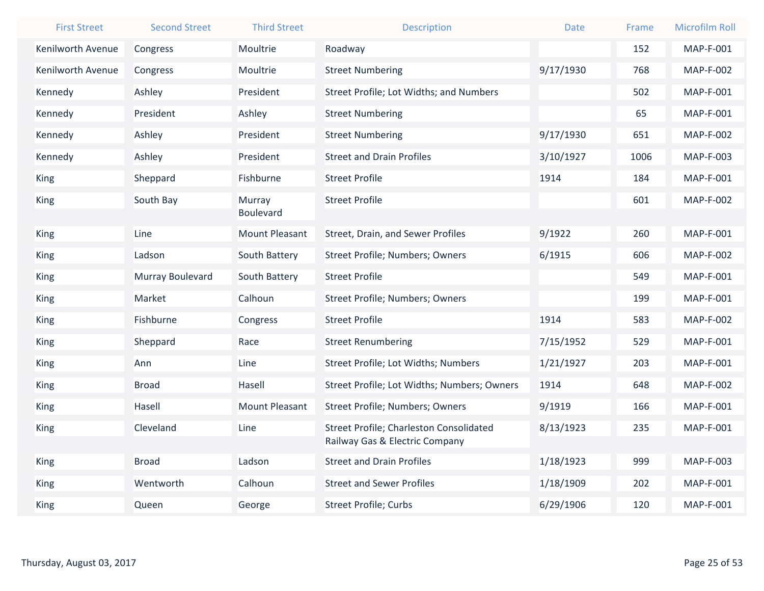| First Street | Second Street | Third Street | Description | Date | Frame | Microfilm Roll |
|---|---|---|---|---|---|---|
| Kenilworth Avenue | Congress | Moultrie | Roadway | | 152 | MAP-F-001 |
| Kenilworth Avenue | Congress | Moultrie | Street Numbering | 9/17/1930 | 768 | MAP-F-002 |
| Kennedy | Ashley | President | Street Profile; Lot Widths; and Numbers | | 502 | MAP-F-001 |
| Kennedy | President | Ashley | Street Numbering | | 65 | MAP-F-001 |
| Kennedy | Ashley | President | Street Numbering | 9/17/1930 | 651 | MAP-F-002 |
| Kennedy | Ashley | President | Street and Drain Profiles | 3/10/1927 | 1006 | MAP-F-003 |
| King | Sheppard | Fishburne | Street Profile | 1914 | 184 | MAP-F-001 |
| King | South Bay | Murray Boulevard | Street Profile | | 601 | MAP-F-002 |
| King | Line | Mount Pleasant | Street, Drain, and Sewer Profiles | 9/1922 | 260 | MAP-F-001 |
| King | Ladson | South Battery | Street Profile; Numbers; Owners | 6/1915 | 606 | MAP-F-002 |
| King | Murray Boulevard | South Battery | Street Profile | | 549 | MAP-F-001 |
| King | Market | Calhoun | Street Profile; Numbers; Owners | | 199 | MAP-F-001 |
| King | Fishburne | Congress | Street Profile | 1914 | 583 | MAP-F-002 |
| King | Sheppard | Race | Street Renumbering | 7/15/1952 | 529 | MAP-F-001 |
| King | Ann | Line | Street Profile; Lot Widths; Numbers | 1/21/1927 | 203 | MAP-F-001 |
| King | Broad | Hasell | Street Profile; Lot Widths; Numbers; Owners | 1914 | 648 | MAP-F-002 |
| King | Hasell | Mount Pleasant | Street Profile; Numbers; Owners | 9/1919 | 166 | MAP-F-001 |
| King | Cleveland | Line | Street Profile; Charleston Consolidated Railway Gas & Electric Company | 8/13/1923 | 235 | MAP-F-001 |
| King | Broad | Ladson | Street and Drain Profiles | 1/18/1923 | 999 | MAP-F-003 |
| King | Wentworth | Calhoun | Street and Sewer Profiles | 1/18/1909 | 202 | MAP-F-001 |
| King | Queen | George | Street Profile; Curbs | 6/29/1906 | 120 | MAP-F-001 |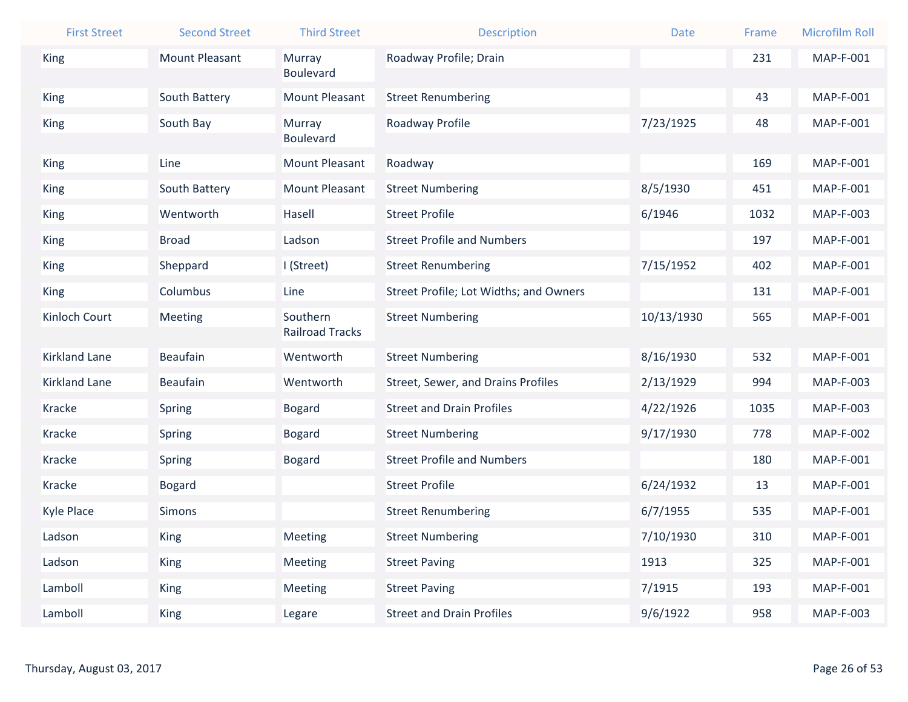| First Street | Second Street | Third Street | Description | Date | Frame | Microfilm Roll |
|---|---|---|---|---|---|---|
| King | Mount Pleasant | Murray Boulevard | Roadway Profile; Drain | | 231 | MAP-F-001 |
| King | South Battery | Mount Pleasant | Street Renumbering | | 43 | MAP-F-001 |
| King | South Bay | Murray Boulevard | Roadway Profile | 7/23/1925 | 48 | MAP-F-001 |
| King | Line | Mount Pleasant | Roadway | | 169 | MAP-F-001 |
| King | South Battery | Mount Pleasant | Street Numbering | 8/5/1930 | 451 | MAP-F-001 |
| King | Wentworth | Hasell | Street Profile | 6/1946 | 1032 | MAP-F-003 |
| King | Broad | Ladson | Street Profile and Numbers | | 197 | MAP-F-001 |
| King | Sheppard | I (Street) | Street Renumbering | 7/15/1952 | 402 | MAP-F-001 |
| King | Columbus | Line | Street Profile; Lot Widths; and Owners | | 131 | MAP-F-001 |
| Kinloch Court | Meeting | Southern Railroad Tracks | Street Numbering | 10/13/1930 | 565 | MAP-F-001 |
| Kirkland Lane | Beaufain | Wentworth | Street Numbering | 8/16/1930 | 532 | MAP-F-001 |
| Kirkland Lane | Beaufain | Wentworth | Street, Sewer, and Drains Profiles | 2/13/1929 | 994 | MAP-F-003 |
| Kracke | Spring | Bogard | Street and Drain Profiles | 4/22/1926 | 1035 | MAP-F-003 |
| Kracke | Spring | Bogard | Street Numbering | 9/17/1930 | 778 | MAP-F-002 |
| Kracke | Spring | Bogard | Street Profile and Numbers | | 180 | MAP-F-001 |
| Kracke | Bogard | | Street Profile | 6/24/1932 | 13 | MAP-F-001 |
| Kyle Place | Simons | | Street Renumbering | 6/7/1955 | 535 | MAP-F-001 |
| Ladson | King | Meeting | Street Numbering | 7/10/1930 | 310 | MAP-F-001 |
| Ladson | King | Meeting | Street Paving | 1913 | 325 | MAP-F-001 |
| Lamboll | King | Meeting | Street Paving | 7/1915 | 193 | MAP-F-001 |
| Lamboll | King | Legare | Street and Drain Profiles | 9/6/1922 | 958 | MAP-F-003 |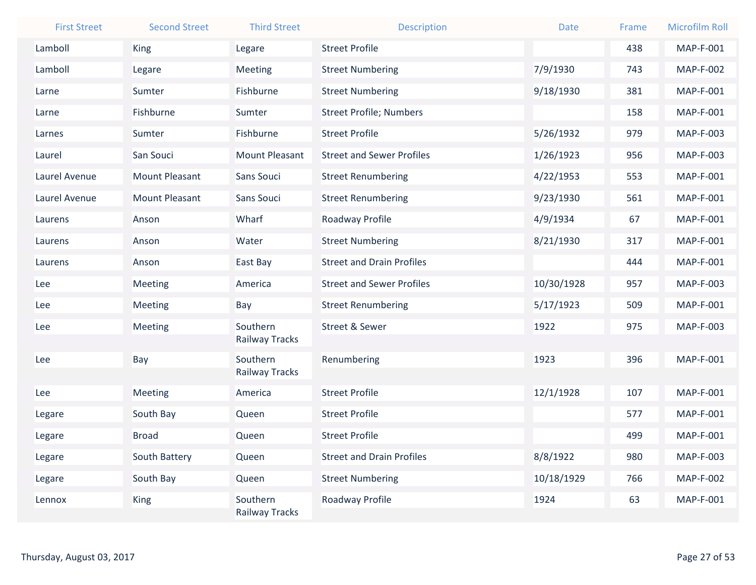| First Street | Second Street | Third Street | Description | Date | Frame | Microfilm Roll |
| --- | --- | --- | --- | --- | --- | --- |
| Lamboll | King | Legare | Street Profile | | 438 | MAP-F-001 |
| Lamboll | Legare | Meeting | Street Numbering | 7/9/1930 | 743 | MAP-F-002 |
| Larne | Sumter | Fishburne | Street Numbering | 9/18/1930 | 381 | MAP-F-001 |
| Larne | Fishburne | Sumter | Street Profile; Numbers | | 158 | MAP-F-001 |
| Larnes | Sumter | Fishburne | Street Profile | 5/26/1932 | 979 | MAP-F-003 |
| Laurel | San Souci | Mount Pleasant | Street and Sewer Profiles | 1/26/1923 | 956 | MAP-F-003 |
| Laurel Avenue | Mount Pleasant | Sans Souci | Street Renumbering | 4/22/1953 | 553 | MAP-F-001 |
| Laurel Avenue | Mount Pleasant | Sans Souci | Street Renumbering | 9/23/1930 | 561 | MAP-F-001 |
| Laurens | Anson | Wharf | Roadway Profile | 4/9/1934 | 67 | MAP-F-001 |
| Laurens | Anson | Water | Street Numbering | 8/21/1930 | 317 | MAP-F-001 |
| Laurens | Anson | East Bay | Street and Drain Profiles | | 444 | MAP-F-001 |
| Lee | Meeting | America | Street and Sewer Profiles | 10/30/1928 | 957 | MAP-F-003 |
| Lee | Meeting | Bay | Street Renumbering | 5/17/1923 | 509 | MAP-F-001 |
| Lee | Meeting | Southern Railway Tracks | Street & Sewer | 1922 | 975 | MAP-F-003 |
| Lee | Bay | Southern Railway Tracks | Renumbering | 1923 | 396 | MAP-F-001 |
| Lee | Meeting | America | Street Profile | 12/1/1928 | 107 | MAP-F-001 |
| Legare | South Bay | Queen | Street Profile | | 577 | MAP-F-001 |
| Legare | Broad | Queen | Street Profile | | 499 | MAP-F-001 |
| Legare | South Battery | Queen | Street and Drain Profiles | 8/8/1922 | 980 | MAP-F-003 |
| Legare | South Bay | Queen | Street Numbering | 10/18/1929 | 766 | MAP-F-002 |
| Lennox | King | Southern Railway Tracks | Roadway Profile | 1924 | 63 | MAP-F-001 |

Thursday, August 03, 2017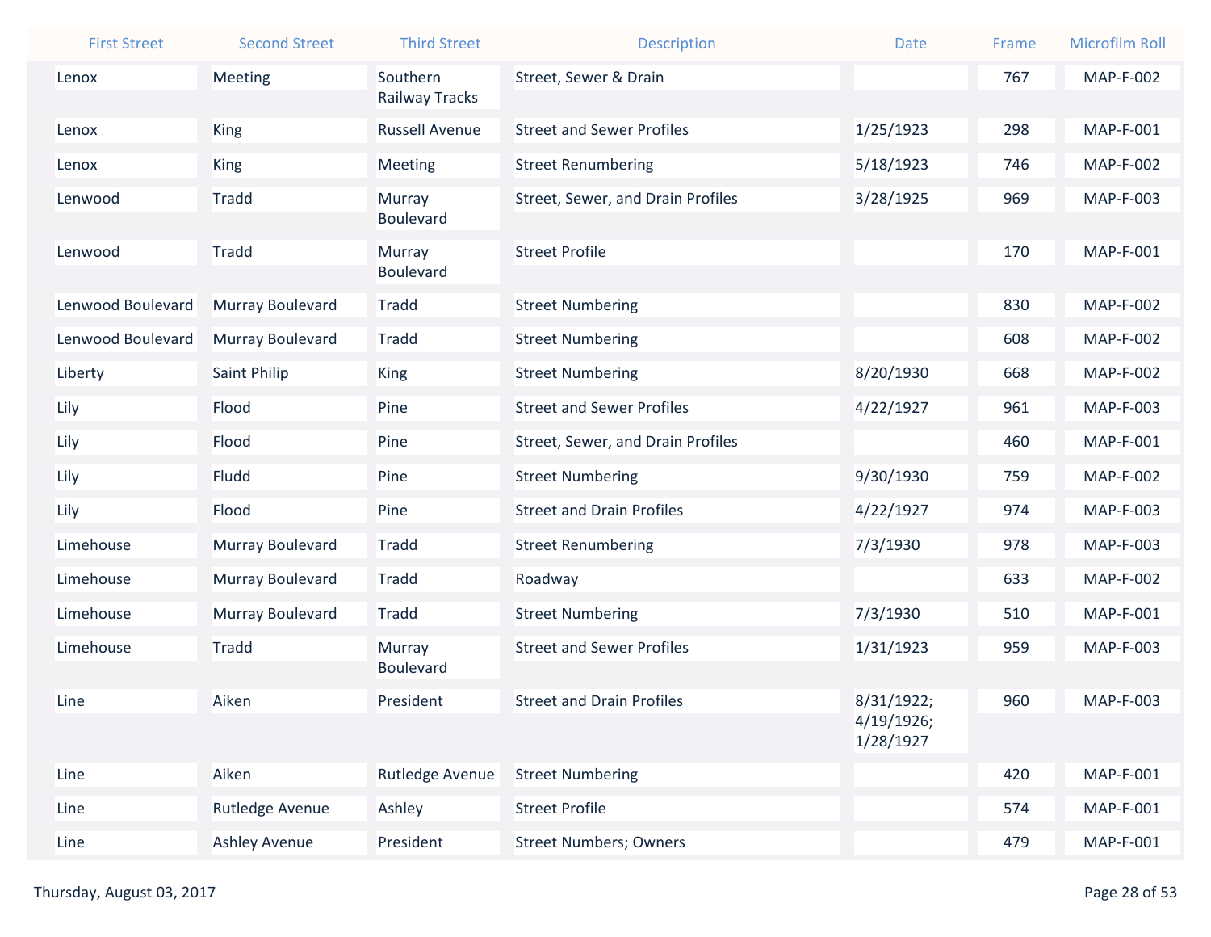| First Street | Second Street | Third Street | Description | Date | Frame | Microfilm Roll |
| --- | --- | --- | --- | --- | --- | --- |
| Lenox | Meeting | Southern Railway Tracks | Street, Sewer & Drain | | 767 | MAP-F-002 |
| Lenox | King | Russell Avenue | Street and Sewer Profiles | 1/25/1923 | 298 | MAP-F-001 |
| Lenox | King | Meeting | Street Renumbering | 5/18/1923 | 746 | MAP-F-002 |
| Lenwood | Tradd | Murray Boulevard | Street, Sewer, and Drain Profiles | 3/28/1925 | 969 | MAP-F-003 |
| Lenwood | Tradd | Murray Boulevard | Street Profile | | 170 | MAP-F-001 |
| Lenwood Boulevard | Murray Boulevard | Tradd | Street Numbering | | 830 | MAP-F-002 |
| Lenwood Boulevard | Murray Boulevard | Tradd | Street Numbering | | 608 | MAP-F-002 |
| Liberty | Saint Philip | King | Street Numbering | 8/20/1930 | 668 | MAP-F-002 |
| Lily | Flood | Pine | Street and Sewer Profiles | 4/22/1927 | 961 | MAP-F-003 |
| Lily | Flood | Pine | Street, Sewer, and Drain Profiles | | 460 | MAP-F-001 |
| Lily | Fludd | Pine | Street Numbering | 9/30/1930 | 759 | MAP-F-002 |
| Lily | Flood | Pine | Street and Drain Profiles | 4/22/1927 | 974 | MAP-F-003 |
| Limehouse | Murray Boulevard | Tradd | Street Renumbering | 7/3/1930 | 978 | MAP-F-003 |
| Limehouse | Murray Boulevard | Tradd | Roadway | | 633 | MAP-F-002 |
| Limehouse | Murray Boulevard | Tradd | Street Numbering | 7/3/1930 | 510 | MAP-F-001 |
| Limehouse | Tradd | Murray Boulevard | Street and Sewer Profiles | 1/31/1923 | 959 | MAP-F-003 |
| Line | Aiken | President | Street and Drain Profiles | 8/31/1922; 4/19/1926; 1/28/1927 | 960 | MAP-F-003 |
| Line | Aiken | Rutledge Avenue | Street Numbering | | 420 | MAP-F-001 |
| Line | Rutledge Avenue | Ashley | Street Profile | | 574 | MAP-F-001 |
| Line | Ashley Avenue | President | Street Numbers; Owners | | 479 | MAP-F-001 |

Thursday, August 03, 2017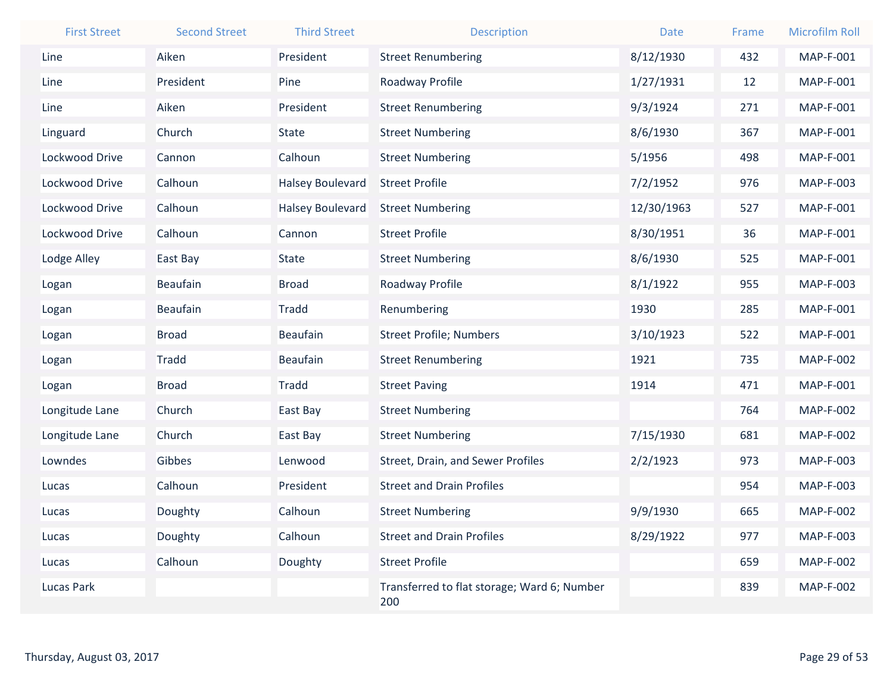| First Street | Second Street | Third Street | Description | Date | Frame | Microfilm Roll |
|---|---|---|---|---|---|---|
| Line | Aiken | President | Street Renumbering | 8/12/1930 | 432 | MAP-F-001 |
| Line | President | Pine | Roadway Profile | 1/27/1931 | 12 | MAP-F-001 |
| Line | Aiken | President | Street Renumbering | 9/3/1924 | 271 | MAP-F-001 |
| Linguard | Church | State | Street Numbering | 8/6/1930 | 367 | MAP-F-001 |
| Lockwood Drive | Cannon | Calhoun | Street Numbering | 5/1956 | 498 | MAP-F-001 |
| Lockwood Drive | Calhoun | Halsey Boulevard | Street Profile | 7/2/1952 | 976 | MAP-F-003 |
| Lockwood Drive | Calhoun | Halsey Boulevard | Street Numbering | 12/30/1963 | 527 | MAP-F-001 |
| Lockwood Drive | Calhoun | Cannon | Street Profile | 8/30/1951 | 36 | MAP-F-001 |
| Lodge Alley | East Bay | State | Street Numbering | 8/6/1930 | 525 | MAP-F-001 |
| Logan | Beaufain | Broad | Roadway Profile | 8/1/1922 | 955 | MAP-F-003 |
| Logan | Beaufain | Tradd | Renumbering | 1930 | 285 | MAP-F-001 |
| Logan | Broad | Beaufain | Street Profile; Numbers | 3/10/1923 | 522 | MAP-F-001 |
| Logan | Tradd | Beaufain | Street Renumbering | 1921 | 735 | MAP-F-002 |
| Logan | Broad | Tradd | Street Paving | 1914 | 471 | MAP-F-001 |
| Longitude Lane | Church | East Bay | Street Numbering | | 764 | MAP-F-002 |
| Longitude Lane | Church | East Bay | Street Numbering | 7/15/1930 | 681 | MAP-F-002 |
| Lowndes | Gibbes | Lenwood | Street, Drain, and Sewer Profiles | 2/2/1923 | 973 | MAP-F-003 |
| Lucas | Calhoun | President | Street and Drain Profiles | | 954 | MAP-F-003 |
| Lucas | Doughty | Calhoun | Street Numbering | 9/9/1930 | 665 | MAP-F-002 |
| Lucas | Doughty | Calhoun | Street and Drain Profiles | 8/29/1922 | 977 | MAP-F-003 |
| Lucas | Calhoun | Doughty | Street Profile | | 659 | MAP-F-002 |
| Lucas Park | | | Transferred to flat storage; Ward 6; Number 200 | | 839 | MAP-F-002 |

Thursday, August 03, 2017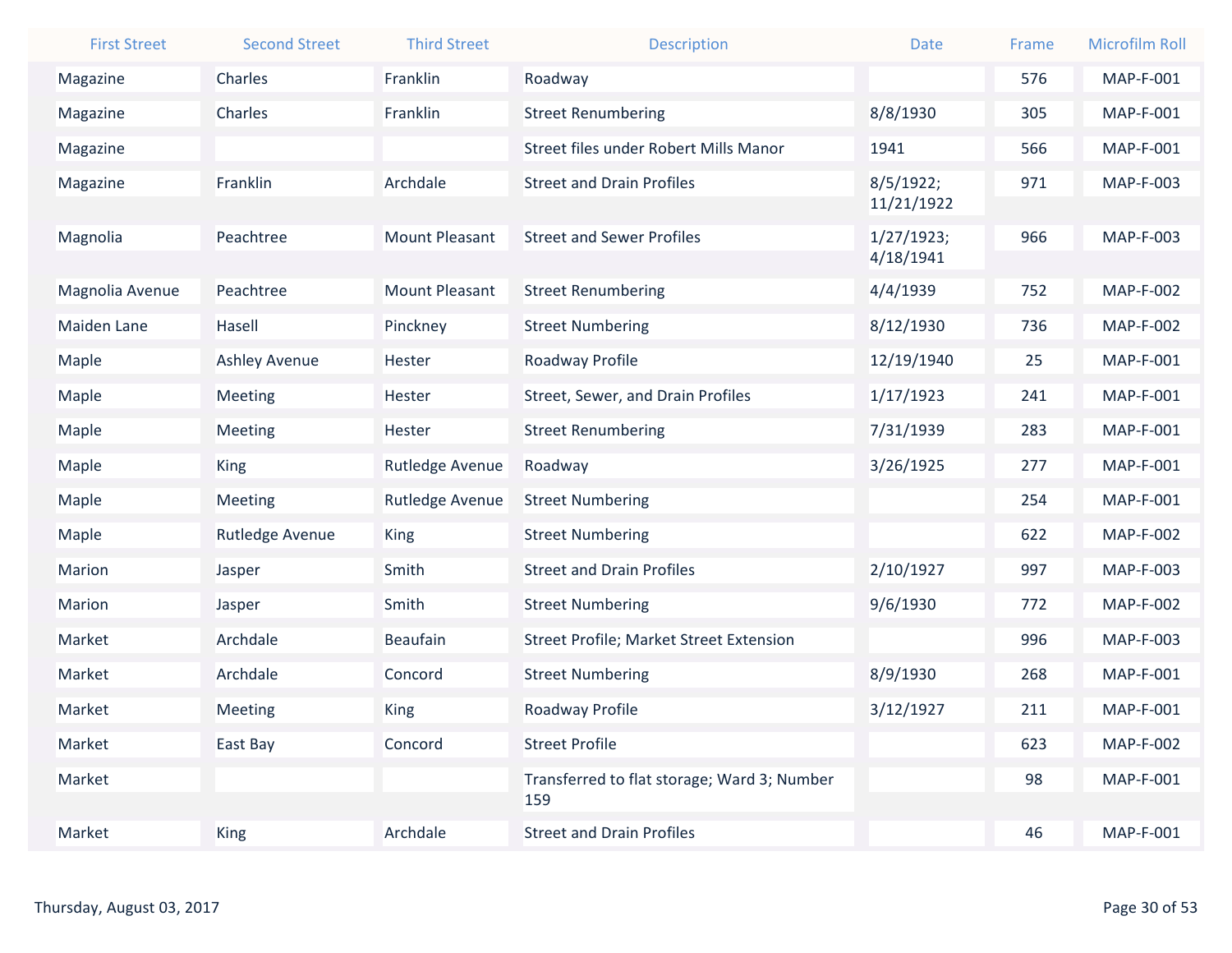| First Street | Second Street | Third Street | Description | Date | Frame | Microfilm Roll |
|---|---|---|---|---|---|---|
| Magazine | Charles | Franklin | Roadway | | 576 | MAP-F-001 |
| Magazine | Charles | Franklin | Street Renumbering | 8/8/1930 | 305 | MAP-F-001 |
| Magazine | | | Street files under Robert Mills Manor | 1941 | 566 | MAP-F-001 |
| Magazine | Franklin | Archdale | Street and Drain Profiles | 8/5/1922; 11/21/1922 | 971 | MAP-F-003 |
| Magnolia | Peachtree | Mount Pleasant | Street and Sewer Profiles | 1/27/1923; 4/18/1941 | 966 | MAP-F-003 |
| Magnolia Avenue | Peachtree | Mount Pleasant | Street Renumbering | 4/4/1939 | 752 | MAP-F-002 |
| Maiden Lane | Hasell | Pinckney | Street Numbering | 8/12/1930 | 736 | MAP-F-002 |
| Maple | Ashley Avenue | Hester | Roadway Profile | 12/19/1940 | 25 | MAP-F-001 |
| Maple | Meeting | Hester | Street, Sewer, and Drain Profiles | 1/17/1923 | 241 | MAP-F-001 |
| Maple | Meeting | Hester | Street Renumbering | 7/31/1939 | 283 | MAP-F-001 |
| Maple | King | Rutledge Avenue | Roadway | 3/26/1925 | 277 | MAP-F-001 |
| Maple | Meeting | Rutledge Avenue | Street Numbering | | 254 | MAP-F-001 |
| Maple | Rutledge Avenue | King | Street Numbering | | 622 | MAP-F-002 |
| Marion | Jasper | Smith | Street and Drain Profiles | 2/10/1927 | 997 | MAP-F-003 |
| Marion | Jasper | Smith | Street Numbering | 9/6/1930 | 772 | MAP-F-002 |
| Market | Archdale | Beaufain | Street Profile; Market Street Extension | | 996 | MAP-F-003 |
| Market | Archdale | Concord | Street Numbering | 8/9/1930 | 268 | MAP-F-001 |
| Market | Meeting | King | Roadway Profile | 3/12/1927 | 211 | MAP-F-001 |
| Market | East Bay | Concord | Street Profile | | 623 | MAP-F-002 |
| Market | | | Transferred to flat storage; Ward 3; Number 159 | | 98 | MAP-F-001 |
| Market | King | Archdale | Street and Drain Profiles | | 46 | MAP-F-001 |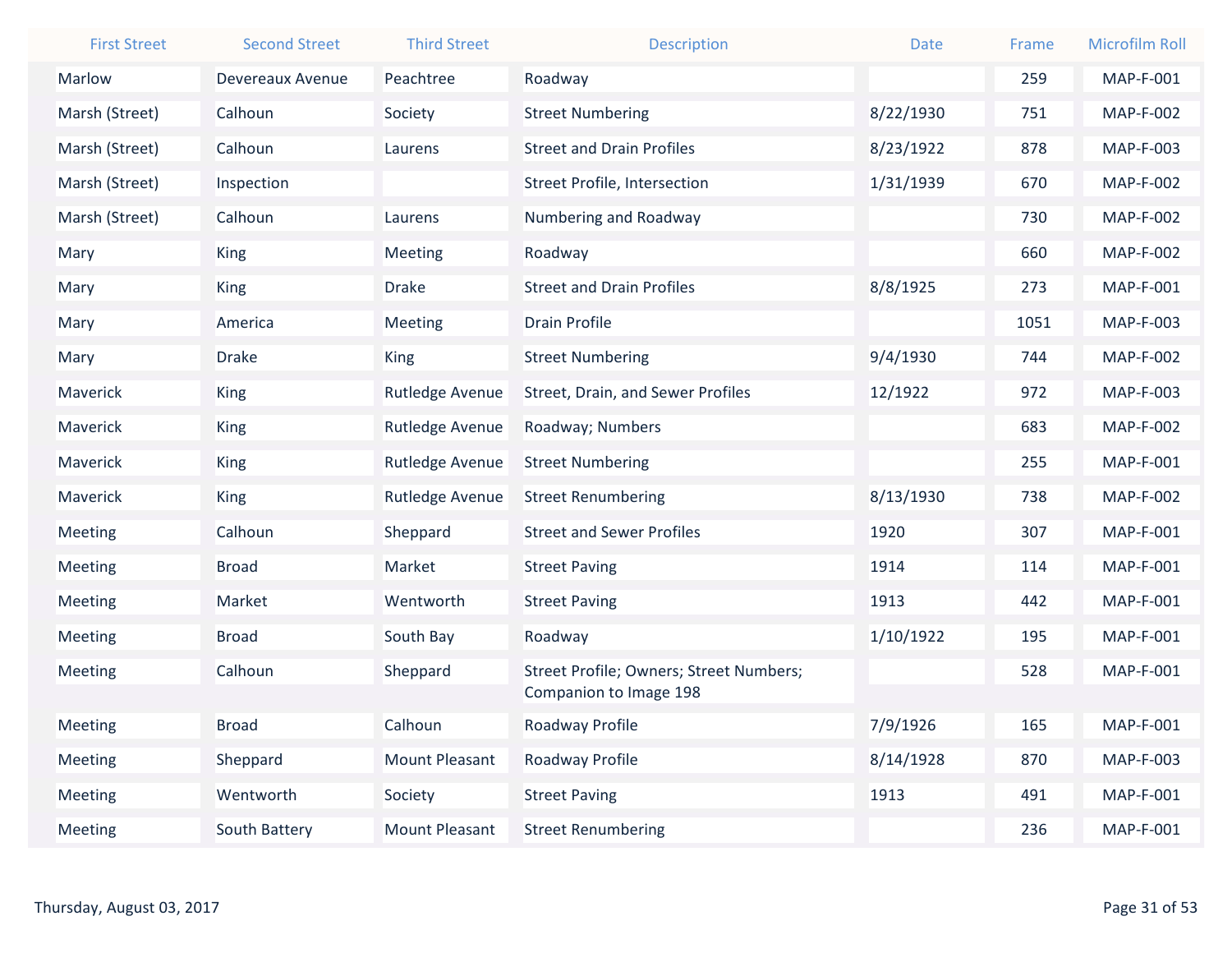| First Street | Second Street | Third Street | Description | Date | Frame | Microfilm Roll |
|---|---|---|---|---|---|---|
| Marlow | Devereaux Avenue | Peachtree | Roadway | | 259 | MAP-F-001 |
| Marsh (Street) | Calhoun | Society | Street Numbering | 8/22/1930 | 751 | MAP-F-002 |
| Marsh (Street) | Calhoun | Laurens | Street and Drain Profiles | 8/23/1922 | 878 | MAP-F-003 |
| Marsh (Street) | Inspection | | Street Profile, Intersection | 1/31/1939 | 670 | MAP-F-002 |
| Marsh (Street) | Calhoun | Laurens | Numbering and Roadway | | 730 | MAP-F-002 |
| Mary | King | Meeting | Roadway | | 660 | MAP-F-002 |
| Mary | King | Drake | Street and Drain Profiles | 8/8/1925 | 273 | MAP-F-001 |
| Mary | America | Meeting | Drain Profile | | 1051 | MAP-F-003 |
| Mary | Drake | King | Street Numbering | 9/4/1930 | 744 | MAP-F-002 |
| Maverick | King | Rutledge Avenue | Street, Drain, and Sewer Profiles | 12/1922 | 972 | MAP-F-003 |
| Maverick | King | Rutledge Avenue | Roadway; Numbers | | 683 | MAP-F-002 |
| Maverick | King | Rutledge Avenue | Street Numbering | | 255 | MAP-F-001 |
| Maverick | King | Rutledge Avenue | Street Renumbering | 8/13/1930 | 738 | MAP-F-002 |
| Meeting | Calhoun | Sheppard | Street and Sewer Profiles | 1920 | 307 | MAP-F-001 |
| Meeting | Broad | Market | Street Paving | 1914 | 114 | MAP-F-001 |
| Meeting | Market | Wentworth | Street Paving | 1913 | 442 | MAP-F-001 |
| Meeting | Broad | South Bay | Roadway | 1/10/1922 | 195 | MAP-F-001 |
| Meeting | Calhoun | Sheppard | Street Profile; Owners; Street Numbers; Companion to Image 198 | | 528 | MAP-F-001 |
| Meeting | Broad | Calhoun | Roadway Profile | 7/9/1926 | 165 | MAP-F-001 |
| Meeting | Sheppard | Mount Pleasant | Roadway Profile | 8/14/1928 | 870 | MAP-F-003 |
| Meeting | Wentworth | Society | Street Paving | 1913 | 491 | MAP-F-001 |
| Meeting | South Battery | Mount Pleasant | Street Renumbering | | 236 | MAP-F-001 |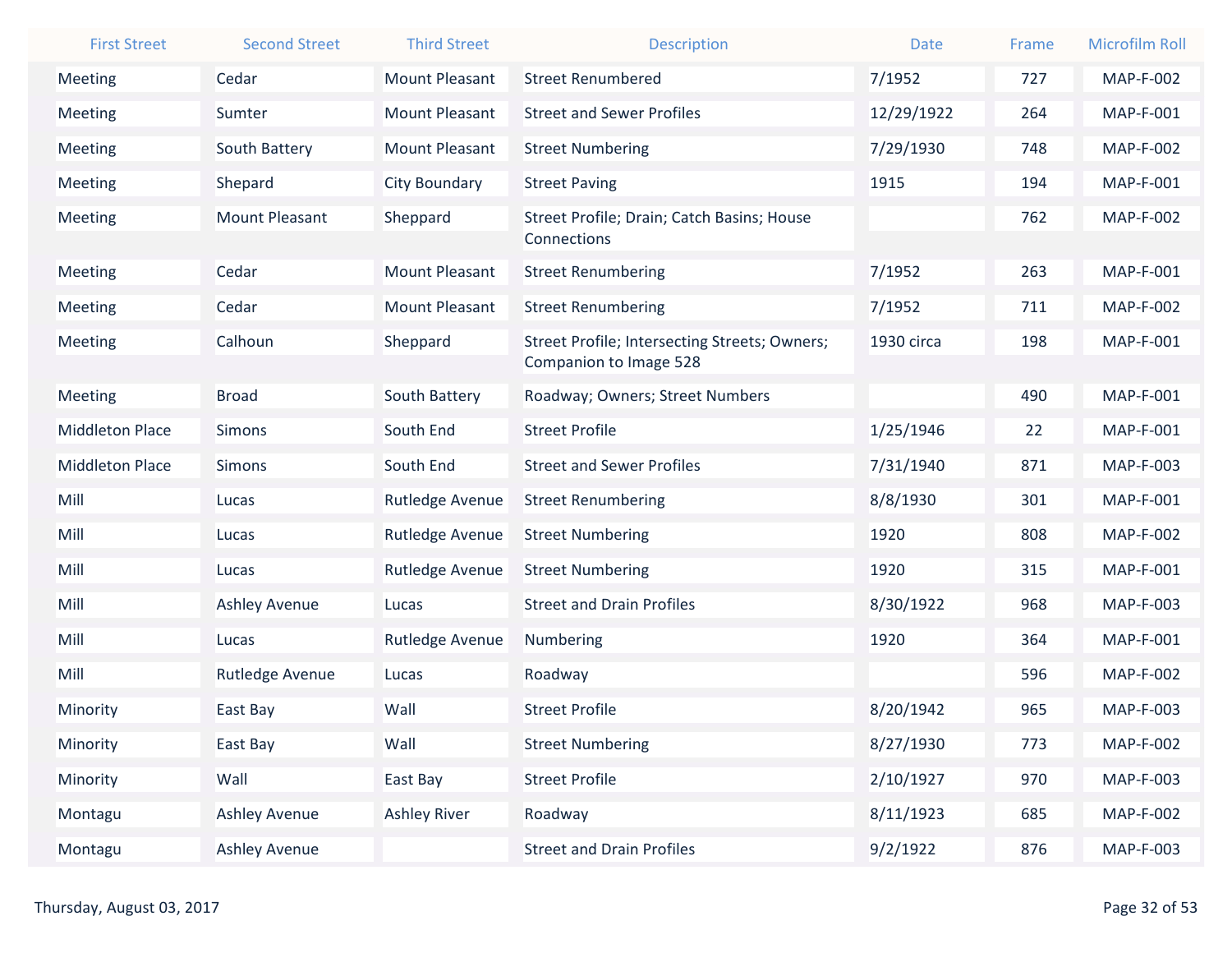| First Street | Second Street | Third Street | Description | Date | Frame | Microfilm Roll |
|---|---|---|---|---|---|---|
| Meeting | Cedar | Mount Pleasant | Street Renumbered | 7/1952 | 727 | MAP-F-002 |
| Meeting | Sumter | Mount Pleasant | Street and Sewer Profiles | 12/29/1922 | 264 | MAP-F-001 |
| Meeting | South Battery | Mount Pleasant | Street Numbering | 7/29/1930 | 748 | MAP-F-002 |
| Meeting | Shepard | City Boundary | Street Paving | 1915 | 194 | MAP-F-001 |
| Meeting | Mount Pleasant | Sheppard | Street Profile; Drain; Catch Basins; House Connections | | 762 | MAP-F-002 |
| Meeting | Cedar | Mount Pleasant | Street Renumbering | 7/1952 | 263 | MAP-F-001 |
| Meeting | Cedar | Mount Pleasant | Street Renumbering | 7/1952 | 711 | MAP-F-002 |
| Meeting | Calhoun | Sheppard | Street Profile; Intersecting Streets; Owners; Companion to Image 528 | 1930 circa | 198 | MAP-F-001 |
| Meeting | Broad | South Battery | Roadway; Owners; Street Numbers | | 490 | MAP-F-001 |
| Middleton Place | Simons | South End | Street Profile | 1/25/1946 | 22 | MAP-F-001 |
| Middleton Place | Simons | South End | Street and Sewer Profiles | 7/31/1940 | 871 | MAP-F-003 |
| Mill | Lucas | Rutledge Avenue | Street Renumbering | 8/8/1930 | 301 | MAP-F-001 |
| Mill | Lucas | Rutledge Avenue | Street Numbering | 1920 | 808 | MAP-F-002 |
| Mill | Lucas | Rutledge Avenue | Street Numbering | 1920 | 315 | MAP-F-001 |
| Mill | Ashley Avenue | Lucas | Street and Drain Profiles | 8/30/1922 | 968 | MAP-F-003 |
| Mill | Lucas | Rutledge Avenue | Numbering | 1920 | 364 | MAP-F-001 |
| Mill | Rutledge Avenue | Lucas | Roadway | | 596 | MAP-F-002 |
| Minority | East Bay | Wall | Street Profile | 8/20/1942 | 965 | MAP-F-003 |
| Minority | East Bay | Wall | Street Numbering | 8/27/1930 | 773 | MAP-F-002 |
| Minority | Wall | East Bay | Street Profile | 2/10/1927 | 970 | MAP-F-003 |
| Montagu | Ashley Avenue | Ashley River | Roadway | 8/11/1923 | 685 | MAP-F-002 |
| Montagu | Ashley Avenue | | Street and Drain Profiles | 9/2/1922 | 876 | MAP-F-003 |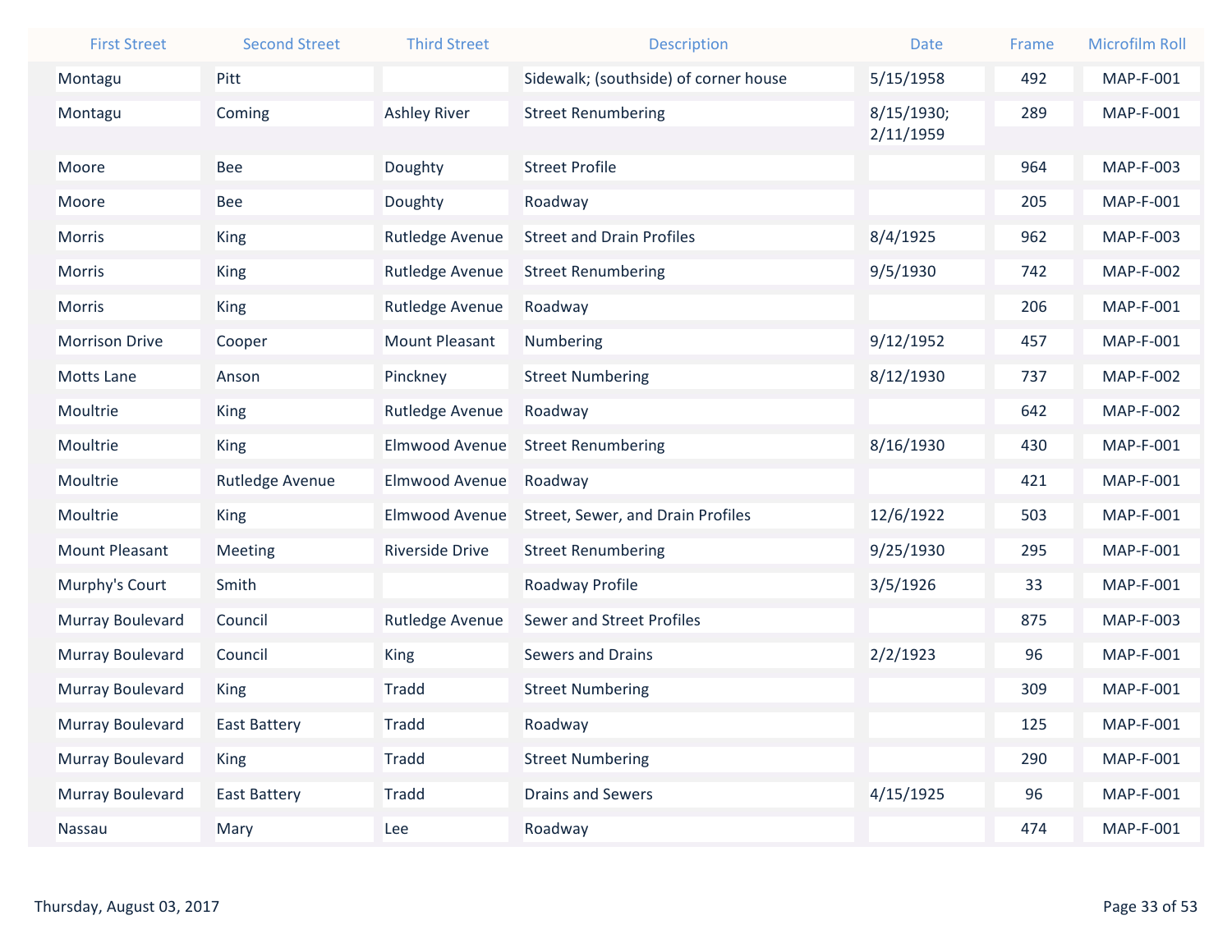| First Street | Second Street | Third Street | Description | Date | Frame | Microfilm Roll |
|---|---|---|---|---|---|---|
| Montagu | Pitt | | Sidewalk; (southside) of corner house | 5/15/1958 | 492 | MAP-F-001 |
| Montagu | Coming | Ashley River | Street Renumbering | 8/15/1930; 2/11/1959 | 289 | MAP-F-001 |
| Moore | Bee | Doughty | Street Profile | | 964 | MAP-F-003 |
| Moore | Bee | Doughty | Roadway | | 205 | MAP-F-001 |
| Morris | King | Rutledge Avenue | Street and Drain Profiles | 8/4/1925 | 962 | MAP-F-003 |
| Morris | King | Rutledge Avenue | Street Renumbering | 9/5/1930 | 742 | MAP-F-002 |
| Morris | King | Rutledge Avenue | Roadway | | 206 | MAP-F-001 |
| Morrison Drive | Cooper | Mount Pleasant | Numbering | 9/12/1952 | 457 | MAP-F-001 |
| Motts Lane | Anson | Pinckney | Street Numbering | 8/12/1930 | 737 | MAP-F-002 |
| Moultrie | King | Rutledge Avenue | Roadway | | 642 | MAP-F-002 |
| Moultrie | King | Elmwood Avenue | Street Renumbering | 8/16/1930 | 430 | MAP-F-001 |
| Moultrie | Rutledge Avenue | Elmwood Avenue | Roadway | | 421 | MAP-F-001 |
| Moultrie | King | Elmwood Avenue | Street, Sewer, and Drain Profiles | 12/6/1922 | 503 | MAP-F-001 |
| Mount Pleasant | Meeting | Riverside Drive | Street Renumbering | 9/25/1930 | 295 | MAP-F-001 |
| Murphy's Court | Smith | | Roadway Profile | 3/5/1926 | 33 | MAP-F-001 |
| Murray Boulevard | Council | Rutledge Avenue | Sewer and Street Profiles | | 875 | MAP-F-003 |
| Murray Boulevard | Council | King | Sewers and Drains | 2/2/1923 | 96 | MAP-F-001 |
| Murray Boulevard | King | Tradd | Street Numbering | | 309 | MAP-F-001 |
| Murray Boulevard | East Battery | Tradd | Roadway | | 125 | MAP-F-001 |
| Murray Boulevard | King | Tradd | Street Numbering | | 290 | MAP-F-001 |
| Murray Boulevard | East Battery | Tradd | Drains and Sewers | 4/15/1925 | 96 | MAP-F-001 |
| Nassau | Mary | Lee | Roadway | | 474 | MAP-F-001 |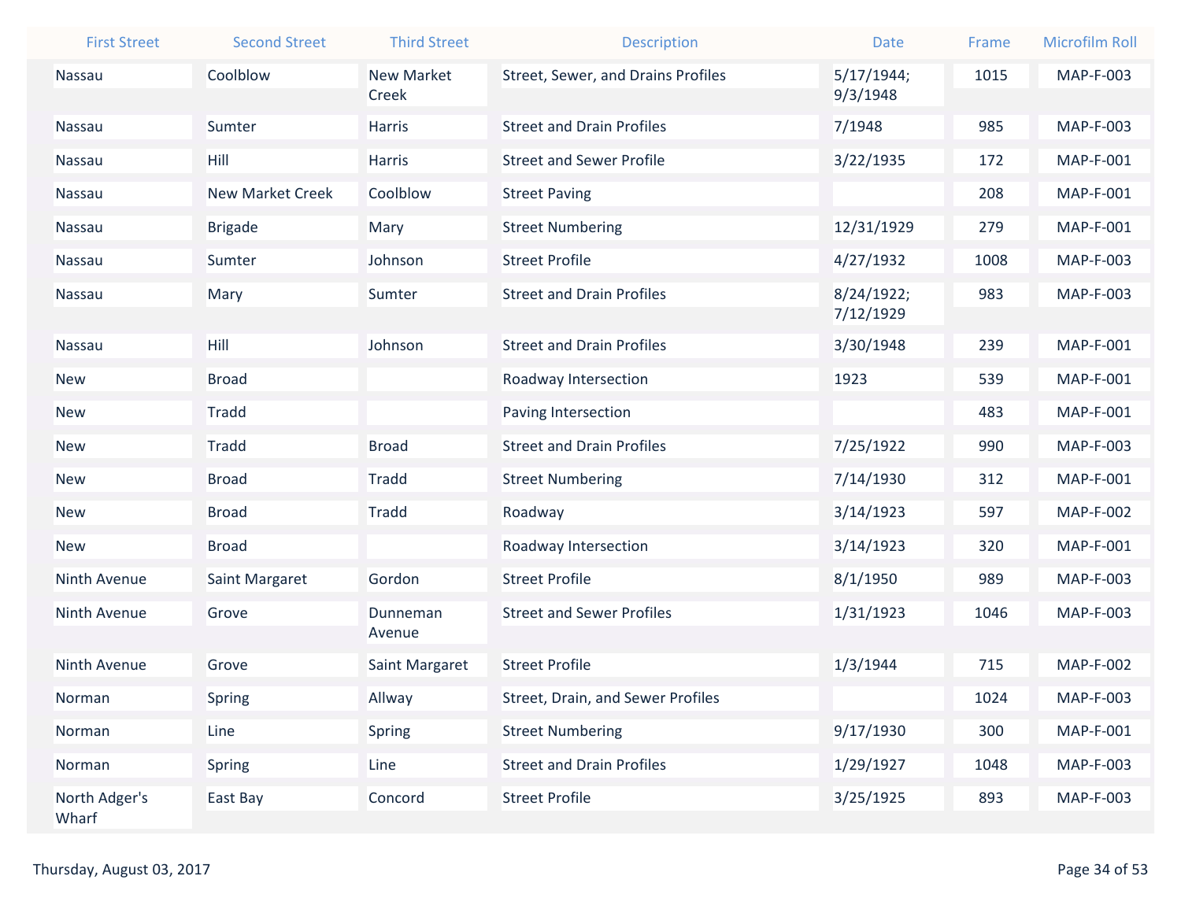| First Street | Second Street | Third Street | Description | Date | Frame | Microfilm Roll |
|---|---|---|---|---|---|---|
| Nassau | Coolblow | New Market Creek | Street, Sewer, and Drains Profiles | 5/17/1944; 9/3/1948 | 1015 | MAP-F-003 |
| Nassau | Sumter | Harris | Street and Drain Profiles | 7/1948 | 985 | MAP-F-003 |
| Nassau | Hill | Harris | Street and Sewer Profile | 3/22/1935 | 172 | MAP-F-001 |
| Nassau | New Market Creek | Coolblow | Street Paving | | 208 | MAP-F-001 |
| Nassau | Brigade | Mary | Street Numbering | 12/31/1929 | 279 | MAP-F-001 |
| Nassau | Sumter | Johnson | Street Profile | 4/27/1932 | 1008 | MAP-F-003 |
| Nassau | Mary | Sumter | Street and Drain Profiles | 8/24/1922; 7/12/1929 | 983 | MAP-F-003 |
| Nassau | Hill | Johnson | Street and Drain Profiles | 3/30/1948 | 239 | MAP-F-001 |
| New | Broad | | Roadway Intersection | 1923 | 539 | MAP-F-001 |
| New | Tradd | | Paving Intersection | | 483 | MAP-F-001 |
| New | Tradd | Broad | Street and Drain Profiles | 7/25/1922 | 990 | MAP-F-003 |
| New | Broad | Tradd | Street Numbering | 7/14/1930 | 312 | MAP-F-001 |
| New | Broad | Tradd | Roadway | 3/14/1923 | 597 | MAP-F-002 |
| New | Broad | | Roadway Intersection | 3/14/1923 | 320 | MAP-F-001 |
| Ninth Avenue | Saint Margaret | Gordon | Street Profile | 8/1/1950 | 989 | MAP-F-003 |
| Ninth Avenue | Grove | Dunneman Avenue | Street and Sewer Profiles | 1/31/1923 | 1046 | MAP-F-003 |
| Ninth Avenue | Grove | Saint Margaret | Street Profile | 1/3/1944 | 715 | MAP-F-002 |
| Norman | Spring | Allway | Street, Drain, and Sewer Profiles | | 1024 | MAP-F-003 |
| Norman | Line | Spring | Street Numbering | 9/17/1930 | 300 | MAP-F-001 |
| Norman | Spring | Line | Street and Drain Profiles | 1/29/1927 | 1048 | MAP-F-003 |
| North Adger's Wharf | East Bay | Concord | Street Profile | 3/25/1925 | 893 | MAP-F-003 |

Thursday, August 03, 2017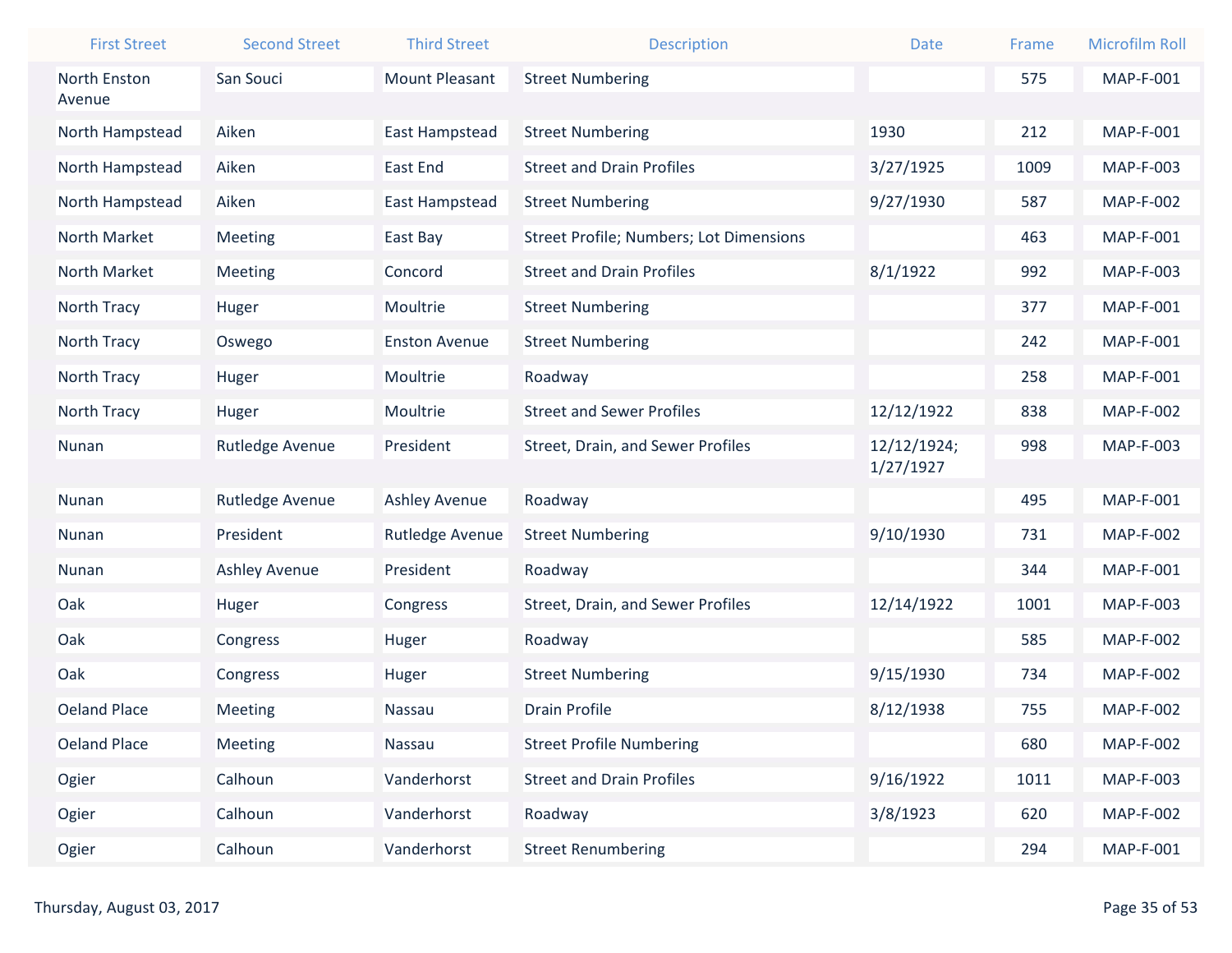| First Street | Second Street | Third Street | Description | Date | Frame | Microfilm Roll |
|---|---|---|---|---|---|---|
| North Enston Avenue | San Souci | Mount Pleasant | Street Numbering | | 575 | MAP-F-001 |
| North Hampstead | Aiken | East Hampstead | Street Numbering | 1930 | 212 | MAP-F-001 |
| North Hampstead | Aiken | East End | Street and Drain Profiles | 3/27/1925 | 1009 | MAP-F-003 |
| North Hampstead | Aiken | East Hampstead | Street Numbering | 9/27/1930 | 587 | MAP-F-002 |
| North Market | Meeting | East Bay | Street Profile; Numbers; Lot Dimensions | | 463 | MAP-F-001 |
| North Market | Meeting | Concord | Street and Drain Profiles | 8/1/1922 | 992 | MAP-F-003 |
| North Tracy | Huger | Moultrie | Street Numbering | | 377 | MAP-F-001 |
| North Tracy | Oswego | Enston Avenue | Street Numbering | | 242 | MAP-F-001 |
| North Tracy | Huger | Moultrie | Roadway | | 258 | MAP-F-001 |
| North Tracy | Huger | Moultrie | Street and Sewer Profiles | 12/12/1922 | 838 | MAP-F-002 |
| Nunan | Rutledge Avenue | President | Street, Drain, and Sewer Profiles | 12/12/1924; 1/27/1927 | 998 | MAP-F-003 |
| Nunan | Rutledge Avenue | Ashley Avenue | Roadway | | 495 | MAP-F-001 |
| Nunan | President | Rutledge Avenue | Street Numbering | 9/10/1930 | 731 | MAP-F-002 |
| Nunan | Ashley Avenue | President | Roadway | | 344 | MAP-F-001 |
| Oak | Huger | Congress | Street, Drain, and Sewer Profiles | 12/14/1922 | 1001 | MAP-F-003 |
| Oak | Congress | Huger | Roadway | | 585 | MAP-F-002 |
| Oak | Congress | Huger | Street Numbering | 9/15/1930 | 734 | MAP-F-002 |
| Oeland Place | Meeting | Nassau | Drain Profile | 8/12/1938 | 755 | MAP-F-002 |
| Oeland Place | Meeting | Nassau | Street Profile Numbering | | 680 | MAP-F-002 |
| Ogier | Calhoun | Vanderhorst | Street and Drain Profiles | 9/16/1922 | 1011 | MAP-F-003 |
| Ogier | Calhoun | Vanderhorst | Roadway | 3/8/1923 | 620 | MAP-F-002 |
| Ogier | Calhoun | Vanderhorst | Street Renumbering | | 294 | MAP-F-001 |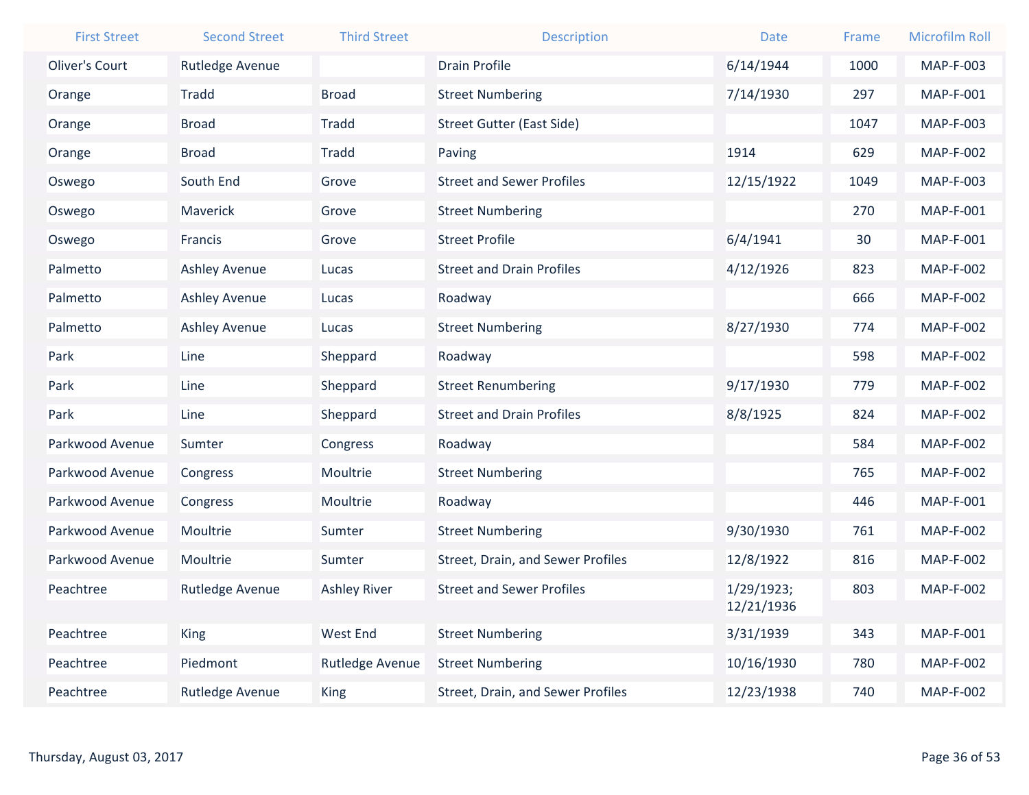| First Street | Second Street | Third Street | Description | Date | Frame | Microfilm Roll |
| --- | --- | --- | --- | --- | --- | --- |
| Oliver's Court | Rutledge Avenue | | Drain Profile | 6/14/1944 | 1000 | MAP-F-003 |
| Orange | Tradd | Broad | Street Numbering | 7/14/1930 | 297 | MAP-F-001 |
| Orange | Broad | Tradd | Street Gutter (East Side) | | 1047 | MAP-F-003 |
| Orange | Broad | Tradd | Paving | 1914 | 629 | MAP-F-002 |
| Oswego | South End | Grove | Street and Sewer Profiles | 12/15/1922 | 1049 | MAP-F-003 |
| Oswego | Maverick | Grove | Street Numbering | | 270 | MAP-F-001 |
| Oswego | Francis | Grove | Street Profile | 6/4/1941 | 30 | MAP-F-001 |
| Palmetto | Ashley Avenue | Lucas | Street and Drain Profiles | 4/12/1926 | 823 | MAP-F-002 |
| Palmetto | Ashley Avenue | Lucas | Roadway | | 666 | MAP-F-002 |
| Palmetto | Ashley Avenue | Lucas | Street Numbering | 8/27/1930 | 774 | MAP-F-002 |
| Park | Line | Sheppard | Roadway | | 598 | MAP-F-002 |
| Park | Line | Sheppard | Street Renumbering | 9/17/1930 | 779 | MAP-F-002 |
| Park | Line | Sheppard | Street and Drain Profiles | 8/8/1925 | 824 | MAP-F-002 |
| Parkwood Avenue | Sumter | Congress | Roadway | | 584 | MAP-F-002 |
| Parkwood Avenue | Congress | Moultrie | Street Numbering | | 765 | MAP-F-002 |
| Parkwood Avenue | Congress | Moultrie | Roadway | | 446 | MAP-F-001 |
| Parkwood Avenue | Moultrie | Sumter | Street Numbering | 9/30/1930 | 761 | MAP-F-002 |
| Parkwood Avenue | Moultrie | Sumter | Street, Drain, and Sewer Profiles | 12/8/1922 | 816 | MAP-F-002 |
| Peachtree | Rutledge Avenue | Ashley River | Street and Sewer Profiles | 1/29/1923; 12/21/1936 | 803 | MAP-F-002 |
| Peachtree | King | West End | Street Numbering | 3/31/1939 | 343 | MAP-F-001 |
| Peachtree | Piedmont | Rutledge Avenue | Street Numbering | 10/16/1930 | 780 | MAP-F-002 |
| Peachtree | Rutledge Avenue | King | Street, Drain, and Sewer Profiles | 12/23/1938 | 740 | MAP-F-002 |

Thursday, August 03, 2017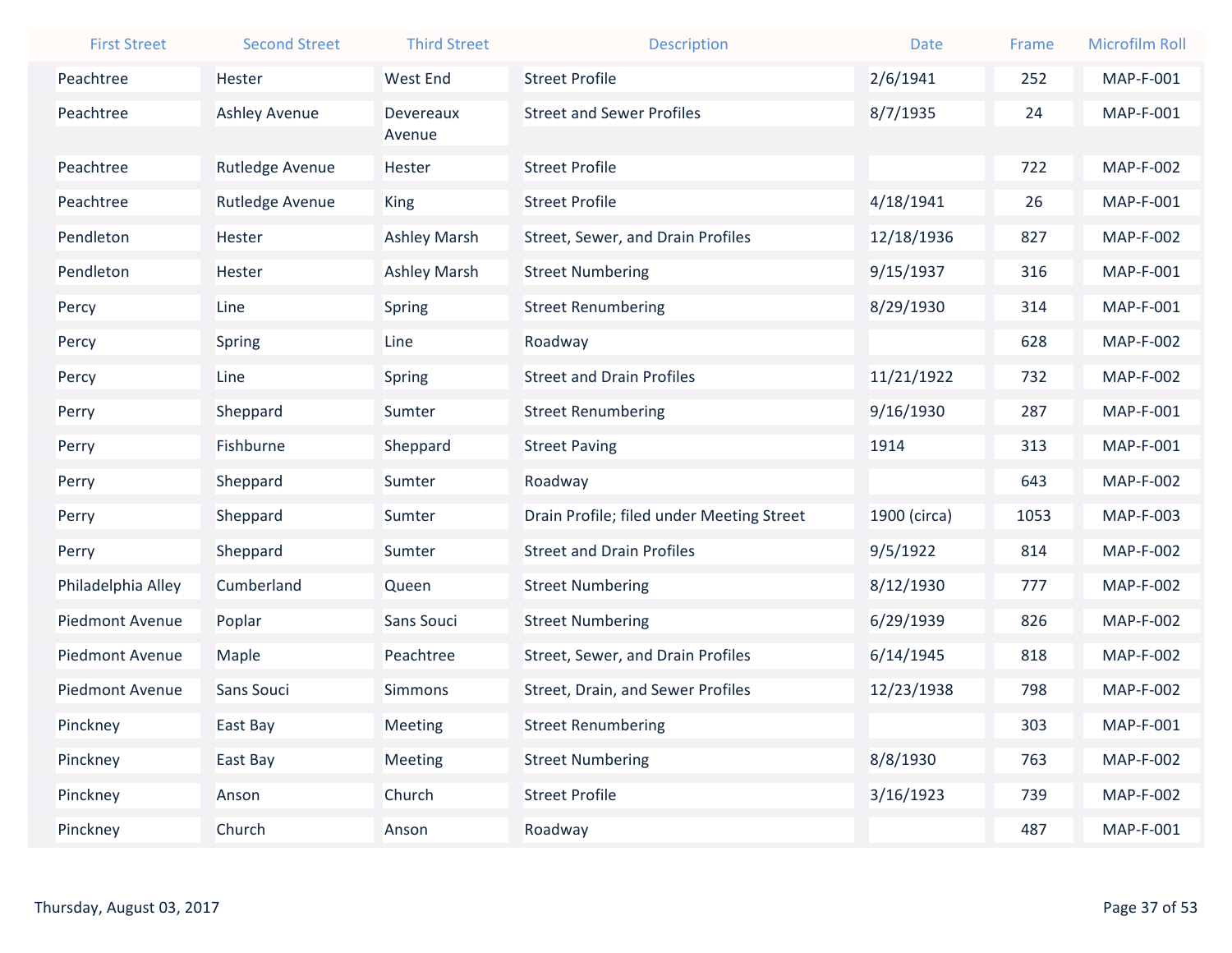| First Street | Second Street | Third Street | Description | Date | Frame | Microfilm Roll |
|---|---|---|---|---|---|---|
| Peachtree | Hester | West End | Street Profile | 2/6/1941 | 252 | MAP-F-001 |
| Peachtree | Ashley Avenue | Devereaux Avenue | Street and Sewer Profiles | 8/7/1935 | 24 | MAP-F-001 |
| Peachtree | Rutledge Avenue | Hester | Street Profile | | 722 | MAP-F-002 |
| Peachtree | Rutledge Avenue | King | Street Profile | 4/18/1941 | 26 | MAP-F-001 |
| Pendleton | Hester | Ashley Marsh | Street, Sewer, and Drain Profiles | 12/18/1936 | 827 | MAP-F-002 |
| Pendleton | Hester | Ashley Marsh | Street Numbering | 9/15/1937 | 316 | MAP-F-001 |
| Percy | Line | Spring | Street Renumbering | 8/29/1930 | 314 | MAP-F-001 |
| Percy | Spring | Line | Roadway | | 628 | MAP-F-002 |
| Percy | Line | Spring | Street and Drain Profiles | 11/21/1922 | 732 | MAP-F-002 |
| Perry | Sheppard | Sumter | Street Renumbering | 9/16/1930 | 287 | MAP-F-001 |
| Perry | Fishburne | Sheppard | Street Paving | 1914 | 313 | MAP-F-001 |
| Perry | Sheppard | Sumter | Roadway | | 643 | MAP-F-002 |
| Perry | Sheppard | Sumter | Drain Profile; filed under Meeting Street | 1900 (circa) | 1053 | MAP-F-003 |
| Perry | Sheppard | Sumter | Street and Drain Profiles | 9/5/1922 | 814 | MAP-F-002 |
| Philadelphia Alley | Cumberland | Queen | Street Numbering | 8/12/1930 | 777 | MAP-F-002 |
| Piedmont Avenue | Poplar | Sans Souci | Street Numbering | 6/29/1939 | 826 | MAP-F-002 |
| Piedmont Avenue | Maple | Peachtree | Street, Sewer, and Drain Profiles | 6/14/1945 | 818 | MAP-F-002 |
| Piedmont Avenue | Sans Souci | Simmons | Street, Drain, and Sewer Profiles | 12/23/1938 | 798 | MAP-F-002 |
| Pinckney | East Bay | Meeting | Street Renumbering | | 303 | MAP-F-001 |
| Pinckney | East Bay | Meeting | Street Numbering | 8/8/1930 | 763 | MAP-F-002 |
| Pinckney | Anson | Church | Street Profile | 3/16/1923 | 739 | MAP-F-002 |
| Pinckney | Church | Anson | Roadway | | 487 | MAP-F-001 |

Thursday, August 03, 2017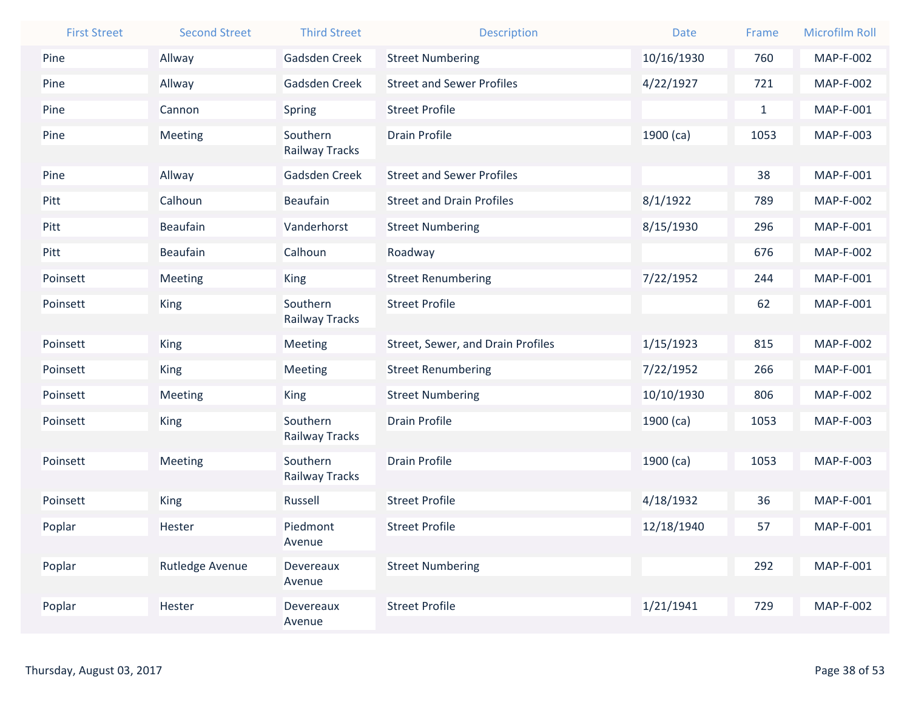| First Street | Second Street | Third Street | Description | Date | Frame | Microfilm Roll |
|---|---|---|---|---|---|---|
| Pine | Allway | Gadsden Creek | Street Numbering | 10/16/1930 | 760 | MAP-F-002 |
| Pine | Allway | Gadsden Creek | Street and Sewer Profiles | 4/22/1927 | 721 | MAP-F-002 |
| Pine | Cannon | Spring | Street Profile | | 1 | MAP-F-001 |
| Pine | Meeting | Southern Railway Tracks | Drain Profile | 1900 (ca) | 1053 | MAP-F-003 |
| Pine | Allway | Gadsden Creek | Street and Sewer Profiles | | 38 | MAP-F-001 |
| Pitt | Calhoun | Beaufain | Street and Drain Profiles | 8/1/1922 | 789 | MAP-F-002 |
| Pitt | Beaufain | Vanderhorst | Street Numbering | 8/15/1930 | 296 | MAP-F-001 |
| Pitt | Beaufain | Calhoun | Roadway | | 676 | MAP-F-002 |
| Poinsett | Meeting | King | Street Renumbering | 7/22/1952 | 244 | MAP-F-001 |
| Poinsett | King | Southern Railway Tracks | Street Profile | | 62 | MAP-F-001 |
| Poinsett | King | Meeting | Street, Sewer, and Drain Profiles | 1/15/1923 | 815 | MAP-F-002 |
| Poinsett | King | Meeting | Street Renumbering | 7/22/1952 | 266 | MAP-F-001 |
| Poinsett | Meeting | King | Street Numbering | 10/10/1930 | 806 | MAP-F-002 |
| Poinsett | King | Southern Railway Tracks | Drain Profile | 1900 (ca) | 1053 | MAP-F-003 |
| Poinsett | Meeting | Southern Railway Tracks | Drain Profile | 1900 (ca) | 1053 | MAP-F-003 |
| Poinsett | King | Russell | Street Profile | 4/18/1932 | 36 | MAP-F-001 |
| Poplar | Hester | Piedmont Avenue | Street Profile | 12/18/1940 | 57 | MAP-F-001 |
| Poplar | Rutledge Avenue | Devereaux Avenue | Street Numbering | | 292 | MAP-F-001 |
| Poplar | Hester | Devereaux Avenue | Street Profile | 1/21/1941 | 729 | MAP-F-002 |

Thursday, August 03, 2017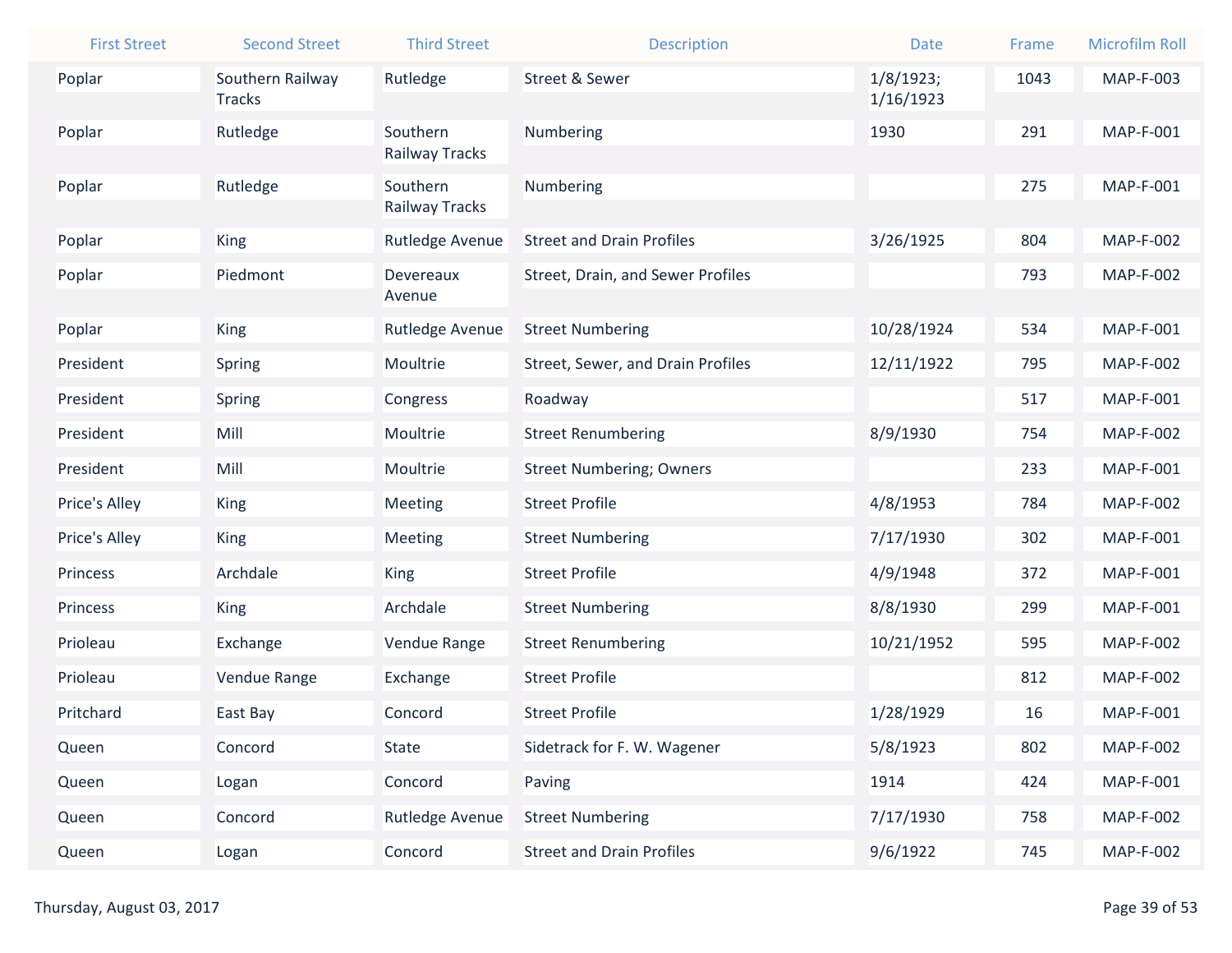| First Street | Second Street | Third Street | Description | Date | Frame | Microfilm Roll |
|---|---|---|---|---|---|---|
| Poplar | Southern Railway Tracks | Rutledge | Street & Sewer | 1/8/1923; 1/16/1923 | 1043 | MAP-F-003 |
| Poplar | Rutledge | Southern Railway Tracks | Numbering | 1930 | 291 | MAP-F-001 |
| Poplar | Rutledge | Southern Railway Tracks | Numbering | | 275 | MAP-F-001 |
| Poplar | King | Rutledge Avenue | Street and Drain Profiles | 3/26/1925 | 804 | MAP-F-002 |
| Poplar | Piedmont | Devereaux Avenue | Street, Drain, and Sewer Profiles | | 793 | MAP-F-002 |
| Poplar | King | Rutledge Avenue | Street Numbering | 10/28/1924 | 534 | MAP-F-001 |
| President | Spring | Moultrie | Street, Sewer, and Drain Profiles | 12/11/1922 | 795 | MAP-F-002 |
| President | Spring | Congress | Roadway | | 517 | MAP-F-001 |
| President | Mill | Moultrie | Street Renumbering | 8/9/1930 | 754 | MAP-F-002 |
| President | Mill | Moultrie | Street Numbering; Owners | | 233 | MAP-F-001 |
| Price's Alley | King | Meeting | Street Profile | 4/8/1953 | 784 | MAP-F-002 |
| Price's Alley | King | Meeting | Street Numbering | 7/17/1930 | 302 | MAP-F-001 |
| Princess | Archdale | King | Street Profile | 4/9/1948 | 372 | MAP-F-001 |
| Princess | King | Archdale | Street Numbering | 8/8/1930 | 299 | MAP-F-001 |
| Prioleau | Exchange | Vendue Range | Street Renumbering | 10/21/1952 | 595 | MAP-F-002 |
| Prioleau | Vendue Range | Exchange | Street Profile | | 812 | MAP-F-002 |
| Pritchard | East Bay | Concord | Street Profile | 1/28/1929 | 16 | MAP-F-001 |
| Queen | Concord | State | Sidetrack for F. W. Wagener | 5/8/1923 | 802 | MAP-F-002 |
| Queen | Logan | Concord | Paving | 1914 | 424 | MAP-F-001 |
| Queen | Concord | Rutledge Avenue | Street Numbering | 7/17/1930 | 758 | MAP-F-002 |
| Queen | Logan | Concord | Street and Drain Profiles | 9/6/1922 | 745 | MAP-F-002 |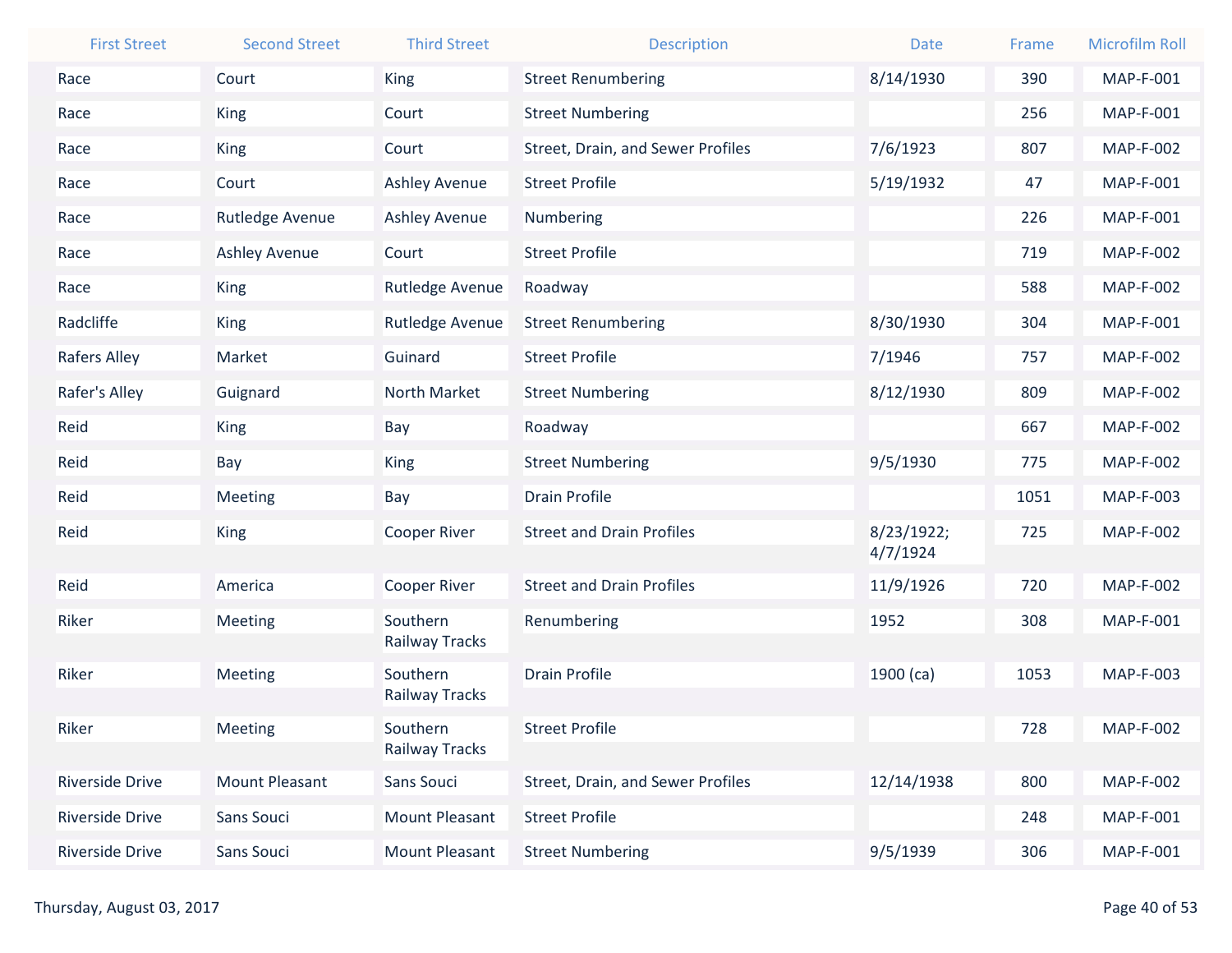| First Street | Second Street | Third Street | Description | Date | Frame | Microfilm Roll |
|---|---|---|---|---|---|---|
| Race | Court | King | Street Renumbering | 8/14/1930 | 390 | MAP-F-001 |
| Race | King | Court | Street Numbering | | 256 | MAP-F-001 |
| Race | King | Court | Street, Drain, and Sewer Profiles | 7/6/1923 | 807 | MAP-F-002 |
| Race | Court | Ashley Avenue | Street Profile | 5/19/1932 | 47 | MAP-F-001 |
| Race | Rutledge Avenue | Ashley Avenue | Numbering | | 226 | MAP-F-001 |
| Race | Ashley Avenue | Court | Street Profile | | 719 | MAP-F-002 |
| Race | King | Rutledge Avenue | Roadway | | 588 | MAP-F-002 |
| Radcliffe | King | Rutledge Avenue | Street Renumbering | 8/30/1930 | 304 | MAP-F-001 |
| Rafers Alley | Market | Guinard | Street Profile | 7/1946 | 757 | MAP-F-002 |
| Rafer's Alley | Guignard | North Market | Street Numbering | 8/12/1930 | 809 | MAP-F-002 |
| Reid | King | Bay | Roadway | | 667 | MAP-F-002 |
| Reid | Bay | King | Street Numbering | 9/5/1930 | 775 | MAP-F-002 |
| Reid | Meeting | Bay | Drain Profile | | 1051 | MAP-F-003 |
| Reid | King | Cooper River | Street and Drain Profiles | 8/23/1922; 4/7/1924 | 725 | MAP-F-002 |
| Reid | America | Cooper River | Street and Drain Profiles | 11/9/1926 | 720 | MAP-F-002 |
| Riker | Meeting | Southern Railway Tracks | Renumbering | 1952 | 308 | MAP-F-001 |
| Riker | Meeting | Southern Railway Tracks | Drain Profile | 1900 (ca) | 1053 | MAP-F-003 |
| Riker | Meeting | Southern Railway Tracks | Street Profile | | 728 | MAP-F-002 |
| Riverside Drive | Mount Pleasant | Sans Souci | Street, Drain, and Sewer Profiles | 12/14/1938 | 800 | MAP-F-002 |
| Riverside Drive | Sans Souci | Mount Pleasant | Street Profile | | 248 | MAP-F-001 |
| Riverside Drive | Sans Souci | Mount Pleasant | Street Numbering | 9/5/1939 | 306 | MAP-F-001 |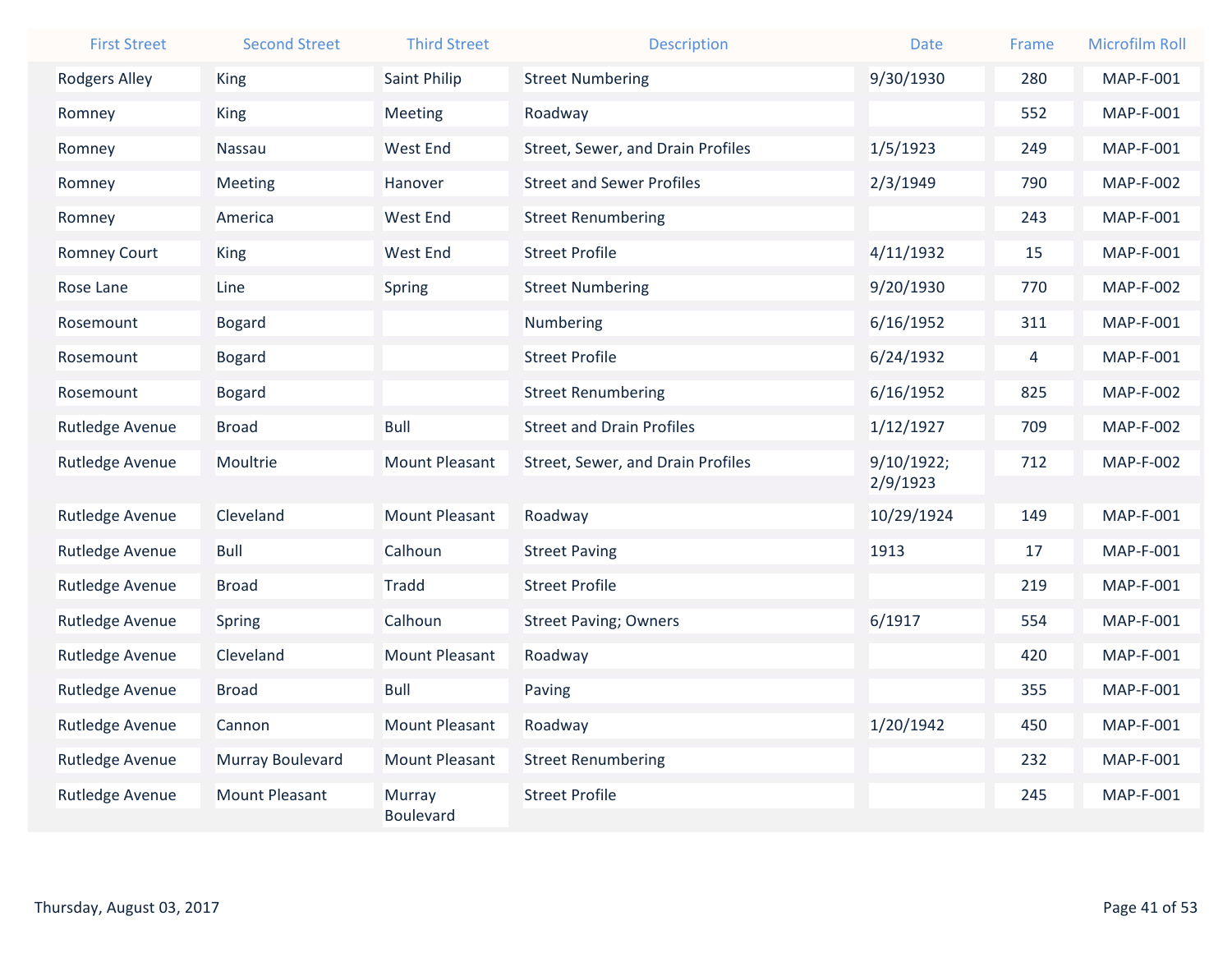| First Street | Second Street | Third Street | Description | Date | Frame | Microfilm Roll |
|---|---|---|---|---|---|---|
| Rodgers Alley | King | Saint Philip | Street Numbering | 9/30/1930 | 280 | MAP-F-001 |
| Romney | King | Meeting | Roadway | | 552 | MAP-F-001 |
| Romney | Nassau | West End | Street, Sewer, and Drain Profiles | 1/5/1923 | 249 | MAP-F-001 |
| Romney | Meeting | Hanover | Street and Sewer Profiles | 2/3/1949 | 790 | MAP-F-002 |
| Romney | America | West End | Street Renumbering | | 243 | MAP-F-001 |
| Romney Court | King | West End | Street Profile | 4/11/1932 | 15 | MAP-F-001 |
| Rose Lane | Line | Spring | Street Numbering | 9/20/1930 | 770 | MAP-F-002 |
| Rosemount | Bogard | | Numbering | 6/16/1952 | 311 | MAP-F-001 |
| Rosemount | Bogard | | Street Profile | 6/24/1932 | 4 | MAP-F-001 |
| Rosemount | Bogard | | Street Renumbering | 6/16/1952 | 825 | MAP-F-002 |
| Rutledge Avenue | Broad | Bull | Street and Drain Profiles | 1/12/1927 | 709 | MAP-F-002 |
| Rutledge Avenue | Moultrie | Mount Pleasant | Street, Sewer, and Drain Profiles | 9/10/1922; 2/9/1923 | 712 | MAP-F-002 |
| Rutledge Avenue | Cleveland | Mount Pleasant | Roadway | 10/29/1924 | 149 | MAP-F-001 |
| Rutledge Avenue | Bull | Calhoun | Street Paving | 1913 | 17 | MAP-F-001 |
| Rutledge Avenue | Broad | Tradd | Street Profile | | 219 | MAP-F-001 |
| Rutledge Avenue | Spring | Calhoun | Street Paving; Owners | 6/1917 | 554 | MAP-F-001 |
| Rutledge Avenue | Cleveland | Mount Pleasant | Roadway | | 420 | MAP-F-001 |
| Rutledge Avenue | Broad | Bull | Paving | | 355 | MAP-F-001 |
| Rutledge Avenue | Cannon | Mount Pleasant | Roadway | 1/20/1942 | 450 | MAP-F-001 |
| Rutledge Avenue | Murray Boulevard | Mount Pleasant | Street Renumbering | | 232 | MAP-F-001 |
| Rutledge Avenue | Mount Pleasant | Murray Boulevard | Street Profile | | 245 | MAP-F-001 |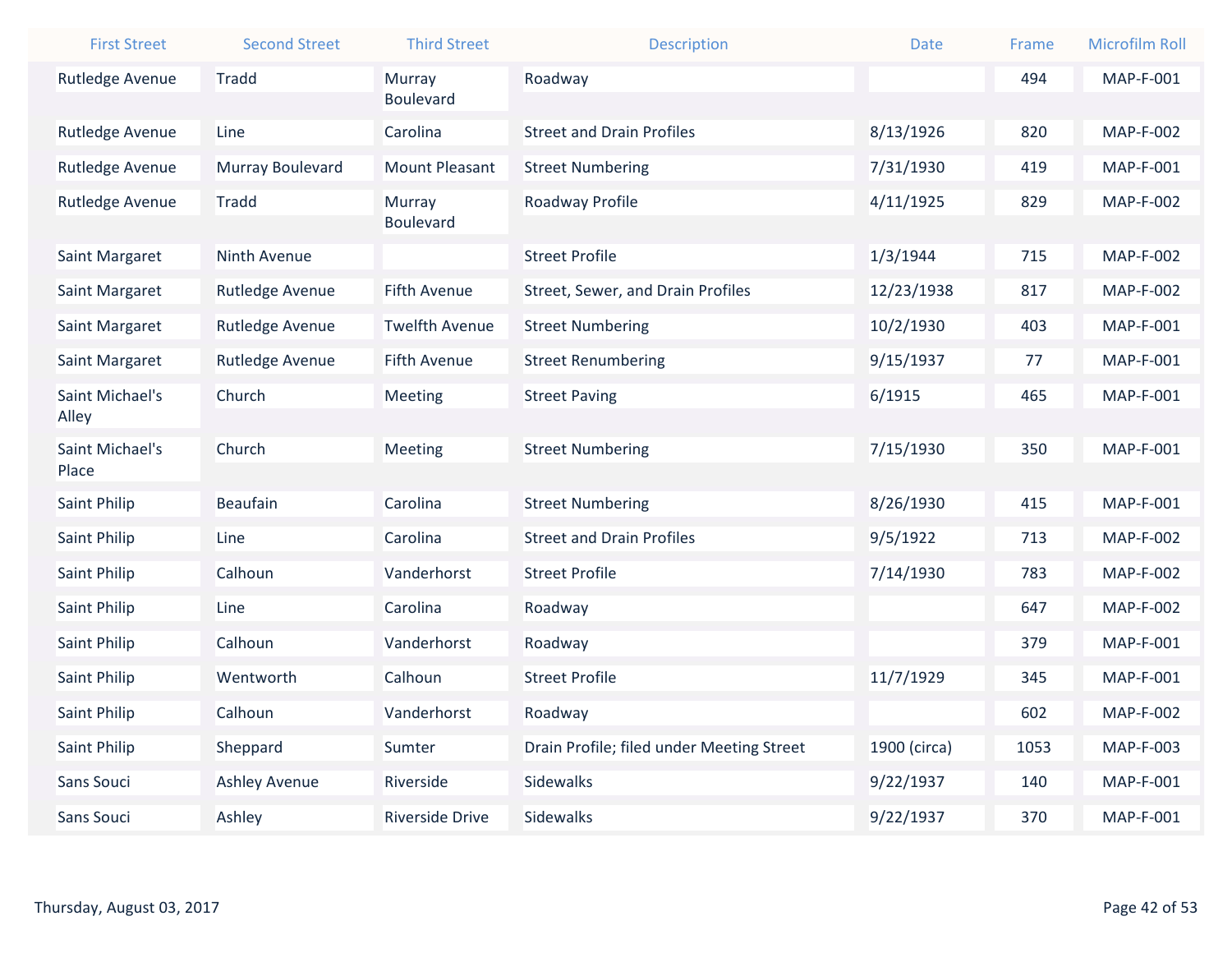| First Street | Second Street | Third Street | Description | Date | Frame | Microfilm Roll |
|---|---|---|---|---|---|---|
| Rutledge Avenue | Tradd | Murray Boulevard | Roadway | | 494 | MAP-F-001 |
| Rutledge Avenue | Line | Carolina | Street and Drain Profiles | 8/13/1926 | 820 | MAP-F-002 |
| Rutledge Avenue | Murray Boulevard | Mount Pleasant | Street Numbering | 7/31/1930 | 419 | MAP-F-001 |
| Rutledge Avenue | Tradd | Murray Boulevard | Roadway Profile | 4/11/1925 | 829 | MAP-F-002 |
| Saint Margaret | Ninth Avenue | | Street Profile | 1/3/1944 | 715 | MAP-F-002 |
| Saint Margaret | Rutledge Avenue | Fifth Avenue | Street, Sewer, and Drain Profiles | 12/23/1938 | 817 | MAP-F-002 |
| Saint Margaret | Rutledge Avenue | Twelfth Avenue | Street Numbering | 10/2/1930 | 403 | MAP-F-001 |
| Saint Margaret | Rutledge Avenue | Fifth Avenue | Street Renumbering | 9/15/1937 | 77 | MAP-F-001 |
| Saint Michael's Alley | Church | Meeting | Street Paving | 6/1915 | 465 | MAP-F-001 |
| Saint Michael's Place | Church | Meeting | Street Numbering | 7/15/1930 | 350 | MAP-F-001 |
| Saint Philip | Beaufain | Carolina | Street Numbering | 8/26/1930 | 415 | MAP-F-001 |
| Saint Philip | Line | Carolina | Street and Drain Profiles | 9/5/1922 | 713 | MAP-F-002 |
| Saint Philip | Calhoun | Vanderhorst | Street Profile | 7/14/1930 | 783 | MAP-F-002 |
| Saint Philip | Line | Carolina | Roadway | | 647 | MAP-F-002 |
| Saint Philip | Calhoun | Vanderhorst | Roadway | | 379 | MAP-F-001 |
| Saint Philip | Wentworth | Calhoun | Street Profile | 11/7/1929 | 345 | MAP-F-001 |
| Saint Philip | Calhoun | Vanderhorst | Roadway | | 602 | MAP-F-002 |
| Saint Philip | Sheppard | Sumter | Drain Profile; filed under Meeting Street | 1900 (circa) | 1053 | MAP-F-003 |
| Sans Souci | Ashley Avenue | Riverside | Sidewalks | 9/22/1937 | 140 | MAP-F-001 |
| Sans Souci | Ashley | Riverside Drive | Sidewalks | 9/22/1937 | 370 | MAP-F-001 |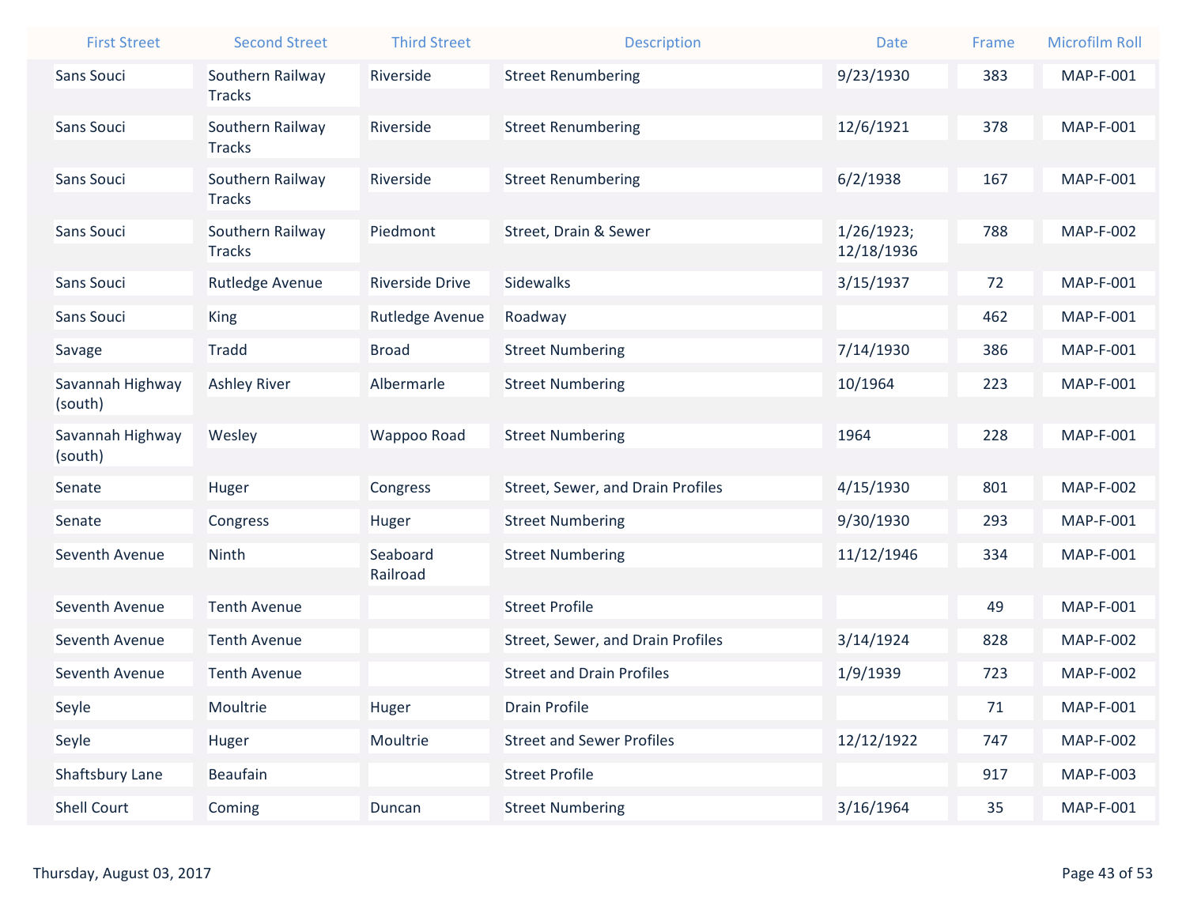| First Street | Second Street | Third Street | Description | Date | Frame | Microfilm Roll |
|---|---|---|---|---|---|---|
| Sans Souci | Southern Railway Tracks | Riverside | Street Renumbering | 9/23/1930 | 383 | MAP-F-001 |
| Sans Souci | Southern Railway Tracks | Riverside | Street Renumbering | 12/6/1921 | 378 | MAP-F-001 |
| Sans Souci | Southern Railway Tracks | Riverside | Street Renumbering | 6/2/1938 | 167 | MAP-F-001 |
| Sans Souci | Southern Railway Tracks | Piedmont | Street, Drain & Sewer | 1/26/1923; 12/18/1936 | 788 | MAP-F-002 |
| Sans Souci | Rutledge Avenue | Riverside Drive | Sidewalks | 3/15/1937 | 72 | MAP-F-001 |
| Sans Souci | King | Rutledge Avenue | Roadway | | 462 | MAP-F-001 |
| Savage | Tradd | Broad | Street Numbering | 7/14/1930 | 386 | MAP-F-001 |
| Savannah Highway (south) | Ashley River | Albermarle | Street Numbering | 10/1964 | 223 | MAP-F-001 |
| Savannah Highway (south) | Wesley | Wappoo Road | Street Numbering | 1964 | 228 | MAP-F-001 |
| Senate | Huger | Congress | Street, Sewer, and Drain Profiles | 4/15/1930 | 801 | MAP-F-002 |
| Senate | Congress | Huger | Street Numbering | 9/30/1930 | 293 | MAP-F-001 |
| Seventh Avenue | Ninth | Seaboard Railroad | Street Numbering | 11/12/1946 | 334 | MAP-F-001 |
| Seventh Avenue | Tenth Avenue | | Street Profile | | 49 | MAP-F-001 |
| Seventh Avenue | Tenth Avenue | | Street, Sewer, and Drain Profiles | 3/14/1924 | 828 | MAP-F-002 |
| Seventh Avenue | Tenth Avenue | | Street and Drain Profiles | 1/9/1939 | 723 | MAP-F-002 |
| Seyle | Moultrie | Huger | Drain Profile | | 71 | MAP-F-001 |
| Seyle | Huger | Moultrie | Street and Sewer Profiles | 12/12/1922 | 747 | MAP-F-002 |
| Shaftsbury Lane | Beaufain | | Street Profile | | 917 | MAP-F-003 |
| Shell Court | Coming | Duncan | Street Numbering | 3/16/1964 | 35 | MAP-F-001 |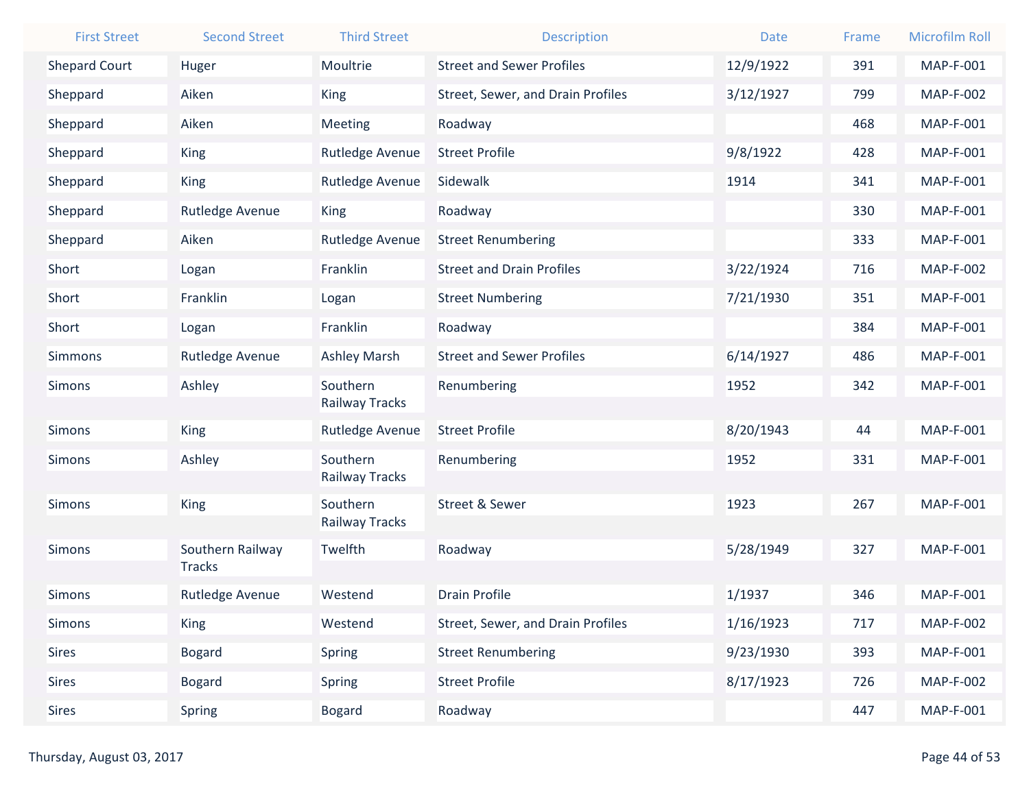| First Street | Second Street | Third Street | Description | Date | Frame | Microfilm Roll |
|---|---|---|---|---|---|---|
| Shepard Court | Huger | Moultrie | Street and Sewer Profiles | 12/9/1922 | 391 | MAP-F-001 |
| Sheppard | Aiken | King | Street, Sewer, and Drain Profiles | 3/12/1927 | 799 | MAP-F-002 |
| Sheppard | Aiken | Meeting | Roadway | | 468 | MAP-F-001 |
| Sheppard | King | Rutledge Avenue | Street Profile | 9/8/1922 | 428 | MAP-F-001 |
| Sheppard | King | Rutledge Avenue | Sidewalk | 1914 | 341 | MAP-F-001 |
| Sheppard | Rutledge Avenue | King | Roadway | | 330 | MAP-F-001 |
| Sheppard | Aiken | Rutledge Avenue | Street Renumbering | | 333 | MAP-F-001 |
| Short | Logan | Franklin | Street and Drain Profiles | 3/22/1924 | 716 | MAP-F-002 |
| Short | Franklin | Logan | Street Numbering | 7/21/1930 | 351 | MAP-F-001 |
| Short | Logan | Franklin | Roadway | | 384 | MAP-F-001 |
| Simmons | Rutledge Avenue | Ashley Marsh | Street and Sewer Profiles | 6/14/1927 | 486 | MAP-F-001 |
| Simons | Ashley | Southern Railway Tracks | Renumbering | 1952 | 342 | MAP-F-001 |
| Simons | King | Rutledge Avenue | Street Profile | 8/20/1943 | 44 | MAP-F-001 |
| Simons | Ashley | Southern Railway Tracks | Renumbering | 1952 | 331 | MAP-F-001 |
| Simons | King | Southern Railway Tracks | Street & Sewer | 1923 | 267 | MAP-F-001 |
| Simons | Southern Railway Tracks | Twelfth | Roadway | 5/28/1949 | 327 | MAP-F-001 |
| Simons | Rutledge Avenue | Westend | Drain Profile | 1/1937 | 346 | MAP-F-001 |
| Simons | King | Westend | Street, Sewer, and Drain Profiles | 1/16/1923 | 717 | MAP-F-002 |
| Sires | Bogard | Spring | Street Renumbering | 9/23/1930 | 393 | MAP-F-001 |
| Sires | Bogard | Spring | Street Profile | 8/17/1923 | 726 | MAP-F-002 |
| Sires | Spring | Bogard | Roadway | | 447 | MAP-F-001 |

Thursday, August 03, 2017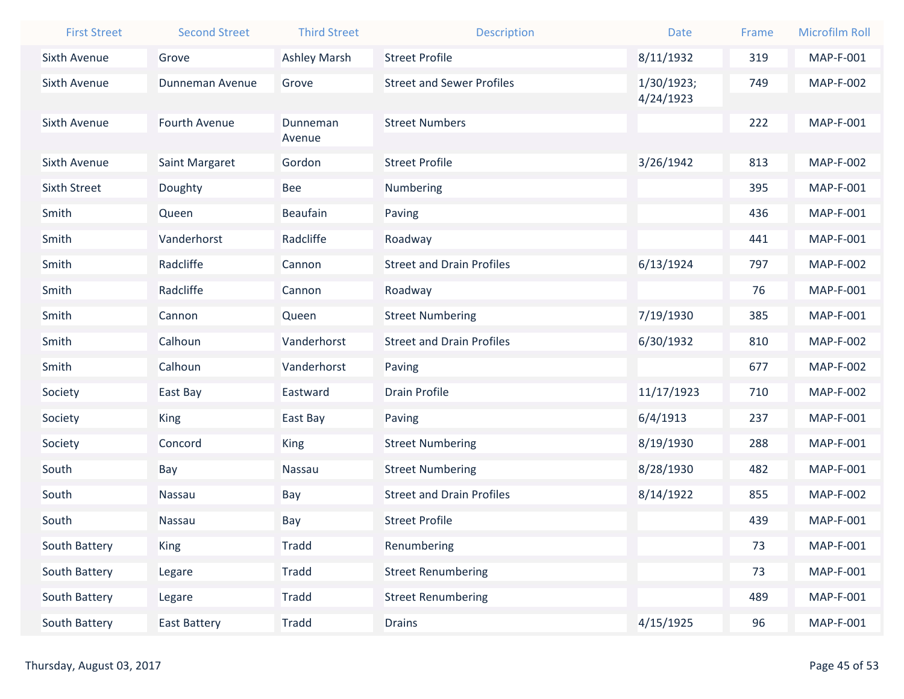| First Street | Second Street | Third Street | Description | Date | Frame | Microfilm Roll |
|---|---|---|---|---|---|---|
| Sixth Avenue | Grove | Ashley Marsh | Street Profile | 8/11/1932 | 319 | MAP-F-001 |
| Sixth Avenue | Dunneman Avenue | Grove | Street and Sewer Profiles | 1/30/1923; 4/24/1923 | 749 | MAP-F-002 |
| Sixth Avenue | Fourth Avenue | Dunneman Avenue | Street Numbers | | 222 | MAP-F-001 |
| Sixth Avenue | Saint Margaret | Gordon | Street Profile | 3/26/1942 | 813 | MAP-F-002 |
| Sixth Street | Doughty | Bee | Numbering | | 395 | MAP-F-001 |
| Smith | Queen | Beaufain | Paving | | 436 | MAP-F-001 |
| Smith | Vanderhorst | Radcliffe | Roadway | | 441 | MAP-F-001 |
| Smith | Radcliffe | Cannon | Street and Drain Profiles | 6/13/1924 | 797 | MAP-F-002 |
| Smith | Radcliffe | Cannon | Roadway | | 76 | MAP-F-001 |
| Smith | Cannon | Queen | Street Numbering | 7/19/1930 | 385 | MAP-F-001 |
| Smith | Calhoun | Vanderhorst | Street and Drain Profiles | 6/30/1932 | 810 | MAP-F-002 |
| Smith | Calhoun | Vanderhorst | Paving | | 677 | MAP-F-002 |
| Society | East Bay | Eastward | Drain Profile | 11/17/1923 | 710 | MAP-F-002 |
| Society | King | East Bay | Paving | 6/4/1913 | 237 | MAP-F-001 |
| Society | Concord | King | Street Numbering | 8/19/1930 | 288 | MAP-F-001 |
| South | Bay | Nassau | Street Numbering | 8/28/1930 | 482 | MAP-F-001 |
| South | Nassau | Bay | Street and Drain Profiles | 8/14/1922 | 855 | MAP-F-002 |
| South | Nassau | Bay | Street Profile | | 439 | MAP-F-001 |
| South Battery | King | Tradd | Renumbering | | 73 | MAP-F-001 |
| South Battery | Legare | Tradd | Street Renumbering | | 73 | MAP-F-001 |
| South Battery | Legare | Tradd | Street Renumbering | | 489 | MAP-F-001 |
| South Battery | East Battery | Tradd | Drains | 4/15/1925 | 96 | MAP-F-001 |

Thursday, August 03, 2017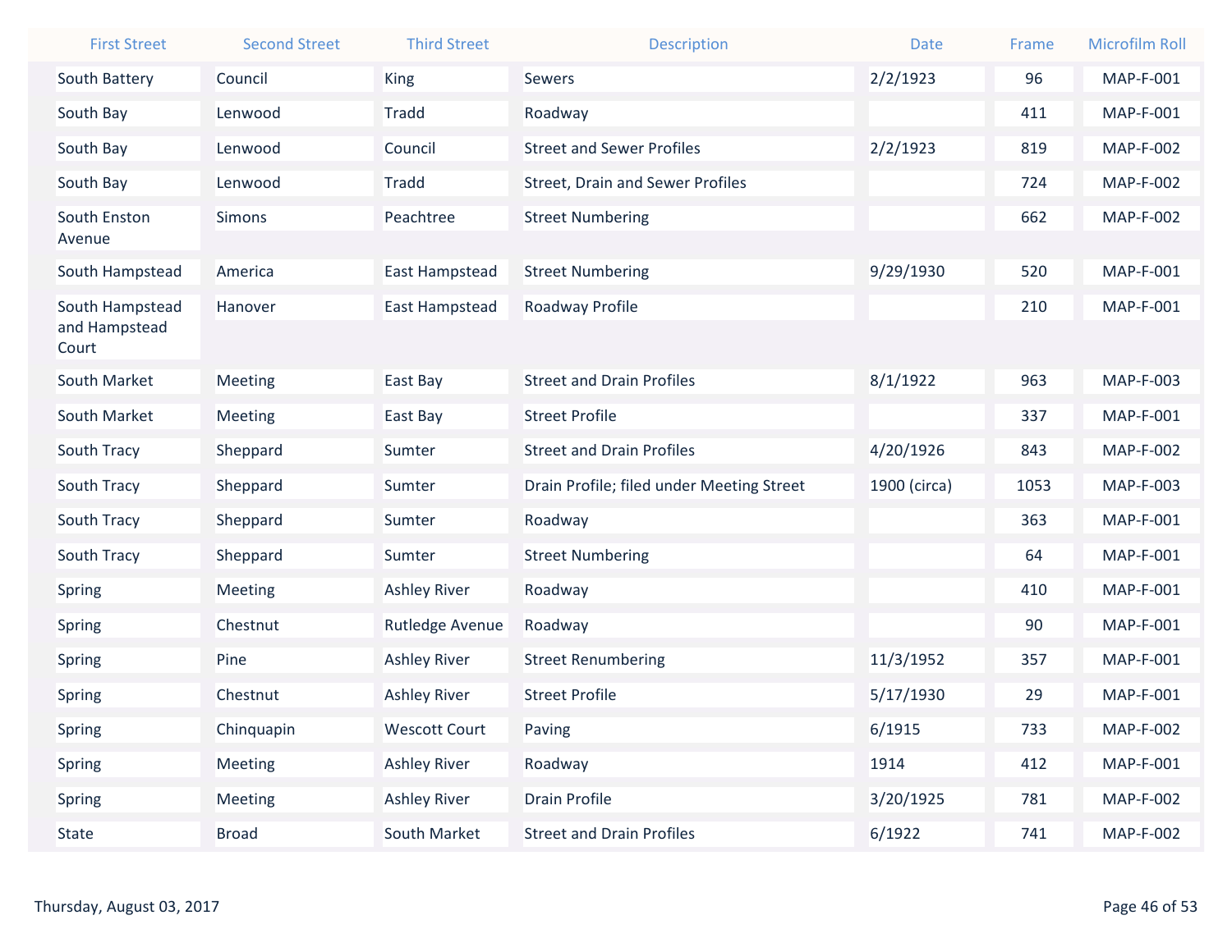| First Street | Second Street | Third Street | Description | Date | Frame | Microfilm Roll |
|---|---|---|---|---|---|---|
| South Battery | Council | King | Sewers | 2/2/1923 | 96 | MAP-F-001 |
| South Bay | Lenwood | Tradd | Roadway | | 411 | MAP-F-001 |
| South Bay | Lenwood | Council | Street and Sewer Profiles | 2/2/1923 | 819 | MAP-F-002 |
| South Bay | Lenwood | Tradd | Street, Drain and Sewer Profiles | | 724 | MAP-F-002 |
| South Enston Avenue | Simons | Peachtree | Street Numbering | | 662 | MAP-F-002 |
| South Hampstead | America | East Hampstead | Street Numbering | 9/29/1930 | 520 | MAP-F-001 |
| South Hampstead and Hampstead Court | Hanover | East Hampstead | Roadway Profile | | 210 | MAP-F-001 |
| South Market | Meeting | East Bay | Street and Drain Profiles | 8/1/1922 | 963 | MAP-F-003 |
| South Market | Meeting | East Bay | Street Profile | | 337 | MAP-F-001 |
| South Tracy | Sheppard | Sumter | Street and Drain Profiles | 4/20/1926 | 843 | MAP-F-002 |
| South Tracy | Sheppard | Sumter | Drain Profile; filed under Meeting Street | 1900 (circa) | 1053 | MAP-F-003 |
| South Tracy | Sheppard | Sumter | Roadway | | 363 | MAP-F-001 |
| South Tracy | Sheppard | Sumter | Street Numbering | | 64 | MAP-F-001 |
| Spring | Meeting | Ashley River | Roadway | | 410 | MAP-F-001 |
| Spring | Chestnut | Rutledge Avenue | Roadway | | 90 | MAP-F-001 |
| Spring | Pine | Ashley River | Street Renumbering | 11/3/1952 | 357 | MAP-F-001 |
| Spring | Chestnut | Ashley River | Street Profile | 5/17/1930 | 29 | MAP-F-001 |
| Spring | Chinquapin | Wescott Court | Paving | 6/1915 | 733 | MAP-F-002 |
| Spring | Meeting | Ashley River | Roadway | 1914 | 412 | MAP-F-001 |
| Spring | Meeting | Ashley River | Drain Profile | 3/20/1925 | 781 | MAP-F-002 |
| State | Broad | South Market | Street and Drain Profiles | 6/1922 | 741 | MAP-F-002 |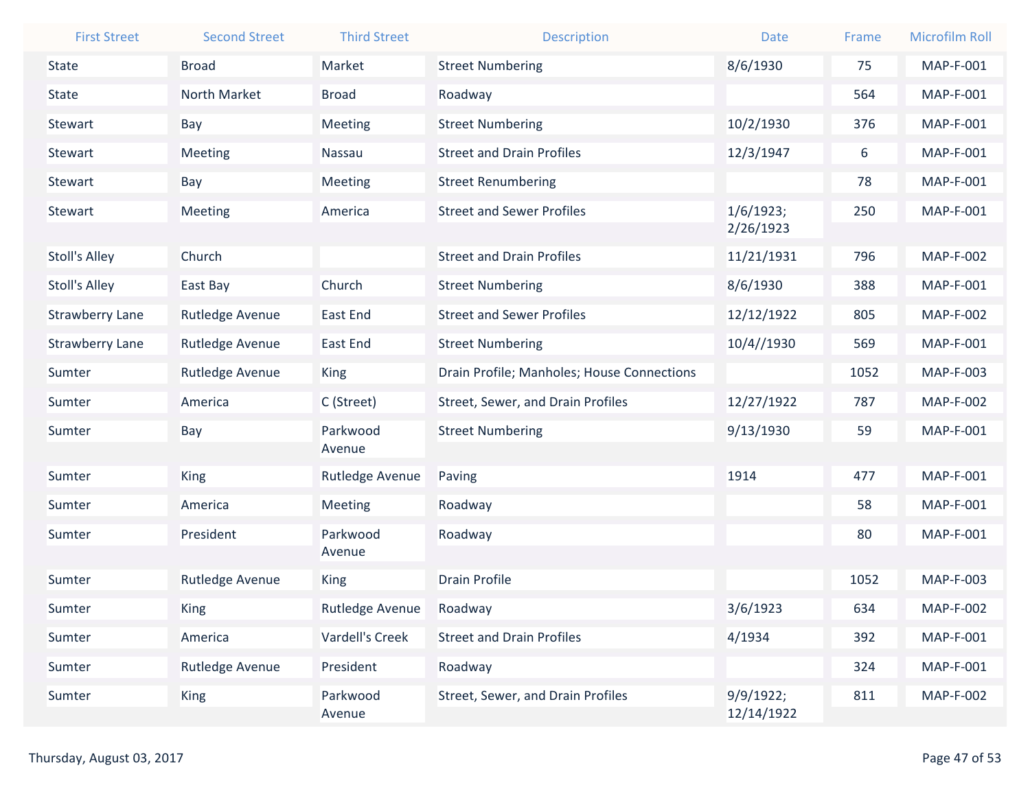| First Street | Second Street | Third Street | Description | Date | Frame | Microfilm Roll |
|---|---|---|---|---|---|---|
| State | Broad | Market | Street Numbering | 8/6/1930 | 75 | MAP-F-001 |
| State | North Market | Broad | Roadway | | 564 | MAP-F-001 |
| Stewart | Bay | Meeting | Street Numbering | 10/2/1930 | 376 | MAP-F-001 |
| Stewart | Meeting | Nassau | Street and Drain Profiles | 12/3/1947 | 6 | MAP-F-001 |
| Stewart | Bay | Meeting | Street Renumbering | | 78 | MAP-F-001 |
| Stewart | Meeting | America | Street and Sewer Profiles | 1/6/1923; 2/26/1923 | 250 | MAP-F-001 |
| Stoll's Alley | Church | | Street and Drain Profiles | 11/21/1931 | 796 | MAP-F-002 |
| Stoll's Alley | East Bay | Church | Street Numbering | 8/6/1930 | 388 | MAP-F-001 |
| Strawberry Lane | Rutledge Avenue | East End | Street and Sewer Profiles | 12/12/1922 | 805 | MAP-F-002 |
| Strawberry Lane | Rutledge Avenue | East End | Street Numbering | 10/4//1930 | 569 | MAP-F-001 |
| Sumter | Rutledge Avenue | King | Drain Profile; Manholes; House Connections | | 1052 | MAP-F-003 |
| Sumter | America | C (Street) | Street, Sewer, and Drain Profiles | 12/27/1922 | 787 | MAP-F-002 |
| Sumter | Bay | Parkwood Avenue | Street Numbering | 9/13/1930 | 59 | MAP-F-001 |
| Sumter | King | Rutledge Avenue | Paving | 1914 | 477 | MAP-F-001 |
| Sumter | America | Meeting | Roadway | | 58 | MAP-F-001 |
| Sumter | President | Parkwood Avenue | Roadway | | 80 | MAP-F-001 |
| Sumter | Rutledge Avenue | King | Drain Profile | | 1052 | MAP-F-003 |
| Sumter | King | Rutledge Avenue | Roadway | 3/6/1923 | 634 | MAP-F-002 |
| Sumter | America | Vardell's Creek | Street and Drain Profiles | 4/1934 | 392 | MAP-F-001 |
| Sumter | Rutledge Avenue | President | Roadway | | 324 | MAP-F-001 |
| Sumter | King | Parkwood Avenue | Street, Sewer, and Drain Profiles | 9/9/1922; 12/14/1922 | 811 | MAP-F-002 |

Thursday, August 03, 2017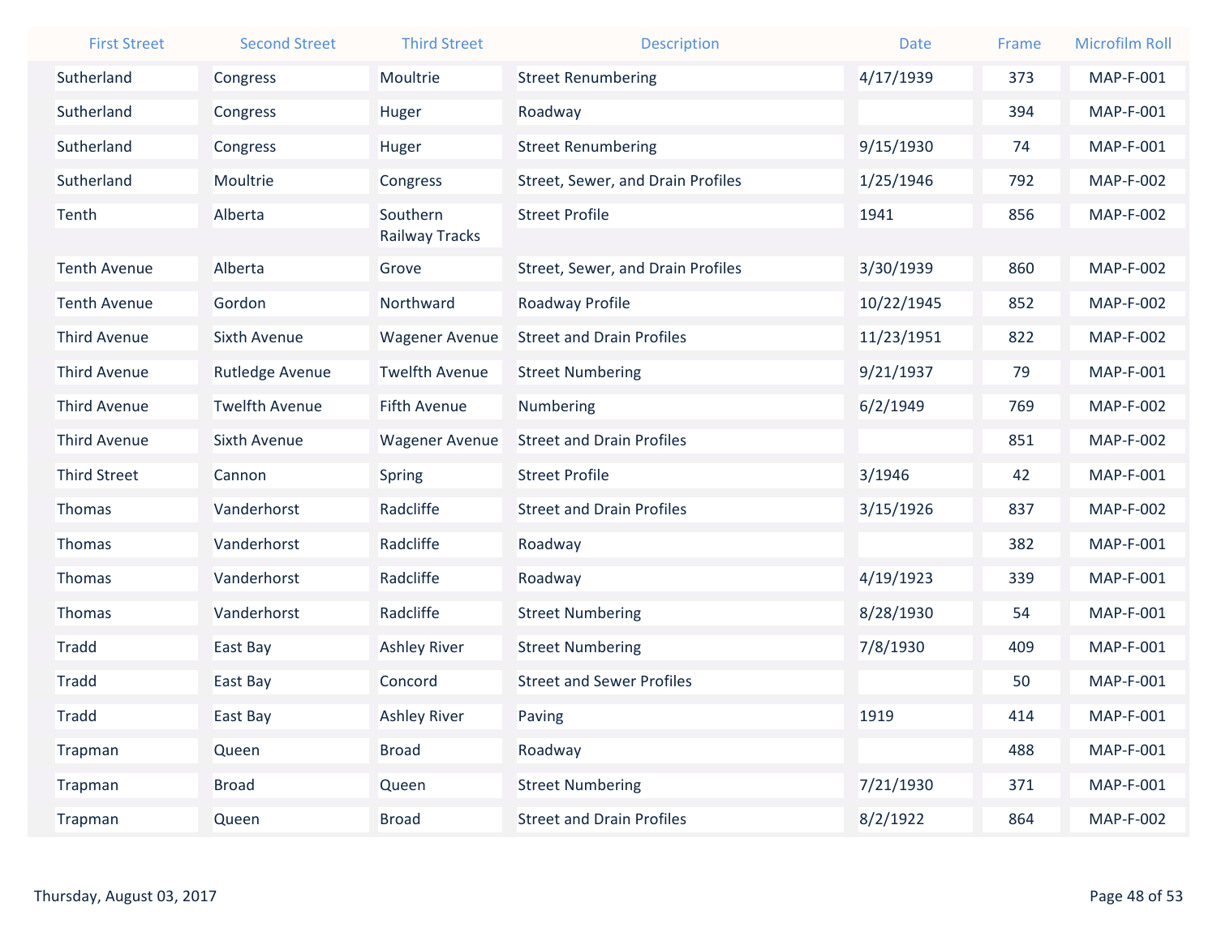| First Street | Second Street | Third Street | Description | Date | Frame | Microfilm Roll |
|---|---|---|---|---|---|---|
| Sutherland | Congress | Moultrie | Street Renumbering | 4/17/1939 | 373 | MAP-F-001 |
| Sutherland | Congress | Huger | Roadway | | 394 | MAP-F-001 |
| Sutherland | Congress | Huger | Street Renumbering | 9/15/1930 | 74 | MAP-F-001 |
| Sutherland | Moultrie | Congress | Street, Sewer, and Drain Profiles | 1/25/1946 | 792 | MAP-F-002 |
| Tenth | Alberta | Southern Railway Tracks | Street Profile | 1941 | 856 | MAP-F-002 |
| Tenth Avenue | Alberta | Grove | Street, Sewer, and Drain Profiles | 3/30/1939 | 860 | MAP-F-002 |
| Tenth Avenue | Gordon | Northward | Roadway Profile | 10/22/1945 | 852 | MAP-F-002 |
| Third Avenue | Sixth Avenue | Wagener Avenue | Street and Drain Profiles | 11/23/1951 | 822 | MAP-F-002 |
| Third Avenue | Rutledge Avenue | Twelfth Avenue | Street Numbering | 9/21/1937 | 79 | MAP-F-001 |
| Third Avenue | Twelfth Avenue | Fifth Avenue | Numbering | 6/2/1949 | 769 | MAP-F-002 |
| Third Avenue | Sixth Avenue | Wagener Avenue | Street and Drain Profiles | | 851 | MAP-F-002 |
| Third Street | Cannon | Spring | Street Profile | 3/1946 | 42 | MAP-F-001 |
| Thomas | Vanderhorst | Radcliffe | Street and Drain Profiles | 3/15/1926 | 837 | MAP-F-002 |
| Thomas | Vanderhorst | Radcliffe | Roadway | | 382 | MAP-F-001 |
| Thomas | Vanderhorst | Radcliffe | Roadway | 4/19/1923 | 339 | MAP-F-001 |
| Thomas | Vanderhorst | Radcliffe | Street Numbering | 8/28/1930 | 54 | MAP-F-001 |
| Tradd | East Bay | Ashley River | Street Numbering | 7/8/1930 | 409 | MAP-F-001 |
| Tradd | East Bay | Concord | Street and Sewer Profiles | | 50 | MAP-F-001 |
| Tradd | East Bay | Ashley River | Paving | 1919 | 414 | MAP-F-001 |
| Trapman | Queen | Broad | Roadway | | 488 | MAP-F-001 |
| Trapman | Broad | Queen | Street Numbering | 7/21/1930 | 371 | MAP-F-001 |
| Trapman | Queen | Broad | Street and Drain Profiles | 8/2/1922 | 864 | MAP-F-002 |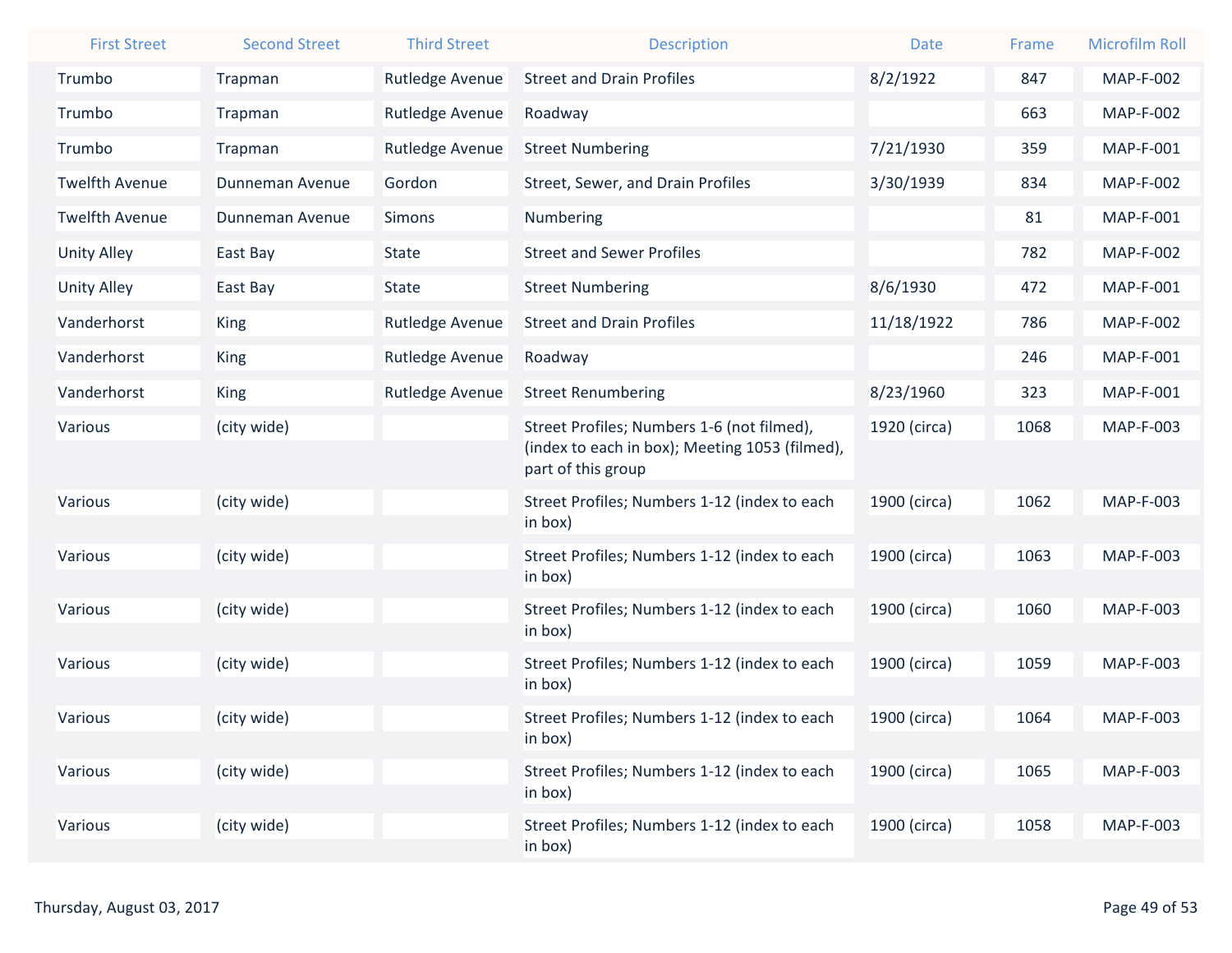| First Street | Second Street | Third Street | Description | Date | Frame | Microfilm Roll |
|---|---|---|---|---|---|---|
| Trumbo | Trapman | Rutledge Avenue | Street and Drain Profiles | 8/2/1922 | 847 | MAP-F-002 |
| Trumbo | Trapman | Rutledge Avenue | Roadway | | 663 | MAP-F-002 |
| Trumbo | Trapman | Rutledge Avenue | Street Numbering | 7/21/1930 | 359 | MAP-F-001 |
| Twelfth Avenue | Dunneman Avenue | Gordon | Street, Sewer, and Drain Profiles | 3/30/1939 | 834 | MAP-F-002 |
| Twelfth Avenue | Dunneman Avenue | Simons | Numbering | | 81 | MAP-F-001 |
| Unity Alley | East Bay | State | Street and Sewer Profiles | | 782 | MAP-F-002 |
| Unity Alley | East Bay | State | Street Numbering | 8/6/1930 | 472 | MAP-F-001 |
| Vanderhorst | King | Rutledge Avenue | Street and Drain Profiles | 11/18/1922 | 786 | MAP-F-002 |
| Vanderhorst | King | Rutledge Avenue | Roadway | | 246 | MAP-F-001 |
| Vanderhorst | King | Rutledge Avenue | Street Renumbering | 8/23/1960 | 323 | MAP-F-001 |
| Various | (city wide) | | Street Profiles; Numbers 1-6 (not filmed), (index to each in box); Meeting 1053 (filmed), part of this group | 1920 (circa) | 1068 | MAP-F-003 |
| Various | (city wide) | | Street Profiles; Numbers 1-12 (index to each in box) | 1900 (circa) | 1062 | MAP-F-003 |
| Various | (city wide) | | Street Profiles; Numbers 1-12 (index to each in box) | 1900 (circa) | 1063 | MAP-F-003 |
| Various | (city wide) | | Street Profiles; Numbers 1-12 (index to each in box) | 1900 (circa) | 1060 | MAP-F-003 |
| Various | (city wide) | | Street Profiles; Numbers 1-12 (index to each in box) | 1900 (circa) | 1059 | MAP-F-003 |
| Various | (city wide) | | Street Profiles; Numbers 1-12 (index to each in box) | 1900 (circa) | 1064 | MAP-F-003 |
| Various | (city wide) | | Street Profiles; Numbers 1-12 (index to each in box) | 1900 (circa) | 1065 | MAP-F-003 |
| Various | (city wide) | | Street Profiles; Numbers 1-12 (index to each in box) | 1900 (circa) | 1058 | MAP-F-003 |

Thursday, August 03, 2017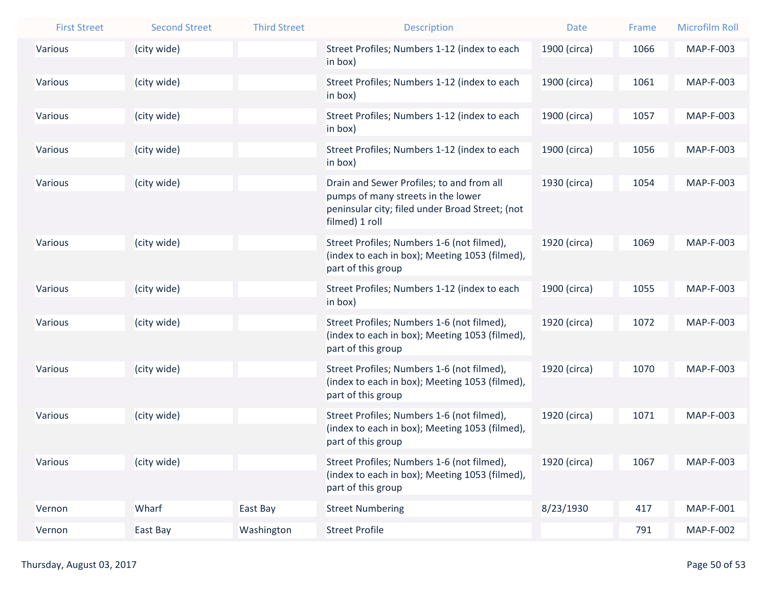| First Street | Second Street | Third Street | Description | Date | Frame | Microfilm Roll |
| --- | --- | --- | --- | --- | --- | --- |
| Various | (city wide) | | Street Profiles; Numbers 1-12 (index to each in box) | 1900 (circa) | 1066 | MAP-F-003 |
| Various | (city wide) | | Street Profiles; Numbers 1-12 (index to each in box) | 1900 (circa) | 1061 | MAP-F-003 |
| Various | (city wide) | | Street Profiles; Numbers 1-12 (index to each in box) | 1900 (circa) | 1057 | MAP-F-003 |
| Various | (city wide) | | Street Profiles; Numbers 1-12 (index to each in box) | 1900 (circa) | 1056 | MAP-F-003 |
| Various | (city wide) | | Drain and Sewer Profiles; to and from all pumps of many streets in the lower peninsular city; filed under Broad Street; (not filmed) 1 roll | 1930 (circa) | 1054 | MAP-F-003 |
| Various | (city wide) | | Street Profiles; Numbers 1-6 (not filmed), (index to each in box); Meeting 1053 (filmed), part of this group | 1920 (circa) | 1069 | MAP-F-003 |
| Various | (city wide) | | Street Profiles; Numbers 1-12 (index to each in box) | 1900 (circa) | 1055 | MAP-F-003 |
| Various | (city wide) | | Street Profiles; Numbers 1-6 (not filmed), (index to each in box); Meeting 1053 (filmed), part of this group | 1920 (circa) | 1072 | MAP-F-003 |
| Various | (city wide) | | Street Profiles; Numbers 1-6 (not filmed), (index to each in box); Meeting 1053 (filmed), part of this group | 1920 (circa) | 1070 | MAP-F-003 |
| Various | (city wide) | | Street Profiles; Numbers 1-6 (not filmed), (index to each in box); Meeting 1053 (filmed), part of this group | 1920 (circa) | 1071 | MAP-F-003 |
| Various | (city wide) | | Street Profiles; Numbers 1-6 (not filmed), (index to each in box); Meeting 1053 (filmed), part of this group | 1920 (circa) | 1067 | MAP-F-003 |
| Vernon | Wharf | East Bay | Street Numbering | 8/23/1930 | 417 | MAP-F-001 |
| Vernon | East Bay | Washington | Street Profile | | 791 | MAP-F-002 |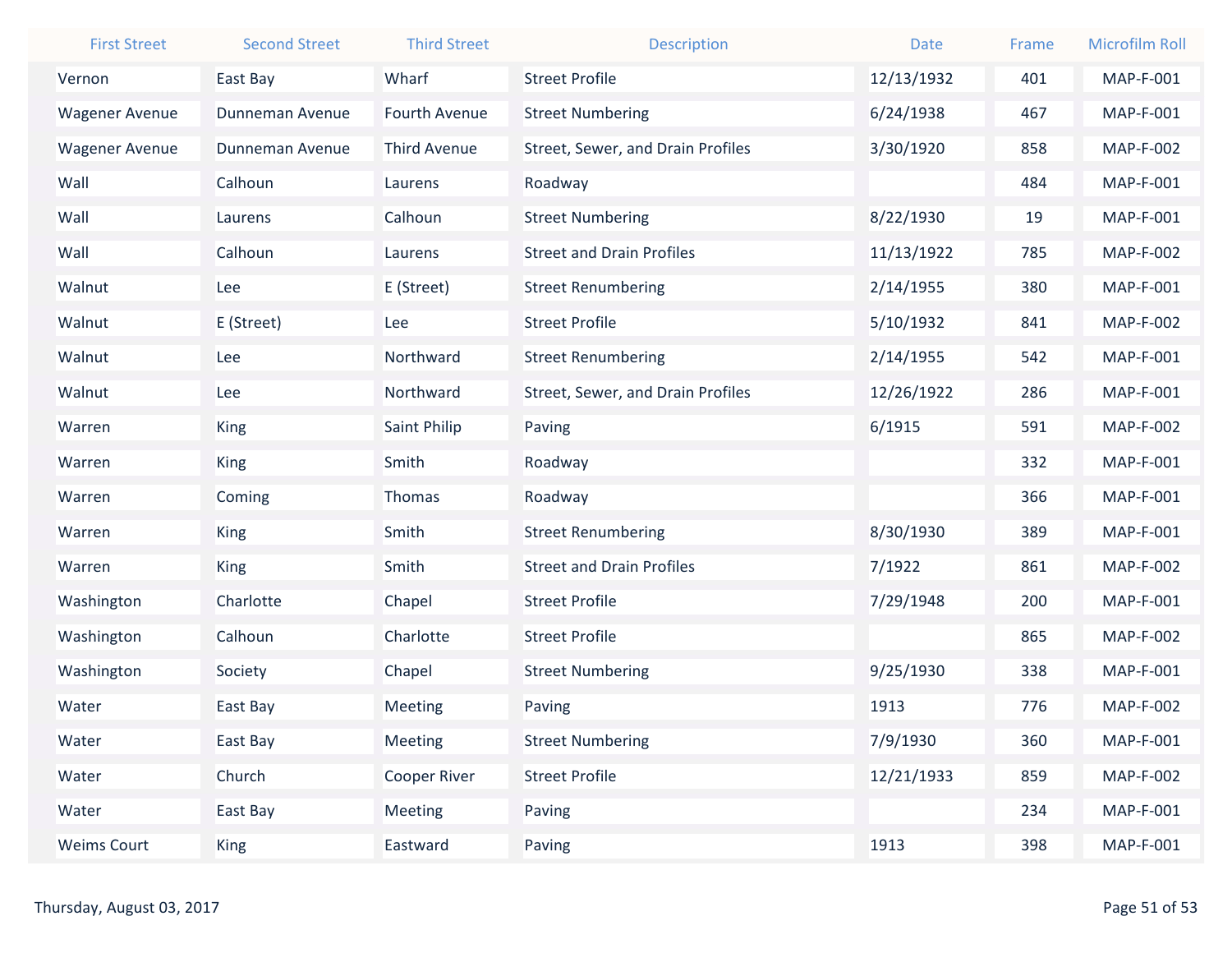| First Street | Second Street | Third Street | Description | Date | Frame | Microfilm Roll |
| --- | --- | --- | --- | --- | --- | --- |
| Vernon | East Bay | Wharf | Street Profile | 12/13/1932 | 401 | MAP-F-001 |
| Wagener Avenue | Dunneman Avenue | Fourth Avenue | Street Numbering | 6/24/1938 | 467 | MAP-F-001 |
| Wagener Avenue | Dunneman Avenue | Third Avenue | Street, Sewer, and Drain Profiles | 3/30/1920 | 858 | MAP-F-002 |
| Wall | Calhoun | Laurens | Roadway | | 484 | MAP-F-001 |
| Wall | Laurens | Calhoun | Street Numbering | 8/22/1930 | 19 | MAP-F-001 |
| Wall | Calhoun | Laurens | Street and Drain Profiles | 11/13/1922 | 785 | MAP-F-002 |
| Walnut | Lee | E (Street) | Street Renumbering | 2/14/1955 | 380 | MAP-F-001 |
| Walnut | E (Street) | Lee | Street Profile | 5/10/1932 | 841 | MAP-F-002 |
| Walnut | Lee | Northward | Street Renumbering | 2/14/1955 | 542 | MAP-F-001 |
| Walnut | Lee | Northward | Street, Sewer, and Drain Profiles | 12/26/1922 | 286 | MAP-F-001 |
| Warren | King | Saint Philip | Paving | 6/1915 | 591 | MAP-F-002 |
| Warren | King | Smith | Roadway | | 332 | MAP-F-001 |
| Warren | Coming | Thomas | Roadway | | 366 | MAP-F-001 |
| Warren | King | Smith | Street Renumbering | 8/30/1930 | 389 | MAP-F-001 |
| Warren | King | Smith | Street and Drain Profiles | 7/1922 | 861 | MAP-F-002 |
| Washington | Charlotte | Chapel | Street Profile | 7/29/1948 | 200 | MAP-F-001 |
| Washington | Calhoun | Charlotte | Street Profile | | 865 | MAP-F-002 |
| Washington | Society | Chapel | Street Numbering | 9/25/1930 | 338 | MAP-F-001 |
| Water | East Bay | Meeting | Paving | 1913 | 776 | MAP-F-002 |
| Water | East Bay | Meeting | Street Numbering | 7/9/1930 | 360 | MAP-F-001 |
| Water | Church | Cooper River | Street Profile | 12/21/1933 | 859 | MAP-F-002 |
| Water | East Bay | Meeting | Paving | | 234 | MAP-F-001 |
| Weims Court | King | Eastward | Paving | 1913 | 398 | MAP-F-001 |

Thursday, August 03, 2017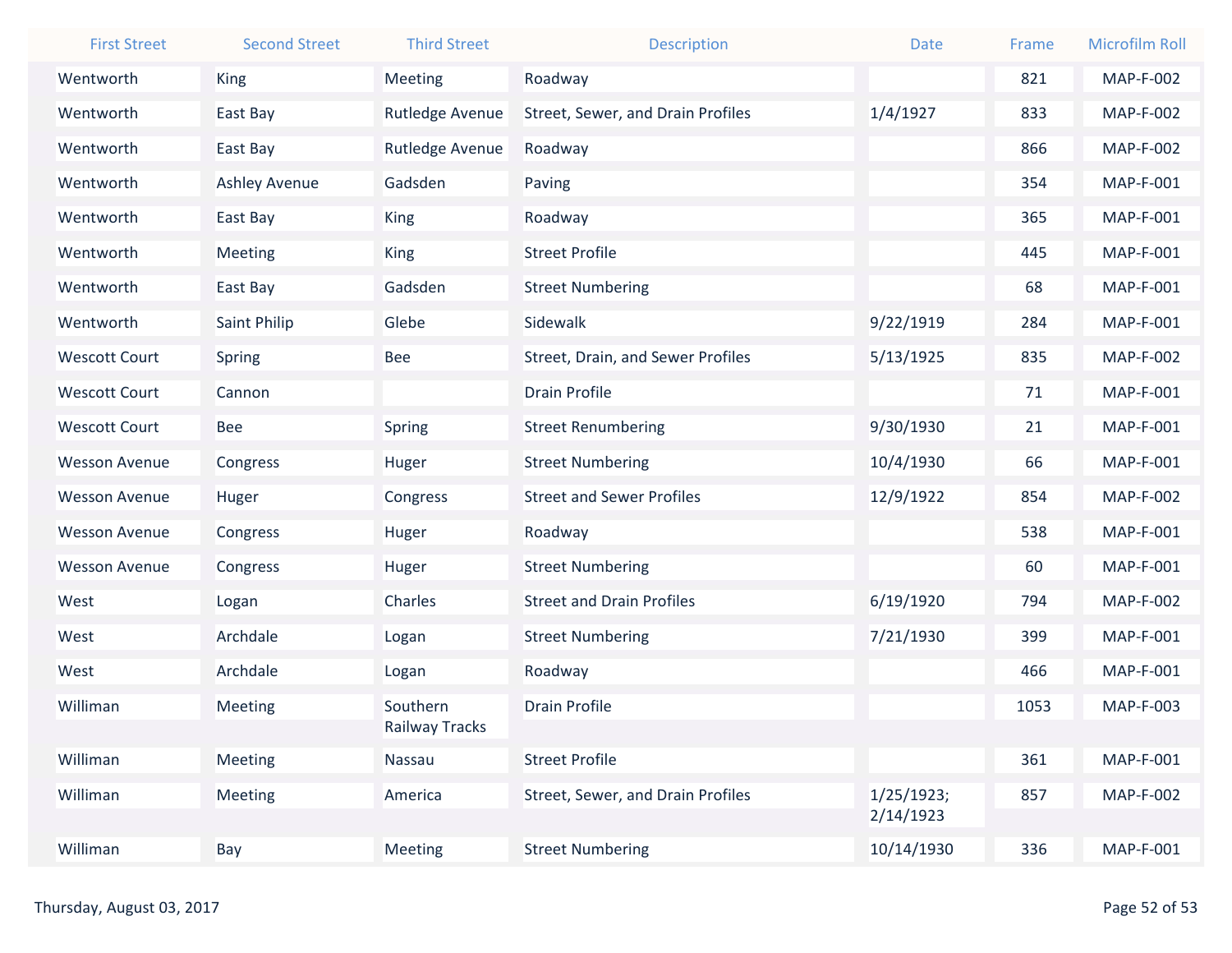| First Street | Second Street | Third Street | Description | Date | Frame | Microfilm Roll |
|---|---|---|---|---|---|---|
| Wentworth | King | Meeting | Roadway | | 821 | MAP-F-002 |
| Wentworth | East Bay | Rutledge Avenue | Street, Sewer, and Drain Profiles | 1/4/1927 | 833 | MAP-F-002 |
| Wentworth | East Bay | Rutledge Avenue | Roadway | | 866 | MAP-F-002 |
| Wentworth | Ashley Avenue | Gadsden | Paving | | 354 | MAP-F-001 |
| Wentworth | East Bay | King | Roadway | | 365 | MAP-F-001 |
| Wentworth | Meeting | King | Street Profile | | 445 | MAP-F-001 |
| Wentworth | East Bay | Gadsden | Street Numbering | | 68 | MAP-F-001 |
| Wentworth | Saint Philip | Glebe | Sidewalk | 9/22/1919 | 284 | MAP-F-001 |
| Wescott Court | Spring | Bee | Street, Drain, and Sewer Profiles | 5/13/1925 | 835 | MAP-F-002 |
| Wescott Court | Cannon | | Drain Profile | | 71 | MAP-F-001 |
| Wescott Court | Bee | Spring | Street Renumbering | 9/30/1930 | 21 | MAP-F-001 |
| Wesson Avenue | Congress | Huger | Street Numbering | 10/4/1930 | 66 | MAP-F-001 |
| Wesson Avenue | Huger | Congress | Street and Sewer Profiles | 12/9/1922 | 854 | MAP-F-002 |
| Wesson Avenue | Congress | Huger | Roadway | | 538 | MAP-F-001 |
| Wesson Avenue | Congress | Huger | Street Numbering | | 60 | MAP-F-001 |
| West | Logan | Charles | Street and Drain Profiles | 6/19/1920 | 794 | MAP-F-002 |
| West | Archdale | Logan | Street Numbering | 7/21/1930 | 399 | MAP-F-001 |
| West | Archdale | Logan | Roadway | | 466 | MAP-F-001 |
| Williman | Meeting | Southern Railway Tracks | Drain Profile | | 1053 | MAP-F-003 |
| Williman | Meeting | Nassau | Street Profile | | 361 | MAP-F-001 |
| Williman | Meeting | America | Street, Sewer, and Drain Profiles | 1/25/1923; 2/14/1923 | 857 | MAP-F-002 |
| Williman | Bay | Meeting | Street Numbering | 10/14/1930 | 336 | MAP-F-001 |

Thursday, August 03, 2017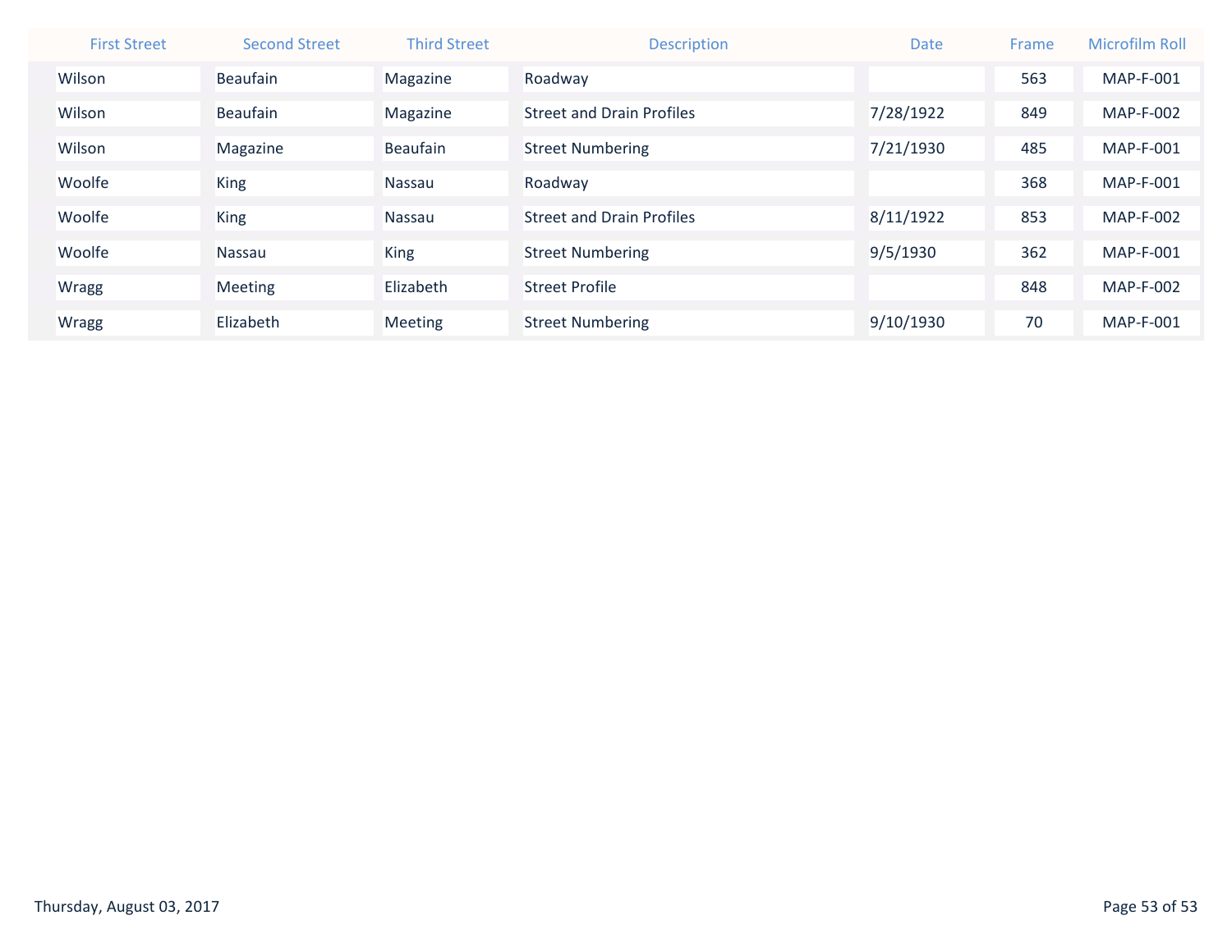| First Street | Second Street | Third Street | Description | Date | Frame | Microfilm Roll |
|---|---|---|---|---|---|---|
| Wilson | Beaufain | Magazine | Roadway | | 563 | MAP-F-001 |
| Wilson | Beaufain | Magazine | Street and Drain Profiles | 7/28/1922 | 849 | MAP-F-002 |
| Wilson | Magazine | Beaufain | Street Numbering | 7/21/1930 | 485 | MAP-F-001 |
| Woolfe | King | Nassau | Roadway | | 368 | MAP-F-001 |
| Woolfe | King | Nassau | Street and Drain Profiles | 8/11/1922 | 853 | MAP-F-002 |
| Woolfe | Nassau | King | Street Numbering | 9/5/1930 | 362 | MAP-F-001 |
| Wragg | Meeting | Elizabeth | Street Profile | | 848 | MAP-F-002 |
| Wragg | Elizabeth | Meeting | Street Numbering | 9/10/1930 | 70 | MAP-F-001 |

Thursday, August 03, 2017